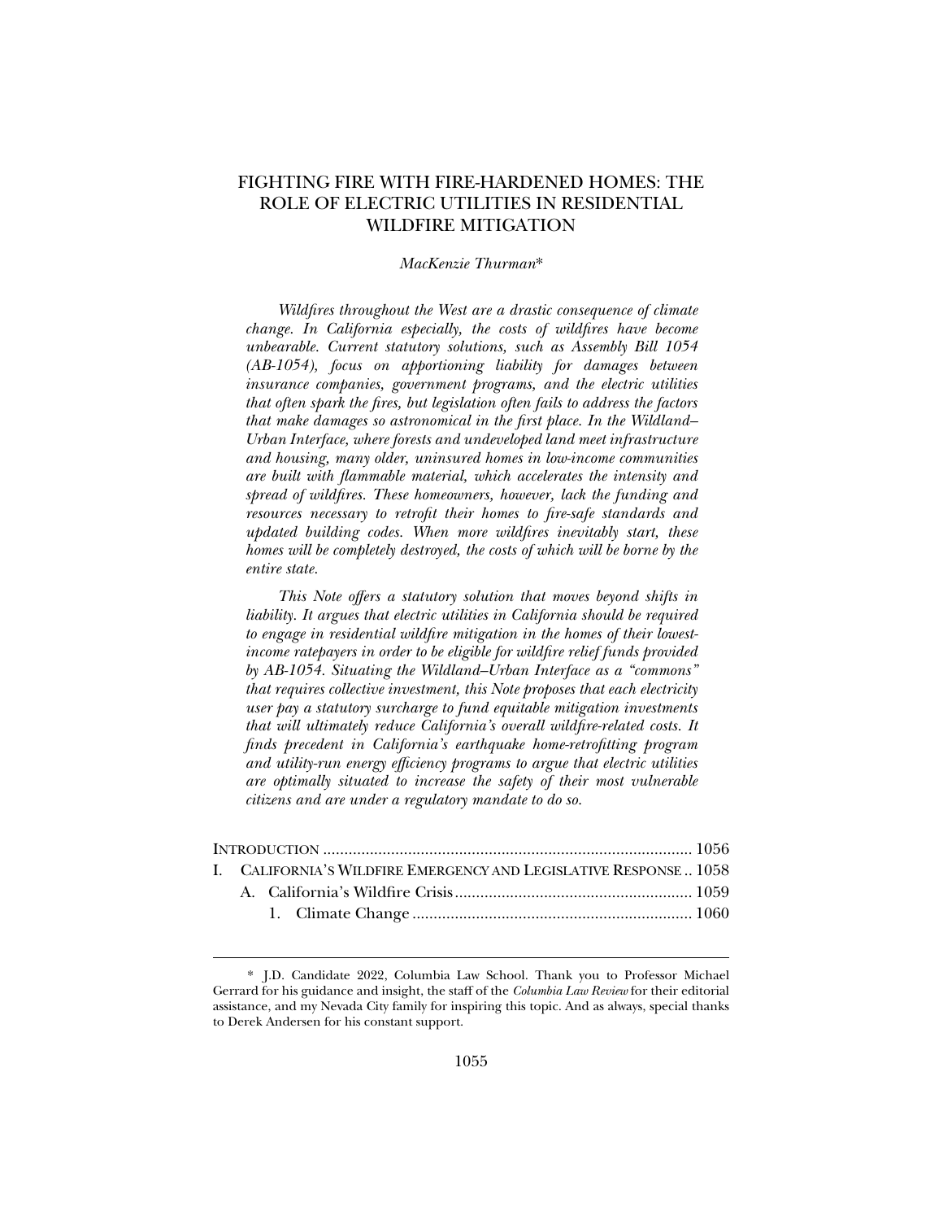# FIGHTING FIRE WITH FIRE-HARDENED HOMES: THE ROLE OF ELECTRIC UTILITIES IN RESIDENTIAL WILDFIRE MITIGATION

*MacKenzie Thurman**

*Wildfires throughout the West are a drastic consequence of climate change. In California especially, the costs of wildfires have become unbearable. Current statutory solutions, such as Assembly Bill 1054 (AB-1054), focus on apportioning liability for damages between insurance companies, government programs, and the electric utilities that often spark the fires, but legislation often fails to address the factors that make damages so astronomical in the first place. In the Wildland–Urban Interface, where forests and undeveloped land meet infrastructure and housing, many older, uninsured homes in low-income communities are built with flammable material, which accelerates the intensity and spread of wildfires. These homeowners, however, lack the funding and resources necessary to retrofit their homes to fire-safe standards and updated building codes. When more wildfires inevitably start, these homes will be completely destroyed, the costs of which will be borne by the entire state.*

*This Note offers a statutory solution that moves beyond shifts in liability. It argues that electric utilities in California should be required to engage in residential wildfire mitigation in the homes of their lowest-income ratepayers in order to be eligible for wildfire relief funds provided by AB-1054. Situating the Wildland–Urban Interface as a "commons" that requires collective investment, this Note proposes that each electricity user pay a statutory surcharge to fund equitable mitigation investments that will ultimately reduce California's overall wildfire-related costs. It finds precedent in California's earthquake home-retrofitting program and utility-run energy efficiency programs to argue that electric utilities are optimally situated to increase the safety of their most vulnerable citizens and are under a regulatory mandate to do so.*

INTRODUCTION ........................................................................................ 1056
I. CALIFORNIA'S WILDFIRE EMERGENCY AND LEGISLATIVE RESPONSE .. 1058
  A. California's Wildfire Crisis ........................................................ 1059
    1. Climate Change ................................................................. 1060

* J.D. Candidate 2022, Columbia Law School. Thank you to Professor Michael Gerrard for his guidance and insight, the staff of the *Columbia Law Review* for their editorial assistance, and my Nevada City family for inspiring this topic. And as always, special thanks to Derek Andersen for his constant support.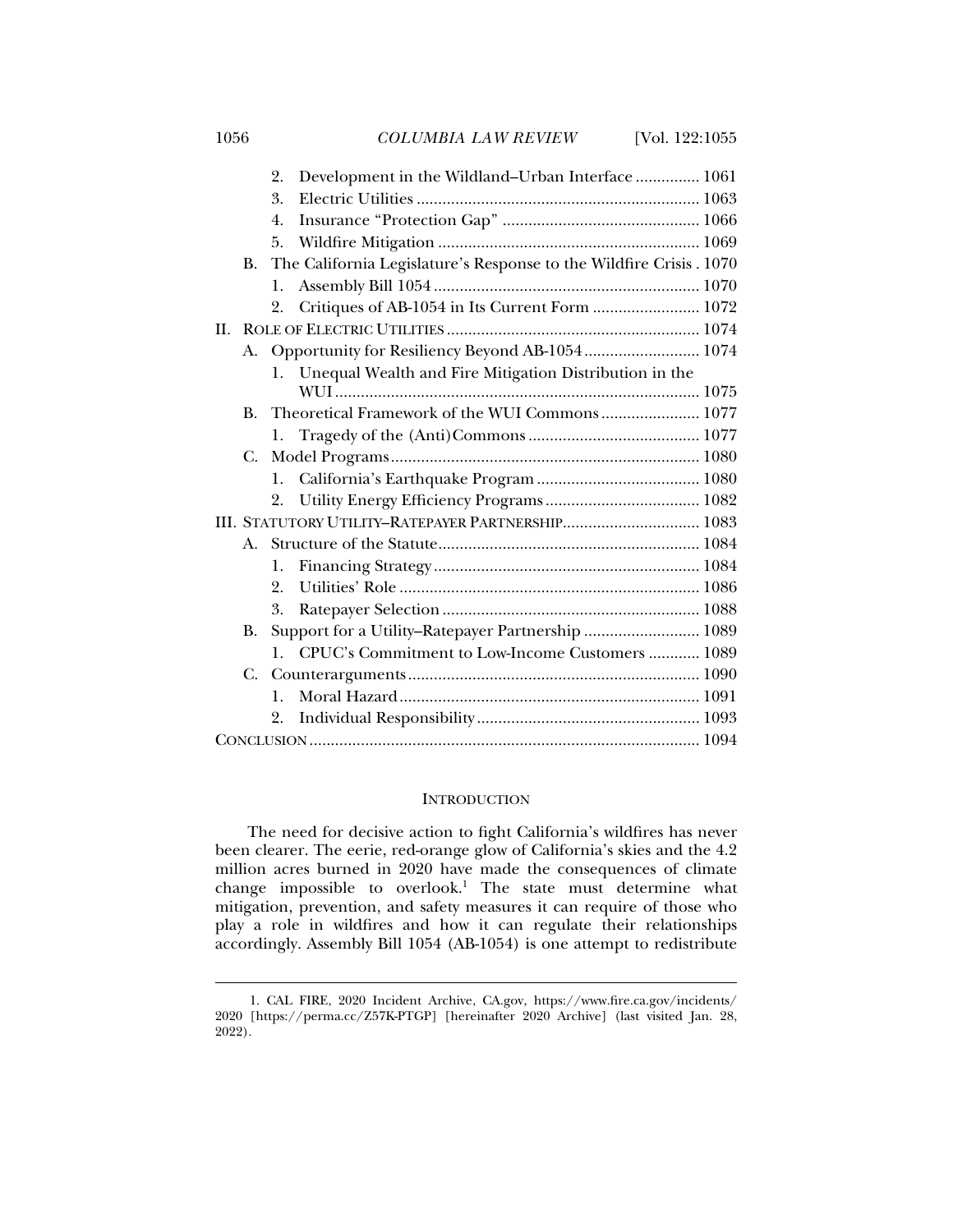2. Development in the Wildland–Urban Interface ............... 1061
3. Electric Utilities .................................................................. 1063
4. Insurance "Protection Gap" .............................................. 1066
5. Wildfire Mitigation ............................................................ 1069

B. The California Legislature's Response to the Wildfire Crisis . 1070
1. Assembly Bill 1054 ............................................................. 1070
2. Critiques of AB-1054 in Its Current Form ......................... 1072

II. ROLE OF ELECTRIC UTILITIES ........................................................... 1074

A. Opportunity for Resiliency Beyond AB-1054 ........................... 1074
1. Unequal Wealth and Fire Mitigation Distribution in the WUI ..................................................................................... 1075

B. Theoretical Framework of the WUI Commons ....................... 1077
1. Tragedy of the (Anti)Commons ........................................ 1077

C. Model Programs ........................................................................ 1080
1. California's Earthquake Program ...................................... 1080
2. Utility Energy Efficiency Programs .................................... 1082

III. STATUTORY UTILITY–RATEPAYER PARTNERSHIP ................................ 1083

A. Structure of the Statute ............................................................. 1084
1. Financing Strategy .............................................................. 1084
2. Utilities' Role ...................................................................... 1086
3. Ratepayer Selection ............................................................ 1088

B. Support for a Utility–Ratepayer Partnership ........................... 1089
1. CPUC's Commitment to Low-Income Customers ............ 1089

C. Counterarguments .................................................................... 1090
1. Moral Hazard ...................................................................... 1091
2. Individual Responsibility .................................................... 1093

CONCLUSION ........................................................................................... 1094

## INTRODUCTION

The need for decisive action to fight California's wildfires has never been clearer. The eerie, red-orange glow of California's skies and the 4.2 million acres burned in 2020 have made the consequences of climate change impossible to overlook.[1] The state must determine what mitigation, prevention, and safety measures it can require of those who play a role in wildfires and how it can regulate their relationships accordingly. Assembly Bill 1054 (AB-1054) is one attempt to redistribute

---

1. CAL FIRE, 2020 Incident Archive, CA.gov, https://www.fire.ca.gov/incidents/2020 [https://perma.cc/Z57K-PTGP] [hereinafter 2020 Archive] (last visited Jan. 28, 2022).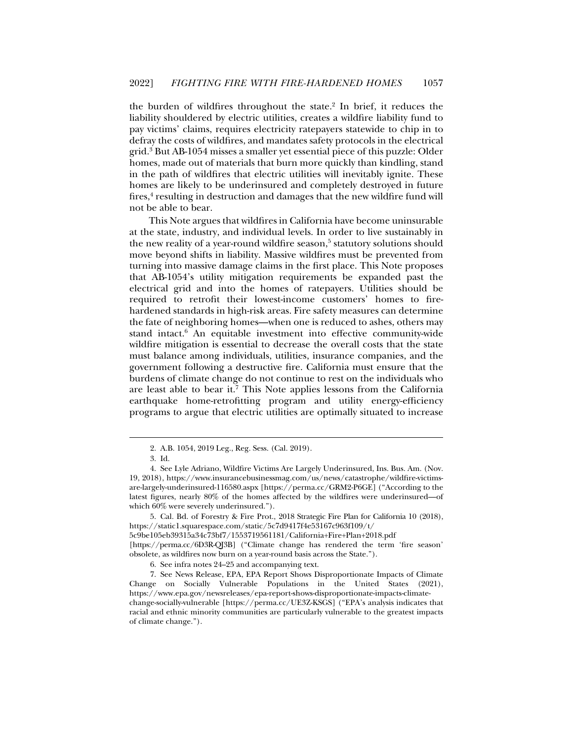the burden of wildfires throughout the state.[2] In brief, it reduces the liability shouldered by electric utilities, creates a wildfire liability fund to pay victims' claims, requires electricity ratepayers statewide to chip in to defray the costs of wildfires, and mandates safety protocols in the electrical grid.[3] But AB-1054 misses a smaller yet essential piece of this puzzle: Older homes, made out of materials that burn more quickly than kindling, stand in the path of wildfires that electric utilities will inevitably ignite. These homes are likely to be underinsured and completely destroyed in future fires,[4] resulting in destruction and damages that the new wildfire fund will not be able to bear.

This Note argues that wildfires in California have become uninsurable at the state, industry, and individual levels. In order to live sustainably in the new reality of a year-round wildfire season,[5] statutory solutions should move beyond shifts in liability. Massive wildfires must be prevented from turning into massive damage claims in the first place. This Note proposes that AB-1054's utility mitigation requirements be expanded past the electrical grid and into the homes of ratepayers. Utilities should be required to retrofit their lowest-income customers' homes to fire-hardened standards in high-risk areas. Fire safety measures can determine the fate of neighboring homes—when one is reduced to ashes, others may stand intact.[6] An equitable investment into effective community-wide wildfire mitigation is essential to decrease the overall costs that the state must balance among individuals, utilities, insurance companies, and the government following a destructive fire. California must ensure that the burdens of climate change do not continue to rest on the individuals who are least able to bear it.[7] This Note applies lessons from the California earthquake home-retrofitting program and utility energy-efficiency programs to argue that electric utilities are optimally situated to increase

---

2. A.B. 1054, 2019 Leg., Reg. Sess. (Cal. 2019).

3. Id.

4. See Lyle Adriano, Wildfire Victims Are Largely Underinsured, Ins. Bus. Am. (Nov. 19, 2018), https://www.insurancebusinessmag.com/us/news/catastrophe/wildfire-victims-are-largely-underinsured-116580.aspx [https://perma.cc/GRM2-P6GE] ("According to the latest figures, nearly 80% of the homes affected by the wildfires were underinsured—of which 60% were severely underinsured.").

5. Cal. Bd. of Forestry & Fire Prot., 2018 Strategic Fire Plan for California 10 (2018), https://static1.squarespace.com/static/5c7d9417f4e53167c963f109/t/5c9be105eb39315a34c73bf7/1553719561181/California+Fire+Plan+2018.pdf [https://perma.cc/6D3R-QJ3B] ("Climate change has rendered the term 'fire season' obsolete, as wildfires now burn on a year-round basis across the State.").

6. See infra notes 24–25 and accompanying text.

7. See News Release, EPA, EPA Report Shows Disproportionate Impacts of Climate Change on Socially Vulnerable Populations in the United States (2021), https://www.epa.gov/newsreleases/epa-report-shows-disproportionate-impacts-climate-change-socially-vulnerable [https://perma.cc/UE3Z-KSGS] ("EPA's analysis indicates that racial and ethnic minority communities are particularly vulnerable to the greatest impacts of climate change.").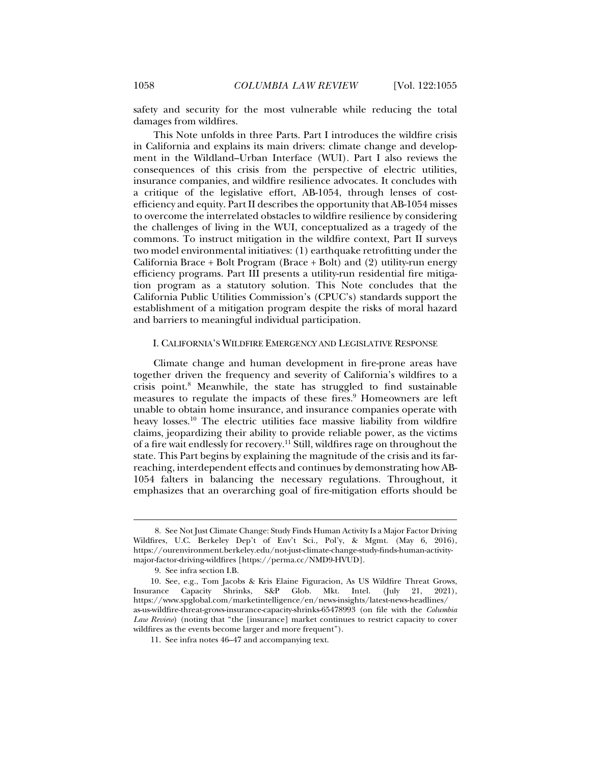safety and security for the most vulnerable while reducing the total damages from wildfires.

This Note unfolds in three Parts. Part I introduces the wildfire crisis in California and explains its main drivers: climate change and development in the Wildland–Urban Interface (WUI). Part I also reviews the consequences of this crisis from the perspective of electric utilities, insurance companies, and wildfire resilience advocates. It concludes with a critique of the legislative effort, AB-1054, through lenses of cost-efficiency and equity. Part II describes the opportunity that AB-1054 misses to overcome the interrelated obstacles to wildfire resilience by considering the challenges of living in the WUI, conceptualized as a tragedy of the commons. To instruct mitigation in the wildfire context, Part II surveys two model environmental initiatives: (1) earthquake retrofitting under the California Brace + Bolt Program (Brace + Bolt) and (2) utility-run energy efficiency programs. Part III presents a utility-run residential fire mitigation program as a statutory solution. This Note concludes that the California Public Utilities Commission's (CPUC's) standards support the establishment of a mitigation program despite the risks of moral hazard and barriers to meaningful individual participation.

## I. CALIFORNIA'S WILDFIRE EMERGENCY AND LEGISLATIVE RESPONSE

Climate change and human development in fire-prone areas have together driven the frequency and severity of California's wildfires to a crisis point.[8] Meanwhile, the state has struggled to find sustainable measures to regulate the impacts of these fires.[9] Homeowners are left unable to obtain home insurance, and insurance companies operate with heavy losses.[10] The electric utilities face massive liability from wildfire claims, jeopardizing their ability to provide reliable power, as the victims of a fire wait endlessly for recovery.[11] Still, wildfires rage on throughout the state. This Part begins by explaining the magnitude of the crisis and its far-reaching, interdependent effects and continues by demonstrating how AB-1054 falters in balancing the necessary regulations. Throughout, it emphasizes that an overarching goal of fire-mitigation efforts should be

---

8. See Not Just Climate Change: Study Finds Human Activity Is a Major Factor Driving Wildfires, U.C. Berkeley Dep't of Env't Sci., Pol'y, & Mgmt. (May 6, 2016), https://ourenvironment.berkeley.edu/not-just-climate-change-study-finds-human-activity-major-factor-driving-wildfires [https://perma.cc/NMD9-HVUD].

9. See infra section I.B.

10. See, e.g., Tom Jacobs & Kris Elaine Figuracion, As US Wildfire Threat Grows, Insurance Capacity Shrinks, S&P Glob. Mkt. Intel. (July 21, 2021), https://www.spglobal.com/marketintelligence/en/news-insights/latest-news-headlines/as-us-wildfire-threat-grows-insurance-capacity-shrinks-65478993 (on file with the *Columbia Law Review*) (noting that "the [insurance] market continues to restrict capacity to cover wildfires as the events become larger and more frequent").

11. See infra notes 46–47 and accompanying text.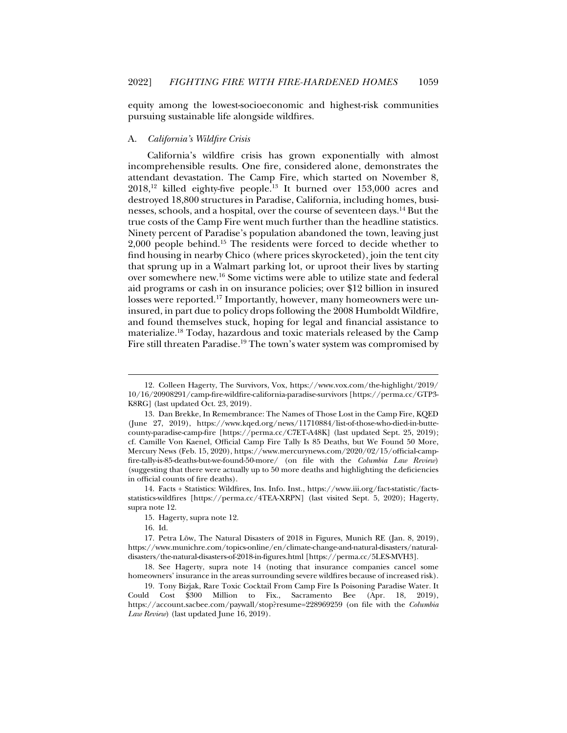equity among the lowest-socioeconomic and highest-risk communities pursuing sustainable life alongside wildfires.

### A. *California's Wildfire Crisis*

California's wildfire crisis has grown exponentially with almost incomprehensible results. One fire, considered alone, demonstrates the attendant devastation. The Camp Fire, which started on November 8, 2018,[12] killed eighty-five people.[13] It burned over 153,000 acres and destroyed 18,800 structures in Paradise, California, including homes, businesses, schools, and a hospital, over the course of seventeen days.[14] But the true costs of the Camp Fire went much further than the headline statistics. Ninety percent of Paradise's population abandoned the town, leaving just 2,000 people behind.[15] The residents were forced to decide whether to find housing in nearby Chico (where prices skyrocketed), join the tent city that sprung up in a Walmart parking lot, or uproot their lives by starting over somewhere new.[16] Some victims were able to utilize state and federal aid programs or cash in on insurance policies; over $12 billion in insured losses were reported.[17] Importantly, however, many homeowners were uninsured, in part due to policy drops following the 2008 Humboldt Wildfire, and found themselves stuck, hoping for legal and financial assistance to materialize.[18] Today, hazardous and toxic materials released by the Camp Fire still threaten Paradise.[19] The town's water system was compromised by

---

12. Colleen Hagerty, The Survivors, Vox, https://www.vox.com/the-highlight/2019/10/16/20908291/camp-fire-wildfire-california-paradise-survivors [https://perma.cc/GTP3-K8RG] (last updated Oct. 23, 2019).

13. Dan Brekke, In Remembrance: The Names of Those Lost in the Camp Fire, KQED (June 27, 2019), https://www.kqed.org/news/11710884/list-of-those-who-died-in-butte-county-paradise-camp-fire [https://perma.cc/C7ET-A48K] (last updated Sept. 25, 2019); cf. Camille Von Kaenel, Official Camp Fire Tally Is 85 Deaths, but We Found 50 More, Mercury News (Feb. 15, 2020), https://www.mercurynews.com/2020/02/15/official-camp-fire-tally-is-85-deaths-but-we-found-50-more/ (on file with the *Columbia Law Review*) (suggesting that there were actually up to 50 more deaths and highlighting the deficiencies in official counts of fire deaths).

14. Facts + Statistics: Wildfires, Ins. Info. Inst., https://www.iii.org/fact-statistic/facts-statistics-wildfires [https://perma.cc/4TEA-XRPN] (last visited Sept. 5, 2020); Hagerty, supra note 12.

15. Hagerty, supra note 12.

16. Id.

17. Petra Löw, The Natural Disasters of 2018 in Figures, Munich RE (Jan. 8, 2019), https://www.munichre.com/topics-online/en/climate-change-and-natural-disasters/natural-disasters/the-natural-disasters-of-2018-in-figures.html [https://perma.cc/5LES-MVH3].

18. See Hagerty, supra note 14 (noting that insurance companies cancel some homeowners' insurance in the areas surrounding severe wildfires because of increased risk).

19. Tony Bizjak, Rare Toxic Cocktail From Camp Fire Is Poisoning Paradise Water. It Could Cost $300 Million to Fix., Sacramento Bee (Apr. 18, 2019), https://account.sacbee.com/paywall/stop?resume=228969259 (on file with the *Columbia Law Review*) (last updated June 16, 2019).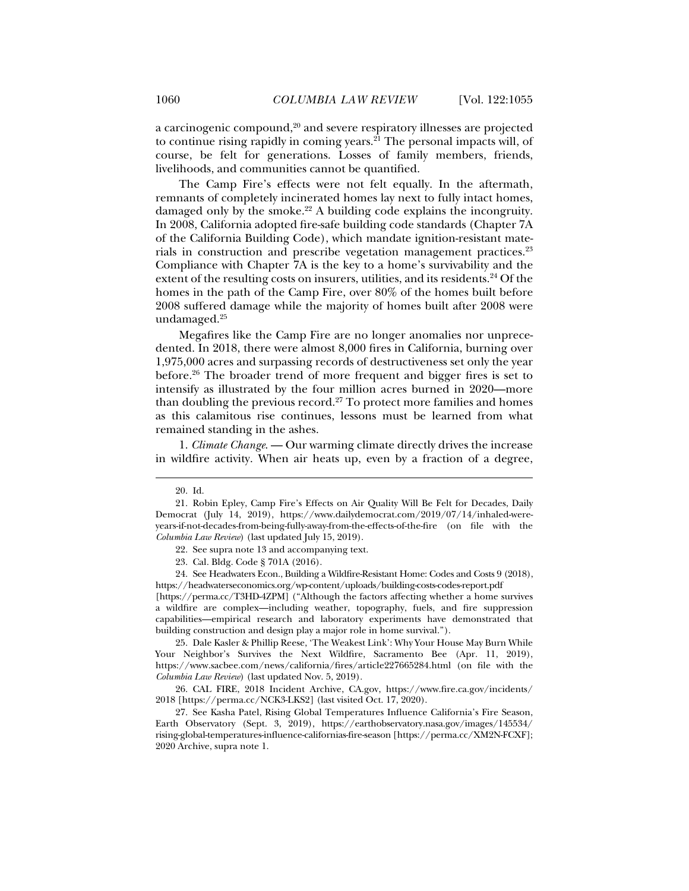a carcinogenic compound,[20] and severe respiratory illnesses are projected to continue rising rapidly in coming years.[21] The personal impacts will, of course, be felt for generations. Losses of family members, friends, livelihoods, and communities cannot be quantified.

The Camp Fire's effects were not felt equally. In the aftermath, remnants of completely incinerated homes lay next to fully intact homes, damaged only by the smoke.[22] A building code explains the incongruity. In 2008, California adopted fire-safe building code standards (Chapter 7A of the California Building Code), which mandate ignition-resistant materials in construction and prescribe vegetation management practices.[23] Compliance with Chapter 7A is the key to a home's survivability and the extent of the resulting costs on insurers, utilities, and its residents.[24] Of the homes in the path of the Camp Fire, over 80% of the homes built before 2008 suffered damage while the majority of homes built after 2008 were undamaged.[25]

Megafires like the Camp Fire are no longer anomalies nor unprecedented. In 2018, there were almost 8,000 fires in California, burning over 1,975,000 acres and surpassing records of destructiveness set only the year before.[26] The broader trend of more frequent and bigger fires is set to intensify as illustrated by the four million acres burned in 2020—more than doubling the previous record.[27] To protect more families and homes as this calamitous rise continues, lessons must be learned from what remained standing in the ashes.

1. *Climate Change.* — Our warming climate directly drives the increase in wildfire activity. When air heats up, even by a fraction of a degree,

---

20. Id.

21. Robin Epley, Camp Fire's Effects on Air Quality Will Be Felt for Decades, Daily Democrat (July 14, 2019), https://www.dailydemocrat.com/2019/07/14/inhaled-were-years-if-not-decades-from-being-fully-away-from-the-effects-of-the-fire (on file with the *Columbia Law Review*) (last updated July 15, 2019).

22. See supra note 13 and accompanying text.

23. Cal. Bldg. Code § 701A (2016).

24. See Headwaters Econ., Building a Wildfire-Resistant Home: Codes and Costs 9 (2018), https://headwaterseconomics.org/wp-content/uploads/building-costs-codes-report.pdf [https://perma.cc/T3HD-4ZPM] ("Although the factors affecting whether a home survives a wildfire are complex—including weather, topography, fuels, and fire suppression capabilities—empirical research and laboratory experiments have demonstrated that building construction and design play a major role in home survival.").

25. Dale Kasler & Phillip Reese, 'The Weakest Link': Why Your House May Burn While Your Neighbor's Survives the Next Wildfire, Sacramento Bee (Apr. 11, 2019), https://www.sacbee.com/news/california/fires/article227665284.html (on file with the *Columbia Law Review*) (last updated Nov. 5, 2019).

26. CAL FIRE, 2018 Incident Archive, CA.gov, https://www.fire.ca.gov/incidents/2018 [https://perma.cc/NCK3-LKS2] (last visited Oct. 17, 2020).

27. See Kasha Patel, Rising Global Temperatures Influence California's Fire Season, Earth Observatory (Sept. 3, 2019), https://earthobservatory.nasa.gov/images/145534/rising-global-temperatures-influence-californias-fire-season [https://perma.cc/XM2N-FCXF]; 2020 Archive, supra note 1.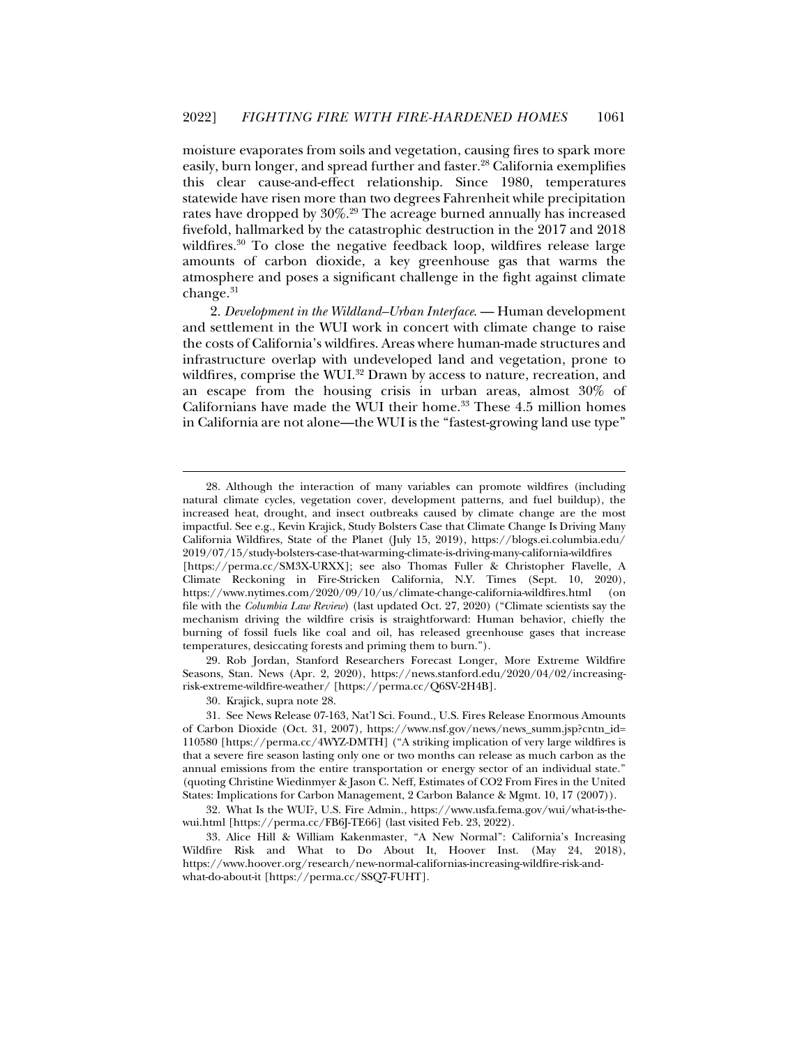moisture evaporates from soils and vegetation, causing fires to spark more easily, burn longer, and spread further and faster.[28] California exemplifies this clear cause-and-effect relationship. Since 1980, temperatures statewide have risen more than two degrees Fahrenheit while precipitation rates have dropped by 30%.[29] The acreage burned annually has increased fivefold, hallmarked by the catastrophic destruction in the 2017 and 2018 wildfires.[30] To close the negative feedback loop, wildfires release large amounts of carbon dioxide, a key greenhouse gas that warms the atmosphere and poses a significant challenge in the fight against climate change.[31]

2. *Development in the Wildland–Urban Interface.* — Human development and settlement in the WUI work in concert with climate change to raise the costs of California's wildfires. Areas where human-made structures and infrastructure overlap with undeveloped land and vegetation, prone to wildfires, comprise the WUI.[32] Drawn by access to nature, recreation, and an escape from the housing crisis in urban areas, almost 30% of Californians have made the WUI their home.[33] These 4.5 million homes in California are not alone—the WUI is the "fastest-growing land use type"

---

28. Although the interaction of many variables can promote wildfires (including natural climate cycles, vegetation cover, development patterns, and fuel buildup), the increased heat, drought, and insect outbreaks caused by climate change are the most impactful. See e.g., Kevin Krajick, Study Bolsters Case that Climate Change Is Driving Many California Wildfires, State of the Planet (July 15, 2019), https://blogs.ei.columbia.edu/2019/07/15/study-bolsters-case-that-warming-climate-is-driving-many-california-wildfires [https://perma.cc/SM3X-URXX]; see also Thomas Fuller & Christopher Flavelle, A Climate Reckoning in Fire-Stricken California, N.Y. Times (Sept. 10, 2020), https://www.nytimes.com/2020/09/10/us/climate-change-california-wildfires.html (on file with the *Columbia Law Review*) (last updated Oct. 27, 2020) ("Climate scientists say the mechanism driving the wildfire crisis is straightforward: Human behavior, chiefly the burning of fossil fuels like coal and oil, has released greenhouse gases that increase temperatures, desiccating forests and priming them to burn.").

29. Rob Jordan, Stanford Researchers Forecast Longer, More Extreme Wildfire Seasons, Stan. News (Apr. 2, 2020), https://news.stanford.edu/2020/04/02/increasing-risk-extreme-wildfire-weather/ [https://perma.cc/Q6SV-2H4B].

30. Krajick, supra note 28.

31. See News Release 07-163, Nat'l Sci. Found., U.S. Fires Release Enormous Amounts of Carbon Dioxide (Oct. 31, 2007), https://www.nsf.gov/news/news_summ.jsp?cntn_id=110580 [https://perma.cc/4WYZ-DMTH] ("A striking implication of very large wildfires is that a severe fire season lasting only one or two months can release as much carbon as the annual emissions from the entire transportation or energy sector of an individual state." (quoting Christine Wiedinmyer & Jason C. Neff, Estimates of CO2 From Fires in the United States: Implications for Carbon Management, 2 Carbon Balance & Mgmt. 10, 17 (2007)).

32. What Is the WUI?, U.S. Fire Admin., https://www.usfa.fema.gov/wui/what-is-the-wui.html [https://perma.cc/FB6J-TE66] (last visited Feb. 23, 2022).

33. Alice Hill & William Kakenmaster, "A New Normal": California's Increasing Wildfire Risk and What to Do About It, Hoover Inst. (May 24, 2018), https://www.hoover.org/research/new-normal-californias-increasing-wildfire-risk-and-what-do-about-it [https://perma.cc/SSQ7-FUHT].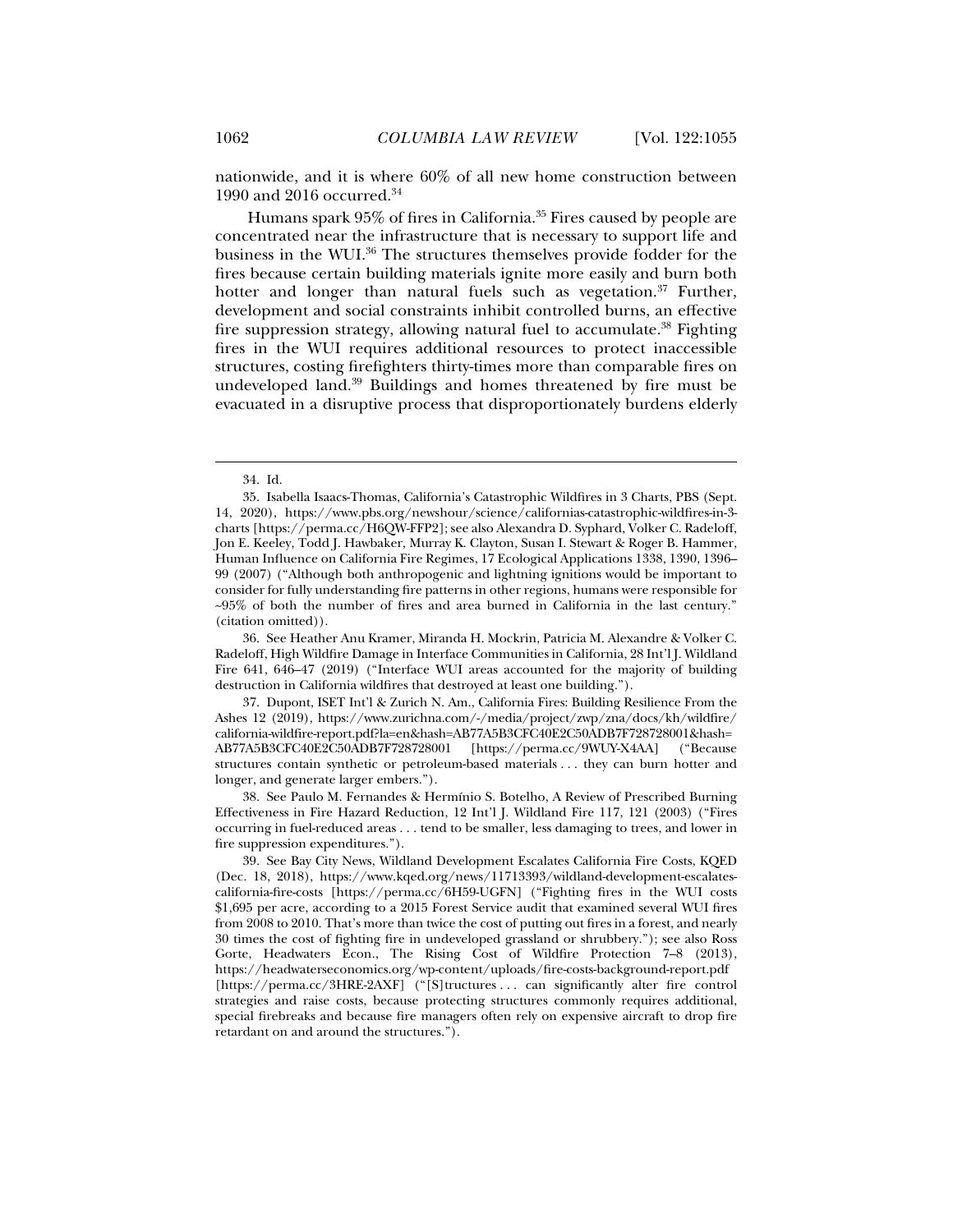nationwide, and it is where 60% of all new home construction between 1990 and 2016 occurred.[34]

Humans spark 95% of fires in California.[35] Fires caused by people are concentrated near the infrastructure that is necessary to support life and business in the WUI.[36] The structures themselves provide fodder for the fires because certain building materials ignite more easily and burn both hotter and longer than natural fuels such as vegetation.[37] Further, development and social constraints inhibit controlled burns, an effective fire suppression strategy, allowing natural fuel to accumulate.[38] Fighting fires in the WUI requires additional resources to protect inaccessible structures, costing firefighters thirty-times more than comparable fires on undeveloped land.[39] Buildings and homes threatened by fire must be evacuated in a disruptive process that disproportionately burdens elderly

---

34. Id.

35. Isabella Isaacs-Thomas, California's Catastrophic Wildfires in 3 Charts, PBS (Sept. 14, 2020), https://www.pbs.org/newshour/science/californias-catastrophic-wildfires-in-3-charts [https://perma.cc/H6QW-FFP2]; see also Alexandra D. Syphard, Volker C. Radeloff, Jon E. Keeley, Todd J. Hawbaker, Murray K. Clayton, Susan I. Stewart & Roger B. Hammer, Human Influence on California Fire Regimes, 17 Ecological Applications 1338, 1390, 1396–99 (2007) ("Although both anthropogenic and lightning ignitions would be important to consider for fully understanding fire patterns in other regions, humans were responsible for ~95% of both the number of fires and area burned in California in the last century." (citation omitted)).

36. See Heather Anu Kramer, Miranda H. Mockrin, Patricia M. Alexandre & Volker C. Radeloff, High Wildfire Damage in Interface Communities in California, 28 Int'l J. Wildland Fire 641, 646–47 (2019) ("Interface WUI areas accounted for the majority of building destruction in California wildfires that destroyed at least one building.").

37. Dupont, ISET Int'l & Zurich N. Am., California Fires: Building Resilience From the Ashes 12 (2019), https://www.zurichna.com/-/media/project/zwp/zna/docs/kh/wildfire/california-wildfire-report.pdf?la=en&hash=AB77A5B3CFC40E2C50ADB7F728728001&hash=AB77A5B3CFC40E2C50ADB7F728728001 [https://perma.cc/9WUY-X4AA] ("Because structures contain synthetic or petroleum-based materials . . . they can burn hotter and longer, and generate larger embers.").

38. See Paulo M. Fernandes & Hermínio S. Botelho, A Review of Prescribed Burning Effectiveness in Fire Hazard Reduction, 12 Int'l J. Wildland Fire 117, 121 (2003) ("Fires occurring in fuel-reduced areas . . . tend to be smaller, less damaging to trees, and lower in fire suppression expenditures.").

39. See Bay City News, Wildland Development Escalates California Fire Costs, KQED (Dec. 18, 2018), https://www.kqed.org/news/11713393/wildland-development-escalates-california-fire-costs [https://perma.cc/6H59-UGFN] ("Fighting fires in the WUI costs $1,695 per acre, according to a 2015 Forest Service audit that examined several WUI fires from 2008 to 2010. That's more than twice the cost of putting out fires in a forest, and nearly 30 times the cost of fighting fire in undeveloped grassland or shrubbery."); see also Ross Gorte, Headwaters Econ., The Rising Cost of Wildfire Protection 7–8 (2013), https://headwaterseconomics.org/wp-content/uploads/fire-costs-background-report.pdf [https://perma.cc/3HRE-2AXF] ("[S]tructures . . . can significantly alter fire control strategies and raise costs, because protecting structures commonly requires additional, special firebreaks and because fire managers often rely on expensive aircraft to drop fire retardant on and around the structures.").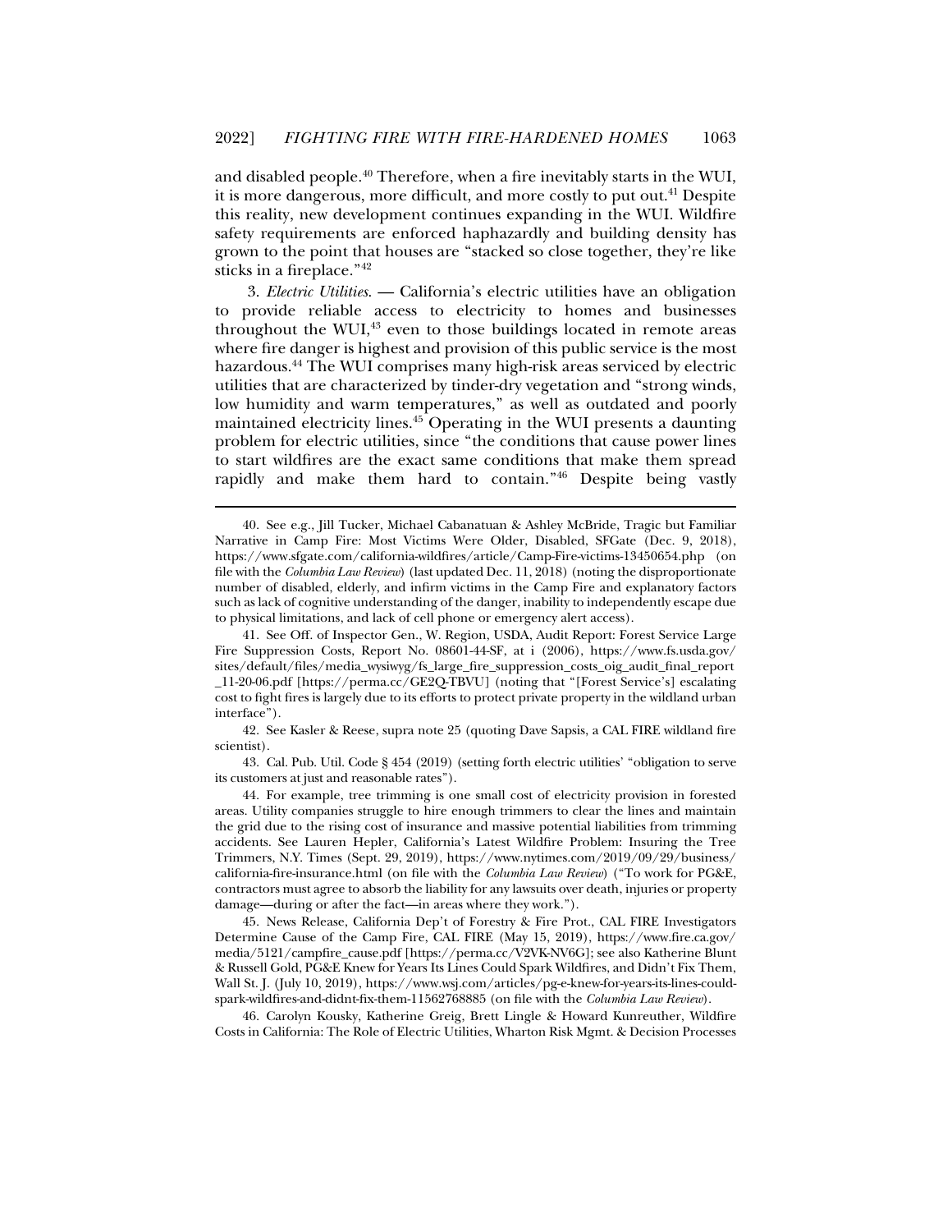and disabled people.[40] Therefore, when a fire inevitably starts in the WUI, it is more dangerous, more difficult, and more costly to put out.[41] Despite this reality, new development continues expanding in the WUI. Wildfire safety requirements are enforced haphazardly and building density has grown to the point that houses are "stacked so close together, they're like sticks in a fireplace."[42]

3. *Electric Utilities.* — California's electric utilities have an obligation to provide reliable access to electricity to homes and businesses throughout the WUI,[43] even to those buildings located in remote areas where fire danger is highest and provision of this public service is the most hazardous.[44] The WUI comprises many high-risk areas serviced by electric utilities that are characterized by tinder-dry vegetation and "strong winds, low humidity and warm temperatures," as well as outdated and poorly maintained electricity lines.[45] Operating in the WUI presents a daunting problem for electric utilities, since "the conditions that cause power lines to start wildfires are the exact same conditions that make them spread rapidly and make them hard to contain."[46] Despite being vastly

---

40. See e.g., Jill Tucker, Michael Cabanatuan & Ashley McBride, Tragic but Familiar Narrative in Camp Fire: Most Victims Were Older, Disabled, SFGate (Dec. 9, 2018), https://www.sfgate.com/california-wildfires/article/Camp-Fire-victims-13450654.php (on file with the *Columbia Law Review*) (last updated Dec. 11, 2018) (noting the disproportionate number of disabled, elderly, and infirm victims in the Camp Fire and explanatory factors such as lack of cognitive understanding of the danger, inability to independently escape due to physical limitations, and lack of cell phone or emergency alert access).

41. See Off. of Inspector Gen., W. Region, USDA, Audit Report: Forest Service Large Fire Suppression Costs, Report No. 08601-44-SF, at i (2006), https://www.fs.usda.gov/sites/default/files/media_wysiwyg/fs_large_fire_suppression_costs_oig_audit_final_report_11-20-06.pdf [https://perma.cc/GE2Q-TBVU] (noting that "[Forest Service's] escalating cost to fight fires is largely due to its efforts to protect private property in the wildland urban interface").

42. See Kasler & Reese, supra note 25 (quoting Dave Sapsis, a CAL FIRE wildland fire scientist).

43. Cal. Pub. Util. Code § 454 (2019) (setting forth electric utilities' "obligation to serve its customers at just and reasonable rates").

44. For example, tree trimming is one small cost of electricity provision in forested areas. Utility companies struggle to hire enough trimmers to clear the lines and maintain the grid due to the rising cost of insurance and massive potential liabilities from trimming accidents. See Lauren Hepler, California's Latest Wildfire Problem: Insuring the Tree Trimmers, N.Y. Times (Sept. 29, 2019), https://www.nytimes.com/2019/09/29/business/california-fire-insurance.html (on file with the *Columbia Law Review*) ("To work for PG&E, contractors must agree to absorb the liability for any lawsuits over death, injuries or property damage—during or after the fact—in areas where they work.").

45. News Release, California Dep't of Forestry & Fire Prot., CAL FIRE Investigators Determine Cause of the Camp Fire, CAL FIRE (May 15, 2019), https://www.fire.ca.gov/media/5121/campfire_cause.pdf [https://perma.cc/V2VK-NV6G]; see also Katherine Blunt & Russell Gold, PG&E Knew for Years Its Lines Could Spark Wildfires, and Didn't Fix Them, Wall St. J. (July 10, 2019), https://www.wsj.com/articles/pg-e-knew-for-years-its-lines-could-spark-wildfires-and-didnt-fix-them-11562768885 (on file with the *Columbia Law Review*).

46. Carolyn Kousky, Katherine Greig, Brett Lingle & Howard Kunreuther, Wildfire Costs in California: The Role of Electric Utilities, Wharton Risk Mgmt. & Decision Processes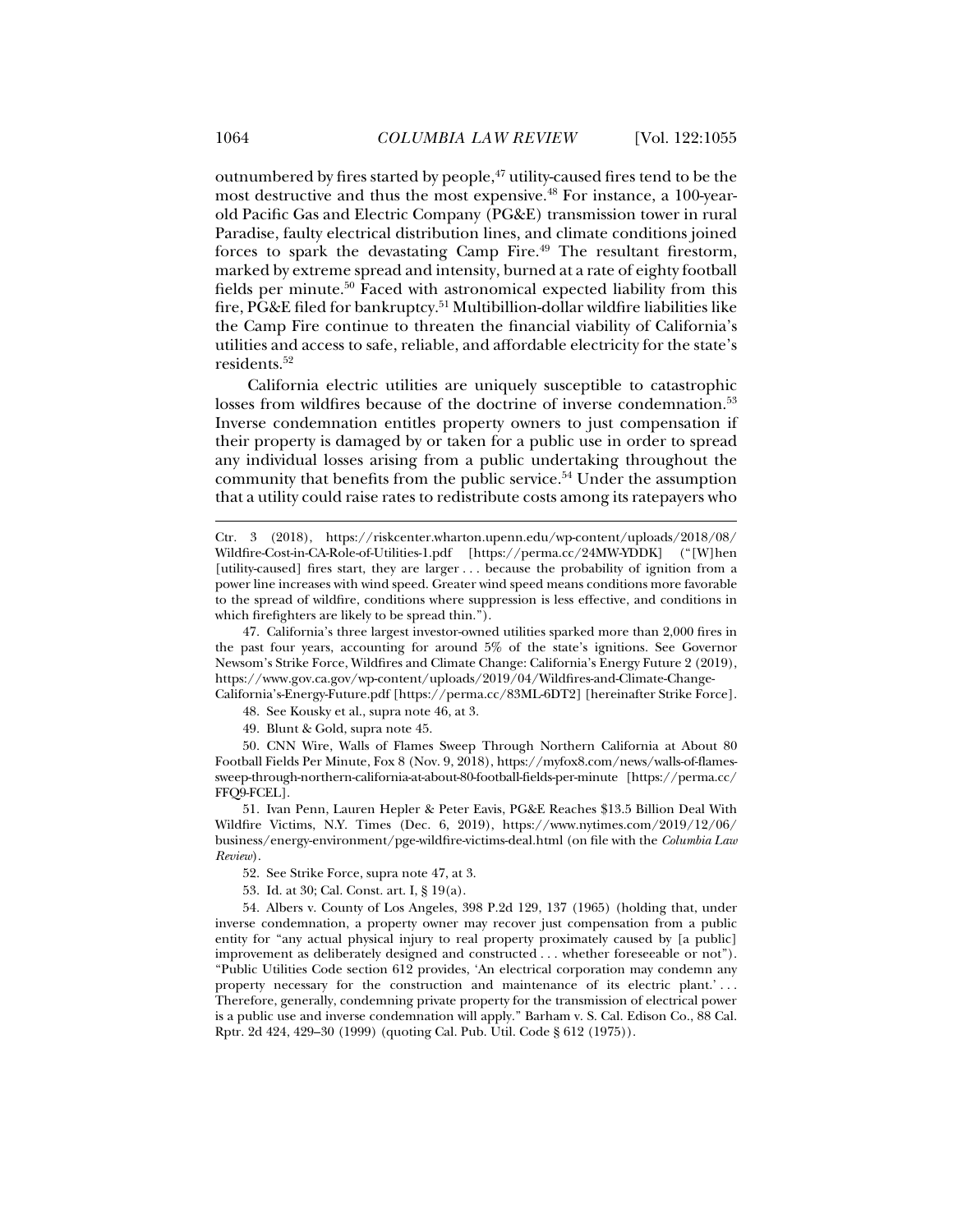outnumbered by fires started by people,[47] utility-caused fires tend to be the most destructive and thus the most expensive.[48] For instance, a 100-year-old Pacific Gas and Electric Company (PG&E) transmission tower in rural Paradise, faulty electrical distribution lines, and climate conditions joined forces to spark the devastating Camp Fire.[49] The resultant firestorm, marked by extreme spread and intensity, burned at a rate of eighty football fields per minute.[50] Faced with astronomical expected liability from this fire, PG&E filed for bankruptcy.[51] Multibillion-dollar wildfire liabilities like the Camp Fire continue to threaten the financial viability of California's utilities and access to safe, reliable, and affordable electricity for the state's residents.[52]

California electric utilities are uniquely susceptible to catastrophic losses from wildfires because of the doctrine of inverse condemnation.[53] Inverse condemnation entitles property owners to just compensation if their property is damaged by or taken for a public use in order to spread any individual losses arising from a public undertaking throughout the community that benefits from the public service.[54] Under the assumption that a utility could raise rates to redistribute costs among its ratepayers who

---

Ctr. 3 (2018), https://riskcenter.wharton.upenn.edu/wp-content/uploads/2018/08/Wildfire-Cost-in-CA-Role-of-Utilities-1.pdf [https://perma.cc/24MW-YDDK] ("[W]hen [utility-caused] fires start, they are larger . . . because the probability of ignition from a power line increases with wind speed. Greater wind speed means conditions more favorable to the spread of wildfire, conditions where suppression is less effective, and conditions in which firefighters are likely to be spread thin.").

47. California's three largest investor-owned utilities sparked more than 2,000 fires in the past four years, accounting for around 5% of the state's ignitions. See Governor Newsom's Strike Force, Wildfires and Climate Change: California's Energy Future 2 (2019), https://www.gov.ca.gov/wp-content/uploads/2019/04/Wildfires-and-Climate-Change-California's-Energy-Future.pdf [https://perma.cc/83ML-6DT2] [hereinafter Strike Force].

48. See Kousky et al., supra note 46, at 3.

49. Blunt & Gold, supra note 45.

50. CNN Wire, Walls of Flames Sweep Through Northern California at About 80 Football Fields Per Minute, Fox 8 (Nov. 9, 2018), https://myfox8.com/news/walls-of-flames-sweep-through-northern-california-at-about-80-football-fields-per-minute [https://perma.cc/FFQ9-FCEL].

51. Ivan Penn, Lauren Hepler & Peter Eavis, PG&E Reaches $13.5 Billion Deal With Wildfire Victims, N.Y. Times (Dec. 6, 2019), https://www.nytimes.com/2019/12/06/business/energy-environment/pge-wildfire-victims-deal.html (on file with the *Columbia Law Review*).

52. See Strike Force, supra note 47, at 3.

53. Id. at 30; Cal. Const. art. I, § 19(a).

54. Albers v. County of Los Angeles, 398 P.2d 129, 137 (1965) (holding that, under inverse condemnation, a property owner may recover just compensation from a public entity for "any actual physical injury to real property proximately caused by [a public] improvement as deliberately designed and constructed . . . whether foreseeable or not"). "Public Utilities Code section 612 provides, 'An electrical corporation may condemn any property necessary for the construction and maintenance of its electric plant.' . . . Therefore, generally, condemning private property for the transmission of electrical power is a public use and inverse condemnation will apply." Barham v. S. Cal. Edison Co., 88 Cal. Rptr. 2d 424, 429–30 (1999) (quoting Cal. Pub. Util. Code § 612 (1975)).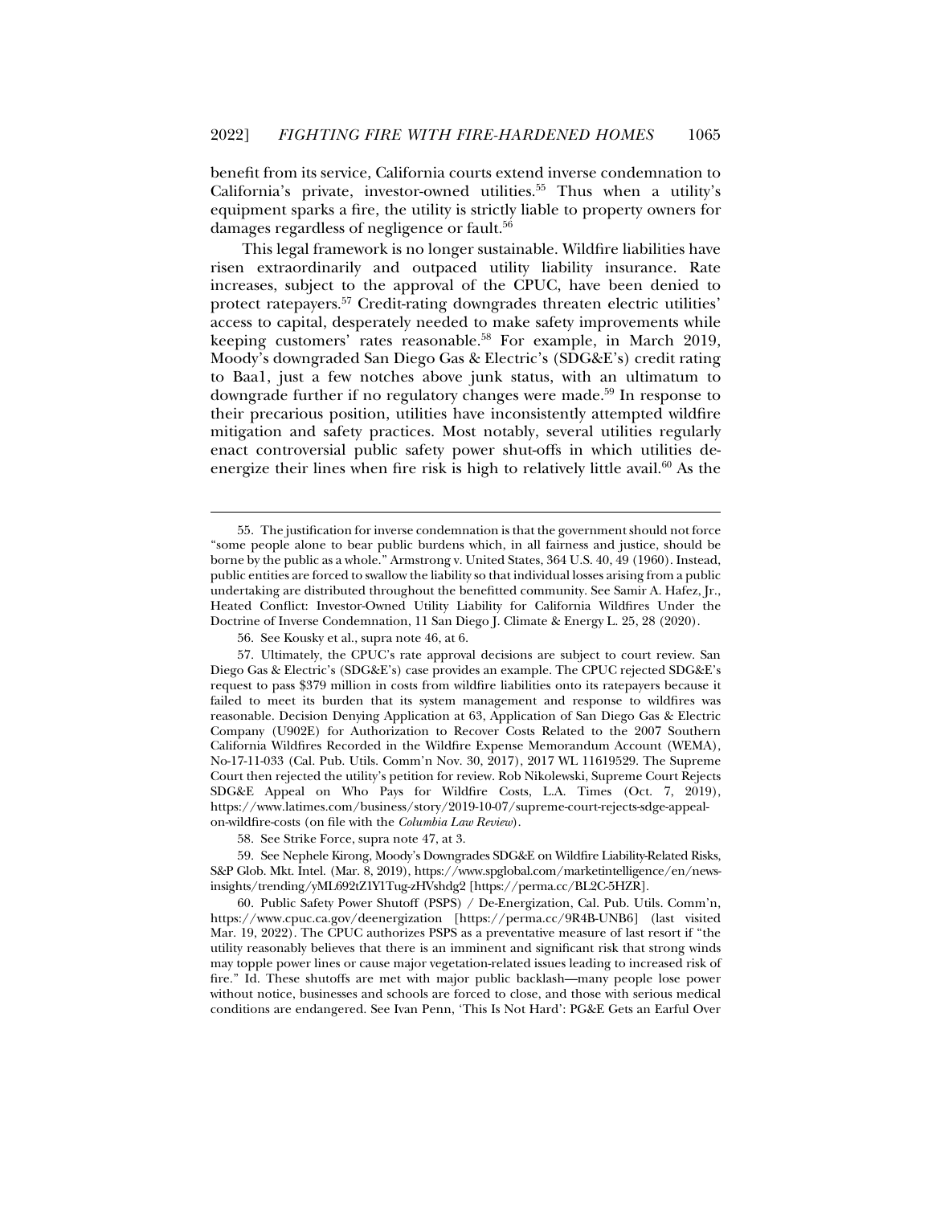benefit from its service, California courts extend inverse condemnation to California's private, investor-owned utilities.[55] Thus when a utility's equipment sparks a fire, the utility is strictly liable to property owners for damages regardless of negligence or fault.[56]

This legal framework is no longer sustainable. Wildfire liabilities have risen extraordinarily and outpaced utility liability insurance. Rate increases, subject to the approval of the CPUC, have been denied to protect ratepayers.[57] Credit-rating downgrades threaten electric utilities' access to capital, desperately needed to make safety improvements while keeping customers' rates reasonable.[58] For example, in March 2019, Moody's downgraded San Diego Gas & Electric's (SDG&E's) credit rating to Baa1, just a few notches above junk status, with an ultimatum to downgrade further if no regulatory changes were made.[59] In response to their precarious position, utilities have inconsistently attempted wildfire mitigation and safety practices. Most notably, several utilities regularly enact controversial public safety power shut-offs in which utilities de-energize their lines when fire risk is high to relatively little avail.[60] As the

---

55. The justification for inverse condemnation is that the government should not force "some people alone to bear public burdens which, in all fairness and justice, should be borne by the public as a whole." Armstrong v. United States, 364 U.S. 40, 49 (1960). Instead, public entities are forced to swallow the liability so that individual losses arising from a public undertaking are distributed throughout the benefitted community. See Samir A. Hafez, Jr., Heated Conflict: Investor-Owned Utility Liability for California Wildfires Under the Doctrine of Inverse Condemnation, 11 San Diego J. Climate & Energy L. 25, 28 (2020).

56. See Kousky et al., supra note 46, at 6.

57. Ultimately, the CPUC's rate approval decisions are subject to court review. San Diego Gas & Electric's (SDG&E's) case provides an example. The CPUC rejected SDG&E's request to pass $379 million in costs from wildfire liabilities onto its ratepayers because it failed to meet its burden that its system management and response to wildfires was reasonable. Decision Denying Application at 63, Application of San Diego Gas & Electric Company (U902E) for Authorization to Recover Costs Related to the 2007 Southern California Wildfires Recorded in the Wildfire Expense Memorandum Account (WEMA), No-17-11-033 (Cal. Pub. Utils. Comm'n Nov. 30, 2017), 2017 WL 11619529. The Supreme Court then rejected the utility's petition for review. Rob Nikolewski, Supreme Court Rejects SDG&E Appeal on Who Pays for Wildfire Costs, L.A. Times (Oct. 7, 2019), https://www.latimes.com/business/story/2019-10-07/supreme-court-rejects-sdge-appeal-on-wildfire-costs (on file with the *Columbia Law Review*).

58. See Strike Force, supra note 47, at 3.

59. See Nephele Kirong, Moody's Downgrades SDG&E on Wildfire Liability-Related Risks, S&P Glob. Mkt. Intel. (Mar. 8, 2019), https://www.spglobal.com/marketintelligence/en/news-insights/trending/yML692tZ1Y1Tug-zHVshdg2 [https://perma.cc/BL2C-5HZR].

60. Public Safety Power Shutoff (PSPS) / De-Energization, Cal. Pub. Utils. Comm'n, https://www.cpuc.ca.gov/deenergization [https://perma.cc/9R4B-UNB6] (last visited Mar. 19, 2022). The CPUC authorizes PSPS as a preventative measure of last resort if "the utility reasonably believes that there is an imminent and significant risk that strong winds may topple power lines or cause major vegetation-related issues leading to increased risk of fire." Id. These shutoffs are met with major public backlash—many people lose power without notice, businesses and schools are forced to close, and those with serious medical conditions are endangered. See Ivan Penn, 'This Is Not Hard': PG&E Gets an Earful Over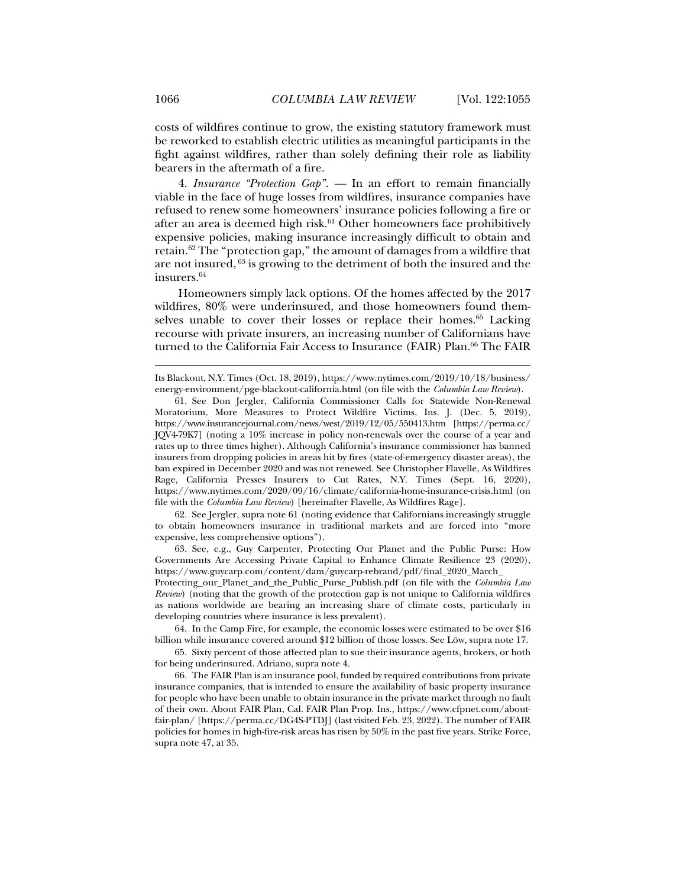costs of wildfires continue to grow, the existing statutory framework must be reworked to establish electric utilities as meaningful participants in the fight against wildfires, rather than solely defining their role as liability bearers in the aftermath of a fire.

4. *Insurance "Protection Gap".* — In an effort to remain financially viable in the face of huge losses from wildfires, insurance companies have refused to renew some homeowners' insurance policies following a fire or after an area is deemed high risk.[61] Other homeowners face prohibitively expensive policies, making insurance increasingly difficult to obtain and retain.[62] The "protection gap," the amount of damages from a wildfire that are not insured,[63] is growing to the detriment of both the insured and the insurers.[64]

Homeowners simply lack options. Of the homes affected by the 2017 wildfires, 80% were underinsured, and those homeowners found themselves unable to cover their losses or replace their homes.[65] Lacking recourse with private insurers, an increasing number of Californians have turned to the California Fair Access to Insurance (FAIR) Plan.[66] The FAIR

---

Its Blackout, N.Y. Times (Oct. 18, 2019), https://www.nytimes.com/2019/10/18/business/energy-environment/pge-blackout-california.html (on file with the *Columbia Law Review*).

61. See Don Jergler, California Commissioner Calls for Statewide Non-Renewal Moratorium, More Measures to Protect Wildfire Victims, Ins. J. (Dec. 5, 2019), https://www.insurancejournal.com/news/west/2019/12/05/550413.htm [https://perma.cc/JQV4-79K7] (noting a 10% increase in policy non-renewals over the course of a year and rates up to three times higher). Although California's insurance commissioner has banned insurers from dropping policies in areas hit by fires (state-of-emergency disaster areas), the ban expired in December 2020 and was not renewed. See Christopher Flavelle, As Wildfires Rage, California Presses Insurers to Cut Rates, N.Y. Times (Sept. 16, 2020), https://www.nytimes.com/2020/09/16/climate/california-home-insurance-crisis.html (on file with the *Columbia Law Review*) [hereinafter Flavelle, As Wildfires Rage].

62. See Jergler, supra note 61 (noting evidence that Californians increasingly struggle to obtain homeowners insurance in traditional markets and are forced into "more expensive, less comprehensive options").

63. See, e.g., Guy Carpenter, Protecting Our Planet and the Public Purse: How Governments Are Accessing Private Capital to Enhance Climate Resilience 23 (2020), https://www.guycarp.com/content/dam/guycarp-rebrand/pdf/final_2020_March_Protecting_our_Planet_and_the_Public_Purse_Publish.pdf (on file with the *Columbia Law Review*) (noting that the growth of the protection gap is not unique to California wildfires as nations worldwide are bearing an increasing share of climate costs, particularly in developing countries where insurance is less prevalent).

64. In the Camp Fire, for example, the economic losses were estimated to be over $16 billion while insurance covered around $12 billion of those losses. See Löw, supra note 17.

65. Sixty percent of those affected plan to sue their insurance agents, brokers, or both for being underinsured. Adriano, supra note 4.

66. The FAIR Plan is an insurance pool, funded by required contributions from private insurance companies, that is intended to ensure the availability of basic property insurance for people who have been unable to obtain insurance in the private market through no fault of their own. About FAIR Plan, Cal. FAIR Plan Prop. Ins., https://www.cfpnet.com/about-fair-plan/ [https://perma.cc/DG4S-PTDJ] (last visited Feb. 23, 2022). The number of FAIR policies for homes in high-fire-risk areas has risen by 50% in the past five years. Strike Force, supra note 47, at 35.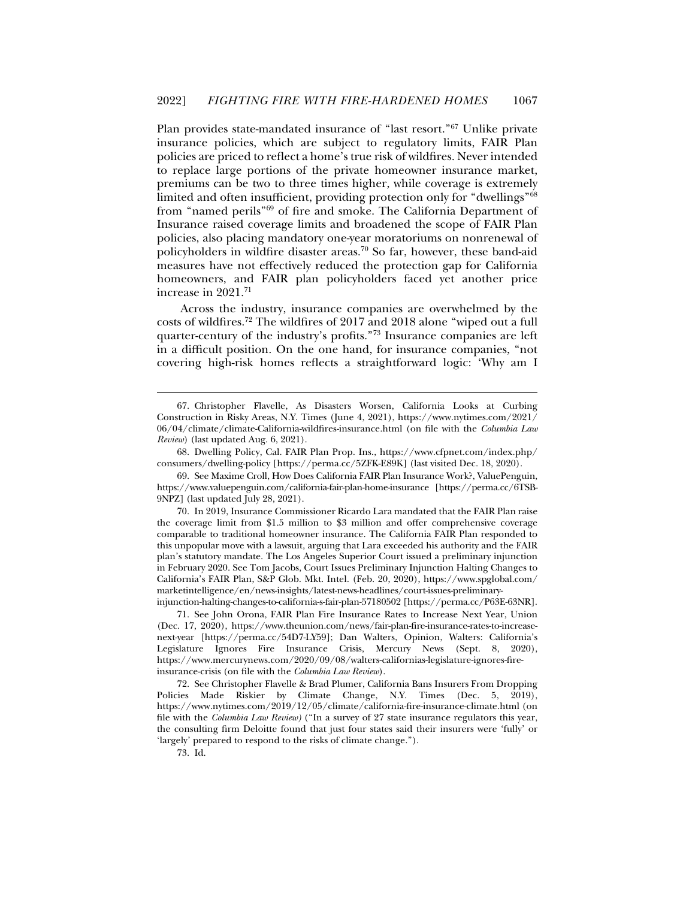Plan provides state-mandated insurance of "last resort."[67] Unlike private insurance policies, which are subject to regulatory limits, FAIR Plan policies are priced to reflect a home's true risk of wildfires. Never intended to replace large portions of the private homeowner insurance market, premiums can be two to three times higher, while coverage is extremely limited and often insufficient, providing protection only for "dwellings"[68] from "named perils"[69] of fire and smoke. The California Department of Insurance raised coverage limits and broadened the scope of FAIR Plan policies, also placing mandatory one-year moratoriums on nonrenewal of policyholders in wildfire disaster areas.[70] So far, however, these band-aid measures have not effectively reduced the protection gap for California homeowners, and FAIR plan policyholders faced yet another price increase in 2021.[71]

Across the industry, insurance companies are overwhelmed by the costs of wildfires.[72] The wildfires of 2017 and 2018 alone "wiped out a full quarter-century of the industry's profits."[73] Insurance companies are left in a difficult position. On the one hand, for insurance companies, "not covering high-risk homes reflects a straightforward logic: 'Why am I

---

67. Christopher Flavelle, As Disasters Worsen, California Looks at Curbing Construction in Risky Areas, N.Y. Times (June 4, 2021), https://www.nytimes.com/2021/06/04/climate/climate-California-wildfires-insurance.html (on file with the *Columbia Law Review*) (last updated Aug. 6, 2021).

68. Dwelling Policy, Cal. FAIR Plan Prop. Ins., https://www.cfpnet.com/index.php/consumers/dwelling-policy [https://perma.cc/5ZFK-E89K] (last visited Dec. 18, 2020).

69. See Maxime Croll, How Does California FAIR Plan Insurance Work?, ValuePenguin, https://www.valuepenguin.com/california-fair-plan-home-insurance [https://perma.cc/6TSB-9NPZ] (last updated July 28, 2021).

70. In 2019, Insurance Commissioner Ricardo Lara mandated that the FAIR Plan raise the coverage limit from $1.5 million to $3 million and offer comprehensive coverage comparable to traditional homeowner insurance. The California FAIR Plan responded to this unpopular move with a lawsuit, arguing that Lara exceeded his authority and the FAIR plan's statutory mandate. The Los Angeles Superior Court issued a preliminary injunction in February 2020. See Tom Jacobs, Court Issues Preliminary Injunction Halting Changes to California's FAIR Plan, S&P Glob. Mkt. Intel. (Feb. 20, 2020), https://www.spglobal.com/marketintelligence/en/news-insights/latest-news-headlines/court-issues-preliminary-injunction-halting-changes-to-california-s-fair-plan-57180502 [https://perma.cc/P63E-63NR].

71. See John Orona, FAIR Plan Fire Insurance Rates to Increase Next Year, Union (Dec. 17, 2020), https://www.theunion.com/news/fair-plan-fire-insurance-rates-to-increase-next-year [https://perma.cc/54D7-LY59]; Dan Walters, Opinion, Walters: California's Legislature Ignores Fire Insurance Crisis, Mercury News (Sept. 8, 2020), https://www.mercurynews.com/2020/09/08/walters-californias-legislature-ignores-fire-insurance-crisis (on file with the *Columbia Law Review*).

72. See Christopher Flavelle & Brad Plumer, California Bans Insurers From Dropping Policies Made Riskier by Climate Change, N.Y. Times (Dec. 5, 2019), https://www.nytimes.com/2019/12/05/climate/california-fire-insurance-climate.html (on file with the *Columbia Law Review*) ("In a survey of 27 state insurance regulators this year, the consulting firm Deloitte found that just four states said their insurers were 'fully' or 'largely' prepared to respond to the risks of climate change.").

73. Id.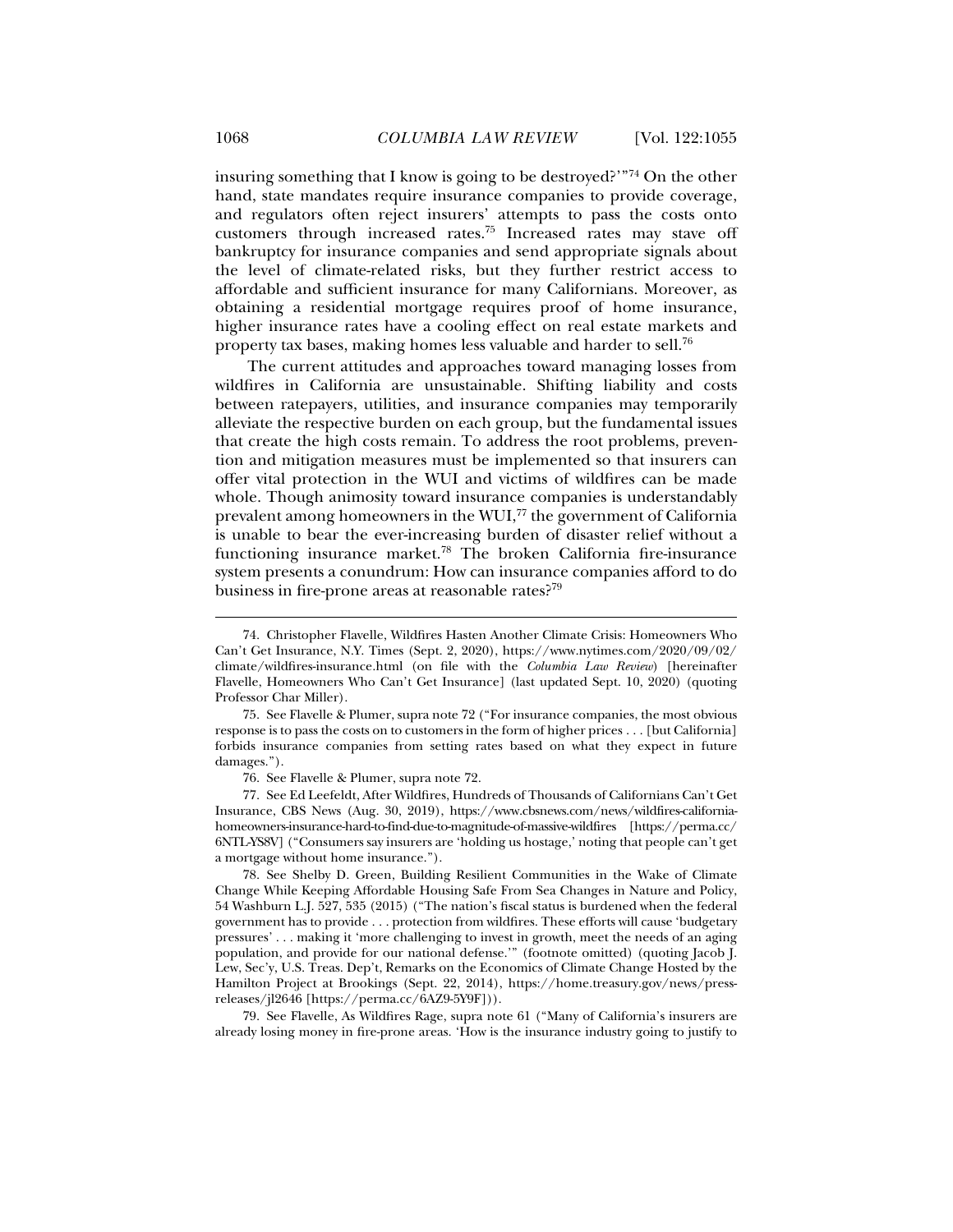insuring something that I know is going to be destroyed?'"[74] On the other hand, state mandates require insurance companies to provide coverage, and regulators often reject insurers' attempts to pass the costs onto customers through increased rates.[75] Increased rates may stave off bankruptcy for insurance companies and send appropriate signals about the level of climate-related risks, but they further restrict access to affordable and sufficient insurance for many Californians. Moreover, as obtaining a residential mortgage requires proof of home insurance, higher insurance rates have a cooling effect on real estate markets and property tax bases, making homes less valuable and harder to sell.[76]

The current attitudes and approaches toward managing losses from wildfires in California are unsustainable. Shifting liability and costs between ratepayers, utilities, and insurance companies may temporarily alleviate the respective burden on each group, but the fundamental issues that create the high costs remain. To address the root problems, prevention and mitigation measures must be implemented so that insurers can offer vital protection in the WUI and victims of wildfires can be made whole. Though animosity toward insurance companies is understandably prevalent among homeowners in the WUI,[77] the government of California is unable to bear the ever-increasing burden of disaster relief without a functioning insurance market.[78] The broken California fire-insurance system presents a conundrum: How can insurance companies afford to do business in fire-prone areas at reasonable rates?[79]

---

74. Christopher Flavelle, Wildfires Hasten Another Climate Crisis: Homeowners Who Can't Get Insurance, N.Y. Times (Sept. 2, 2020), https://www.nytimes.com/2020/09/02/climate/wildfires-insurance.html (on file with the *Columbia Law Review*) [hereinafter Flavelle, Homeowners Who Can't Get Insurance] (last updated Sept. 10, 2020) (quoting Professor Char Miller).

75. See Flavelle & Plumer, supra note 72 ("For insurance companies, the most obvious response is to pass the costs on to customers in the form of higher prices . . . [but California] forbids insurance companies from setting rates based on what they expect in future damages.").

76. See Flavelle & Plumer, supra note 72.

77. See Ed Leefeldt, After Wildfires, Hundreds of Thousands of Californians Can't Get Insurance, CBS News (Aug. 30, 2019), https://www.cbsnews.com/news/wildfires-california-homeowners-insurance-hard-to-find-due-to-magnitude-of-massive-wildfires [https://perma.cc/6NTL-YS8V] ("Consumers say insurers are 'holding us hostage,' noting that people can't get a mortgage without home insurance.").

78. See Shelby D. Green, Building Resilient Communities in the Wake of Climate Change While Keeping Affordable Housing Safe From Sea Changes in Nature and Policy, 54 Washburn L.J. 527, 535 (2015) ("The nation's fiscal status is burdened when the federal government has to provide . . . protection from wildfires. These efforts will cause 'budgetary pressures' . . . making it 'more challenging to invest in growth, meet the needs of an aging population, and provide for our national defense.'" (footnote omitted) (quoting Jacob J. Lew, Sec'y, U.S. Treas. Dep't, Remarks on the Economics of Climate Change Hosted by the Hamilton Project at Brookings (Sept. 22, 2014), https://home.treasury.gov/news/press-releases/jl2646 [https://perma.cc/6AZ9-5Y9F])).

79. See Flavelle, As Wildfires Rage, supra note 61 ("Many of California's insurers are already losing money in fire-prone areas. 'How is the insurance industry going to justify to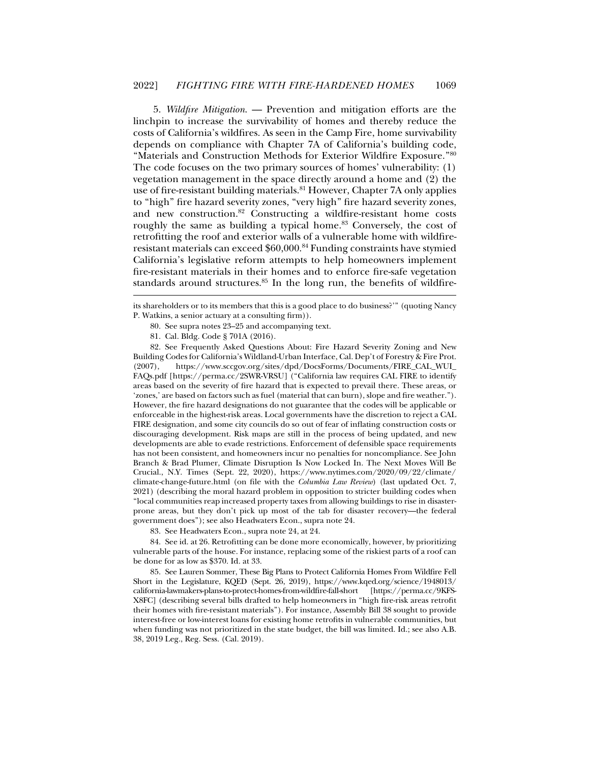5. *Wildfire Mitigation.* — Prevention and mitigation efforts are the linchpin to increase the survivability of homes and thereby reduce the costs of California's wildfires. As seen in the Camp Fire, home survivability depends on compliance with Chapter 7A of California's building code, "Materials and Construction Methods for Exterior Wildfire Exposure."[80] The code focuses on the two primary sources of homes' vulnerability: (1) vegetation management in the space directly around a home and (2) the use of fire-resistant building materials.[81] However, Chapter 7A only applies to "high" fire hazard severity zones, "very high" fire hazard severity zones, and new construction.[82] Constructing a wildfire-resistant home costs roughly the same as building a typical home.[83] Conversely, the cost of retrofitting the roof and exterior walls of a vulnerable home with wildfire-resistant materials can exceed $60,000.[84] Funding constraints have stymied California's legislative reform attempts to help homeowners implement fire-resistant materials in their homes and to enforce fire-safe vegetation standards around structures.[85] In the long run, the benefits of wildfire-

---

its shareholders or to its members that this is a good place to do business?'" (quoting Nancy P. Watkins, a senior actuary at a consulting firm)).

80. See supra notes 23–25 and accompanying text.

81. Cal. Bldg. Code § 701A (2016).

82. See Frequently Asked Questions About: Fire Hazard Severity Zoning and New Building Codes for California's Wildland-Urban Interface, Cal. Dep't of Forestry & Fire Prot. (2007), https://www.sccgov.org/sites/dpd/DocsForms/Documents/FIRE_CAL_WUI_FAQs.pdf [https://perma.cc/2SWR-VRSU] ("California law requires CAL FIRE to identify areas based on the severity of fire hazard that is expected to prevail there. These areas, or 'zones,' are based on factors such as fuel (material that can burn), slope and fire weather."). However, the fire hazard designations do not guarantee that the codes will be applicable or enforceable in the highest-risk areas. Local governments have the discretion to reject a CAL FIRE designation, and some city councils do so out of fear of inflating construction costs or discouraging development. Risk maps are still in the process of being updated, and new developments are able to evade restrictions. Enforcement of defensible space requirements has not been consistent, and homeowners incur no penalties for noncompliance. See John Branch & Brad Plumer, Climate Disruption Is Now Locked In. The Next Moves Will Be Crucial., N.Y. Times (Sept. 22, 2020), https://www.nytimes.com/2020/09/22/climate/climate-change-future.html (on file with the *Columbia Law Review*) (last updated Oct. 7, 2021) (describing the moral hazard problem in opposition to stricter building codes when "local communities reap increased property taxes from allowing buildings to rise in disaster-prone areas, but they don't pick up most of the tab for disaster recovery—the federal government does"); see also Headwaters Econ., supra note 24.

83. See Headwaters Econ., supra note 24, at 24.

84. See id. at 26. Retrofitting can be done more economically, however, by prioritizing vulnerable parts of the house. For instance, replacing some of the riskiest parts of a roof can be done for as low as $370. Id. at 33.

85. See Lauren Sommer, These Big Plans to Protect California Homes From Wildfire Fell Short in the Legislature, KQED (Sept. 26, 2019), https://www.kqed.org/science/1948013/california-lawmakers-plans-to-protect-homes-from-wildfire-fall-short [https://perma.cc/9KFS-X8FC] (describing several bills drafted to help homeowners in "high fire-risk areas retrofit their homes with fire-resistant materials"). For instance, Assembly Bill 38 sought to provide interest-free or low-interest loans for existing home retrofits in vulnerable communities, but when funding was not prioritized in the state budget, the bill was limited. Id.; see also A.B. 38, 2019 Leg., Reg. Sess. (Cal. 2019).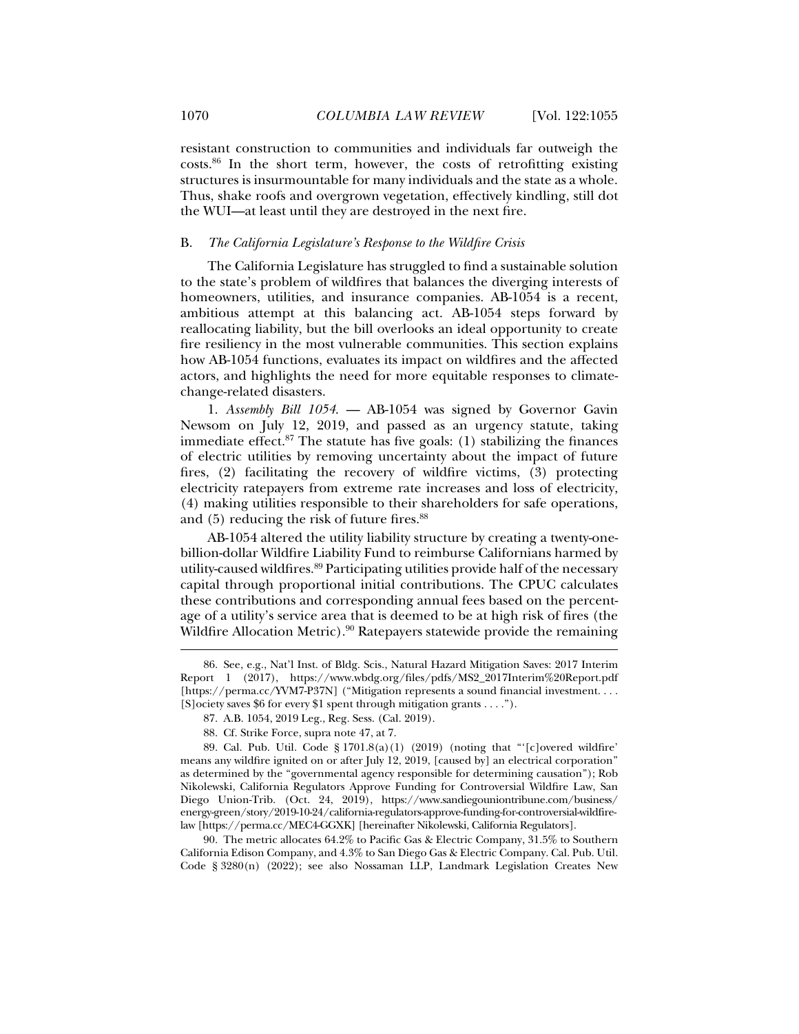resistant construction to communities and individuals far outweigh the costs.[86] In the short term, however, the costs of retrofitting existing structures is insurmountable for many individuals and the state as a whole. Thus, shake roofs and overgrown vegetation, effectively kindling, still dot the WUI—at least until they are destroyed in the next fire.

### B. *The California Legislature's Response to the Wildfire Crisis*

The California Legislature has struggled to find a sustainable solution to the state's problem of wildfires that balances the diverging interests of homeowners, utilities, and insurance companies. AB-1054 is a recent, ambitious attempt at this balancing act. AB-1054 steps forward by reallocating liability, but the bill overlooks an ideal opportunity to create fire resiliency in the most vulnerable communities. This section explains how AB-1054 functions, evaluates its impact on wildfires and the affected actors, and highlights the need for more equitable responses to climate-change-related disasters.

1. *Assembly Bill 1054.* — AB-1054 was signed by Governor Gavin Newsom on July 12, 2019, and passed as an urgency statute, taking immediate effect.[87] The statute has five goals: (1) stabilizing the finances of electric utilities by removing uncertainty about the impact of future fires, (2) facilitating the recovery of wildfire victims, (3) protecting electricity ratepayers from extreme rate increases and loss of electricity, (4) making utilities responsible to their shareholders for safe operations, and (5) reducing the risk of future fires.[88]

AB-1054 altered the utility liability structure by creating a twenty-one-billion-dollar Wildfire Liability Fund to reimburse Californians harmed by utility-caused wildfires.[89] Participating utilities provide half of the necessary capital through proportional initial contributions. The CPUC calculates these contributions and corresponding annual fees based on the percentage of a utility's service area that is deemed to be at high risk of fires (the Wildfire Allocation Metric).[90] Ratepayers statewide provide the remaining

---

86. See, e.g., Nat'l Inst. of Bldg. Scis., Natural Hazard Mitigation Saves: 2017 Interim Report 1 (2017), https://www.wbdg.org/files/pdfs/MS2_2017Interim%20Report.pdf [https://perma.cc/YVM7-P37N] ("Mitigation represents a sound financial investment. . . . [S]ociety saves $6 for every $1 spent through mitigation grants . . . .").

87. A.B. 1054, 2019 Leg., Reg. Sess. (Cal. 2019).

88. Cf. Strike Force, supra note 47, at 7.

89. Cal. Pub. Util. Code § 1701.8(a)(1) (2019) (noting that "'[c]overed wildfire' means any wildfire ignited on or after July 12, 2019, [caused by] an electrical corporation" as determined by the "governmental agency responsible for determining causation"); Rob Nikolewski, California Regulators Approve Funding for Controversial Wildfire Law, San Diego Union-Trib. (Oct. 24, 2019), https://www.sandiegouniontribune.com/business/energy-green/story/2019-10-24/california-regulators-approve-funding-for-controversial-wildfire-law [https://perma.cc/MEC4-GGXK] [hereinafter Nikolewski, California Regulators].

90. The metric allocates 64.2% to Pacific Gas & Electric Company, 31.5% to Southern California Edison Company, and 4.3% to San Diego Gas & Electric Company. Cal. Pub. Util. Code § 3280(n) (2022); see also Nossaman LLP, Landmark Legislation Creates New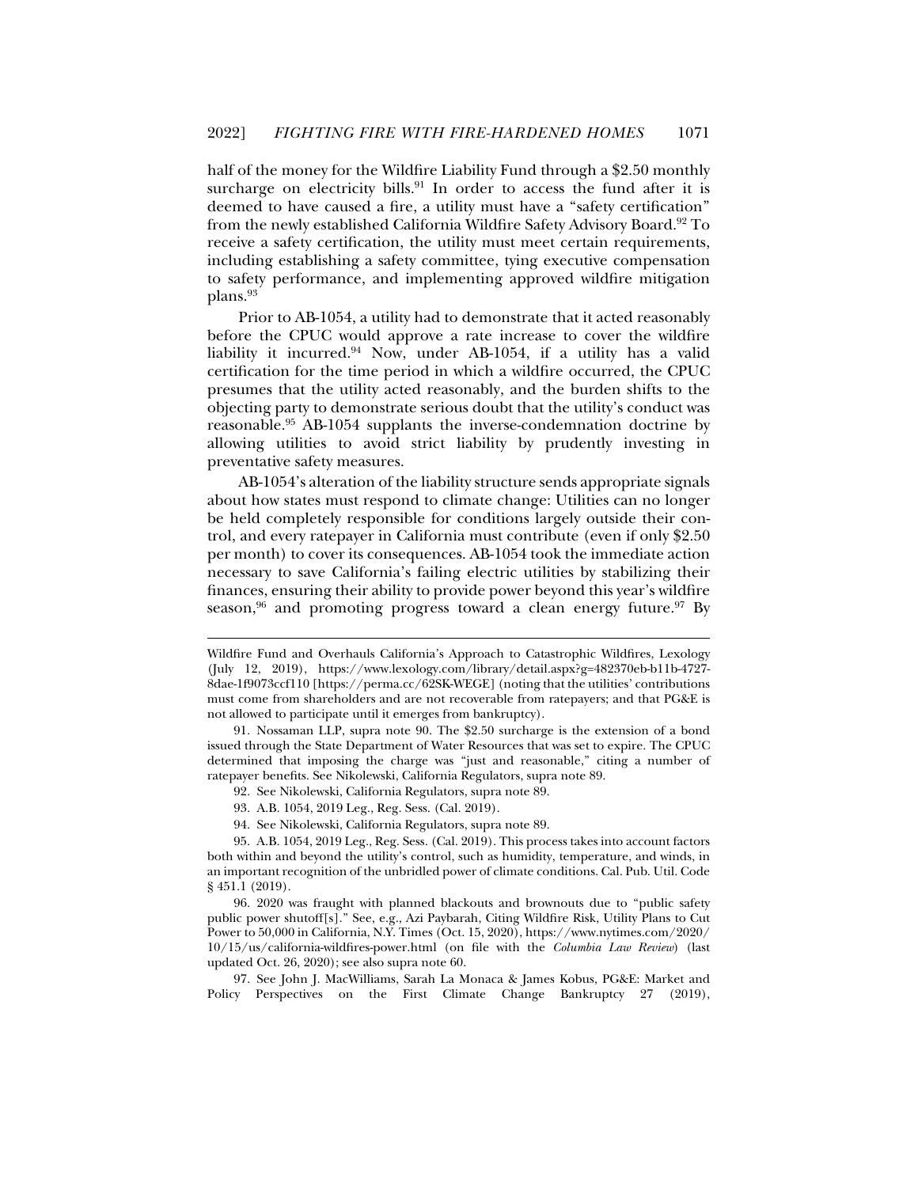half of the money for the Wildfire Liability Fund through a $2.50 monthly surcharge on electricity bills.[91] In order to access the fund after it is deemed to have caused a fire, a utility must have a "safety certification" from the newly established California Wildfire Safety Advisory Board.[92] To receive a safety certification, the utility must meet certain requirements, including establishing a safety committee, tying executive compensation to safety performance, and implementing approved wildfire mitigation plans.[93]

Prior to AB-1054, a utility had to demonstrate that it acted reasonably before the CPUC would approve a rate increase to cover the wildfire liability it incurred.[94] Now, under AB-1054, if a utility has a valid certification for the time period in which a wildfire occurred, the CPUC presumes that the utility acted reasonably, and the burden shifts to the objecting party to demonstrate serious doubt that the utility's conduct was reasonable.[95] AB-1054 supplants the inverse-condemnation doctrine by allowing utilities to avoid strict liability by prudently investing in preventative safety measures.

AB-1054's alteration of the liability structure sends appropriate signals about how states must respond to climate change: Utilities can no longer be held completely responsible for conditions largely outside their control, and every ratepayer in California must contribute (even if only $2.50 per month) to cover its consequences. AB-1054 took the immediate action necessary to save California's failing electric utilities by stabilizing their finances, ensuring their ability to provide power beyond this year's wildfire season,[96] and promoting progress toward a clean energy future.[97] By

---

Wildfire Fund and Overhauls California's Approach to Catastrophic Wildfires, Lexology (July 12, 2019), https://www.lexology.com/library/detail.aspx?g=482370eb-b11b-4727-8dae-1f9073ccf110 [https://perma.cc/62SK-WEGE] (noting that the utilities' contributions must come from shareholders and are not recoverable from ratepayers; and that PG&E is not allowed to participate until it emerges from bankruptcy).

91. Nossaman LLP, supra note 90. The $2.50 surcharge is the extension of a bond issued through the State Department of Water Resources that was set to expire. The CPUC determined that imposing the charge was "just and reasonable," citing a number of ratepayer benefits. See Nikolewski, California Regulators, supra note 89.

92. See Nikolewski, California Regulators, supra note 89.

93. A.B. 1054, 2019 Leg., Reg. Sess. (Cal. 2019).

94. See Nikolewski, California Regulators, supra note 89.

95. A.B. 1054, 2019 Leg., Reg. Sess. (Cal. 2019). This process takes into account factors both within and beyond the utility's control, such as humidity, temperature, and winds, in an important recognition of the unbridled power of climate conditions. Cal. Pub. Util. Code § 451.1 (2019).

96. 2020 was fraught with planned blackouts and brownouts due to "public safety public power shutoff[s]." See, e.g., Azi Paybarah, Citing Wildfire Risk, Utility Plans to Cut Power to 50,000 in California, N.Y. Times (Oct. 15, 2020), https://www.nytimes.com/2020/10/15/us/california-wildfires-power.html (on file with the *Columbia Law Review*) (last updated Oct. 26, 2020); see also supra note 60.

97. See John J. MacWilliams, Sarah La Monaca & James Kobus, PG&E: Market and Policy Perspectives on the First Climate Change Bankruptcy 27 (2019),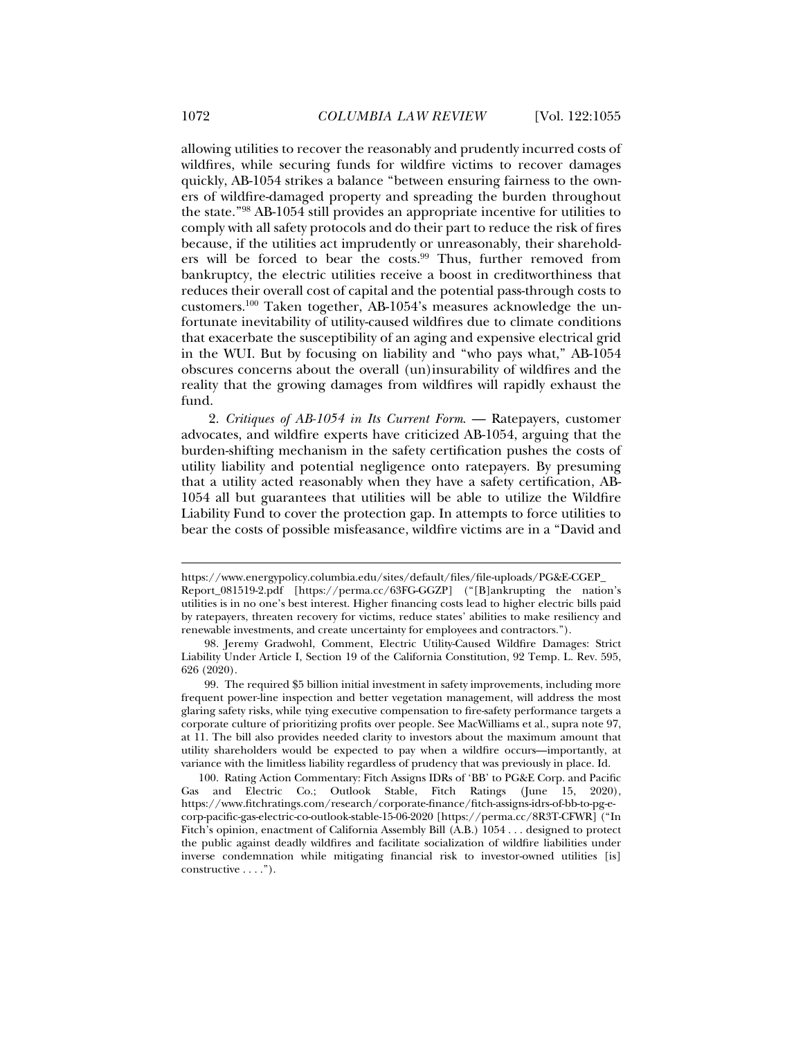allowing utilities to recover the reasonably and prudently incurred costs of wildfires, while securing funds for wildfire victims to recover damages quickly, AB-1054 strikes a balance "between ensuring fairness to the owners of wildfire-damaged property and spreading the burden throughout the state."[98] AB-1054 still provides an appropriate incentive for utilities to comply with all safety protocols and do their part to reduce the risk of fires because, if the utilities act imprudently or unreasonably, their shareholders will be forced to bear the costs.[99] Thus, further removed from bankruptcy, the electric utilities receive a boost in creditworthiness that reduces their overall cost of capital and the potential pass-through costs to customers.[100] Taken together, AB-1054's measures acknowledge the unfortunate inevitability of utility-caused wildfires due to climate conditions that exacerbate the susceptibility of an aging and expensive electrical grid in the WUI. But by focusing on liability and "who pays what," AB-1054 obscures concerns about the overall (un)insurability of wildfires and the reality that the growing damages from wildfires will rapidly exhaust the fund.

2. *Critiques of AB-1054 in Its Current Form.* — Ratepayers, customer advocates, and wildfire experts have criticized AB-1054, arguing that the burden-shifting mechanism in the safety certification pushes the costs of utility liability and potential negligence onto ratepayers. By presuming that a utility acted reasonably when they have a safety certification, AB-1054 all but guarantees that utilities will be able to utilize the Wildfire Liability Fund to cover the protection gap. In attempts to force utilities to bear the costs of possible misfeasance, wildfire victims are in a "David and

---

https://www.energypolicy.columbia.edu/sites/default/files/file-uploads/PG&E-CGEP_Report_081519-2.pdf [https://perma.cc/63FG-GGZP] ("[B]ankrupting the nation's utilities is in no one's best interest. Higher financing costs lead to higher electric bills paid by ratepayers, threaten recovery for victims, reduce states' abilities to make resiliency and renewable investments, and create uncertainty for employees and contractors.").

98. Jeremy Gradwohl, Comment, Electric Utility-Caused Wildfire Damages: Strict Liability Under Article I, Section 19 of the California Constitution, 92 Temp. L. Rev. 595, 626 (2020).

99. The required $5 billion initial investment in safety improvements, including more frequent power-line inspection and better vegetation management, will address the most glaring safety risks, while tying executive compensation to fire-safety performance targets a corporate culture of prioritizing profits over people. See MacWilliams et al., supra note 97, at 11. The bill also provides needed clarity to investors about the maximum amount that utility shareholders would be expected to pay when a wildfire occurs—importantly, at variance with the limitless liability regardless of prudency that was previously in place. Id.

100. Rating Action Commentary: Fitch Assigns IDRs of 'BB' to PG&E Corp. and Pacific Gas and Electric Co.; Outlook Stable, Fitch Ratings (June 15, 2020), https://www.fitchratings.com/research/corporate-finance/fitch-assigns-idrs-of-bb-to-pg-e-corp-pacific-gas-electric-co-outlook-stable-15-06-2020 [https://perma.cc/8R3T-CFWR] ("In Fitch's opinion, enactment of California Assembly Bill (A.B.) 1054 . . . designed to protect the public against deadly wildfires and facilitate socialization of wildfire liabilities under inverse condemnation while mitigating financial risk to investor-owned utilities [is] constructive . . . .").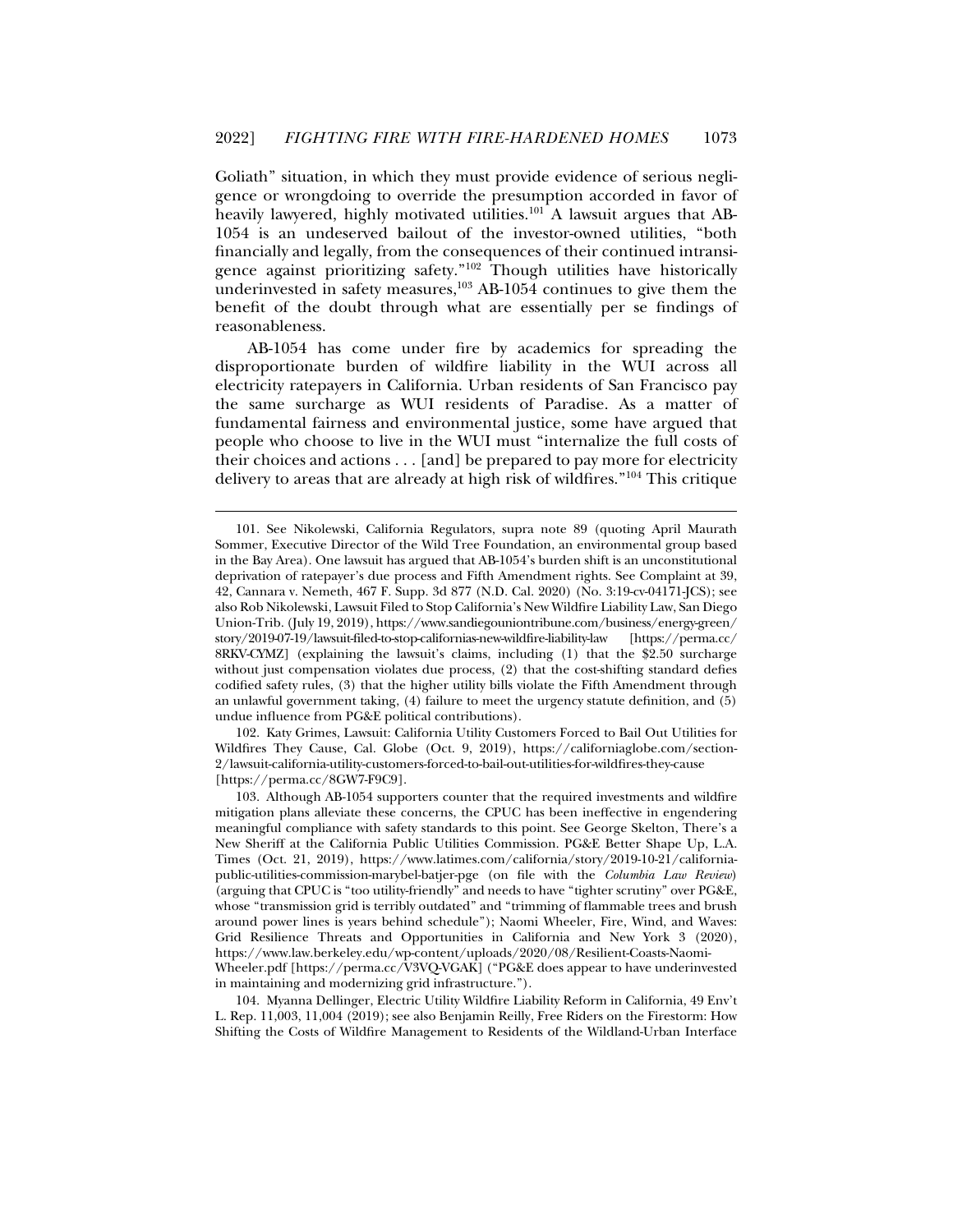Goliath" situation, in which they must provide evidence of serious negligence or wrongdoing to override the presumption accorded in favor of heavily lawyered, highly motivated utilities.[101] A lawsuit argues that AB-1054 is an undeserved bailout of the investor-owned utilities, "both financially and legally, from the consequences of their continued intransigence against prioritizing safety."[102] Though utilities have historically underinvested in safety measures,[103] AB-1054 continues to give them the benefit of the doubt through what are essentially per se findings of reasonableness.

AB-1054 has come under fire by academics for spreading the disproportionate burden of wildfire liability in the WUI across all electricity ratepayers in California. Urban residents of San Francisco pay the same surcharge as WUI residents of Paradise. As a matter of fundamental fairness and environmental justice, some have argued that people who choose to live in the WUI must "internalize the full costs of their choices and actions . . . [and] be prepared to pay more for electricity delivery to areas that are already at high risk of wildfires."[104] This critique

---

101. See Nikolewski, California Regulators, supra note 89 (quoting April Maurath Sommer, Executive Director of the Wild Tree Foundation, an environmental group based in the Bay Area). One lawsuit has argued that AB-1054's burden shift is an unconstitutional deprivation of ratepayer's due process and Fifth Amendment rights. See Complaint at 39, 42, Cannara v. Nemeth, 467 F. Supp. 3d 877 (N.D. Cal. 2020) (No. 3:19-cv-04171-JCS); see also Rob Nikolewski, Lawsuit Filed to Stop California's New Wildfire Liability Law, San Diego Union-Trib. (July 19, 2019), https://www.sandiegouniontribune.com/business/energy-green/story/2019-07-19/lawsuit-filed-to-stop-californias-new-wildfire-liability-law [https://perma.cc/8RKV-CYMZ] (explaining the lawsuit's claims, including (1) that the $2.50 surcharge without just compensation violates due process, (2) that the cost-shifting standard defies codified safety rules, (3) that the higher utility bills violate the Fifth Amendment through an unlawful government taking, (4) failure to meet the urgency statute definition, and (5) undue influence from PG&E political contributions).

102. Katy Grimes, Lawsuit: California Utility Customers Forced to Bail Out Utilities for Wildfires They Cause, Cal. Globe (Oct. 9, 2019), https://californiaglobe.com/section-2/lawsuit-california-utility-customers-forced-to-bail-out-utilities-for-wildfires-they-cause [https://perma.cc/8GW7-F9C9].

103. Although AB-1054 supporters counter that the required investments and wildfire mitigation plans alleviate these concerns, the CPUC has been ineffective in engendering meaningful compliance with safety standards to this point. See George Skelton, There's a New Sheriff at the California Public Utilities Commission. PG&E Better Shape Up, L.A. Times (Oct. 21, 2019), https://www.latimes.com/california/story/2019-10-21/california-public-utilities-commission-marybel-batjer-pge (on file with the *Columbia Law Review*) (arguing that CPUC is "too utility-friendly" and needs to have "tighter scrutiny" over PG&E, whose "transmission grid is terribly outdated" and "trimming of flammable trees and brush around power lines is years behind schedule"); Naomi Wheeler, Fire, Wind, and Waves: Grid Resilience Threats and Opportunities in California and New York 3 (2020), https://www.law.berkeley.edu/wp-content/uploads/2020/08/Resilient-Coasts-Naomi-Wheeler.pdf [https://perma.cc/V3VQ-VGAK] ("PG&E does appear to have underinvested in maintaining and modernizing grid infrastructure.").

104. Myanna Dellinger, Electric Utility Wildfire Liability Reform in California, 49 Env't L. Rep. 11,003, 11,004 (2019); see also Benjamin Reilly, Free Riders on the Firestorm: How Shifting the Costs of Wildfire Management to Residents of the Wildland-Urban Interface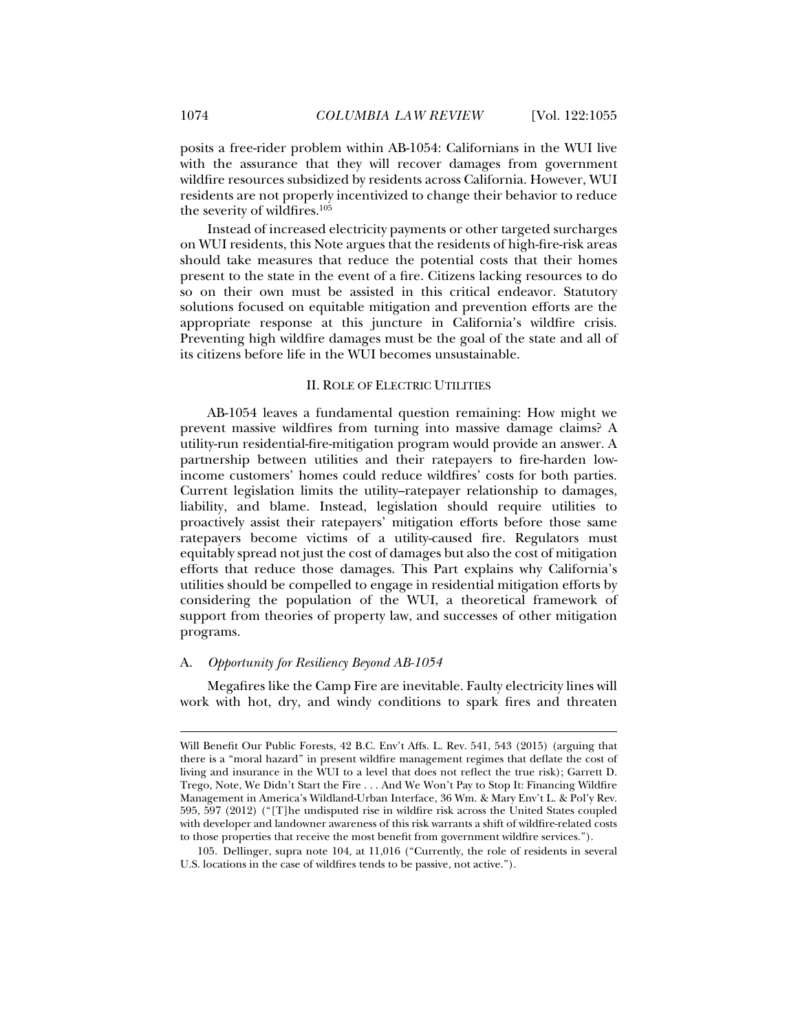posits a free-rider problem within AB-1054: Californians in the WUI live with the assurance that they will recover damages from government wildfire resources subsidized by residents across California. However, WUI residents are not properly incentivized to change their behavior to reduce the severity of wildfires.[105]

Instead of increased electricity payments or other targeted surcharges on WUI residents, this Note argues that the residents of high-fire-risk areas should take measures that reduce the potential costs that their homes present to the state in the event of a fire. Citizens lacking resources to do so on their own must be assisted in this critical endeavor. Statutory solutions focused on equitable mitigation and prevention efforts are the appropriate response at this juncture in California's wildfire crisis. Preventing high wildfire damages must be the goal of the state and all of its citizens before life in the WUI becomes unsustainable.

## II. ROLE OF ELECTRIC UTILITIES

AB-1054 leaves a fundamental question remaining: How might we prevent massive wildfires from turning into massive damage claims? A utility-run residential-fire-mitigation program would provide an answer. A partnership between utilities and their ratepayers to fire-harden low-income customers' homes could reduce wildfires' costs for both parties. Current legislation limits the utility–ratepayer relationship to damages, liability, and blame. Instead, legislation should require utilities to proactively assist their ratepayers' mitigation efforts before those same ratepayers become victims of a utility-caused fire. Regulators must equitably spread not just the cost of damages but also the cost of mitigation efforts that reduce those damages. This Part explains why California's utilities should be compelled to engage in residential mitigation efforts by considering the population of the WUI, a theoretical framework of support from theories of property law, and successes of other mitigation programs.

### A. *Opportunity for Resiliency Beyond AB-1054*

Megafires like the Camp Fire are inevitable. Faulty electricity lines will work with hot, dry, and windy conditions to spark fires and threaten

---

Will Benefit Our Public Forests, 42 B.C. Env't Affs. L. Rev. 541, 543 (2015) (arguing that there is a "moral hazard" in present wildfire management regimes that deflate the cost of living and insurance in the WUI to a level that does not reflect the true risk); Garrett D. Trego, Note, We Didn't Start the Fire . . . And We Won't Pay to Stop It: Financing Wildfire Management in America's Wildland-Urban Interface, 36 Wm. & Mary Env't L. & Pol'y Rev. 595, 597 (2012) ("[T]he undisputed rise in wildfire risk across the United States coupled with developer and landowner awareness of this risk warrants a shift of wildfire-related costs to those properties that receive the most benefit from government wildfire services.").

105. Dellinger, supra note 104, at 11,016 ("Currently, the role of residents in several U.S. locations in the case of wildfires tends to be passive, not active.").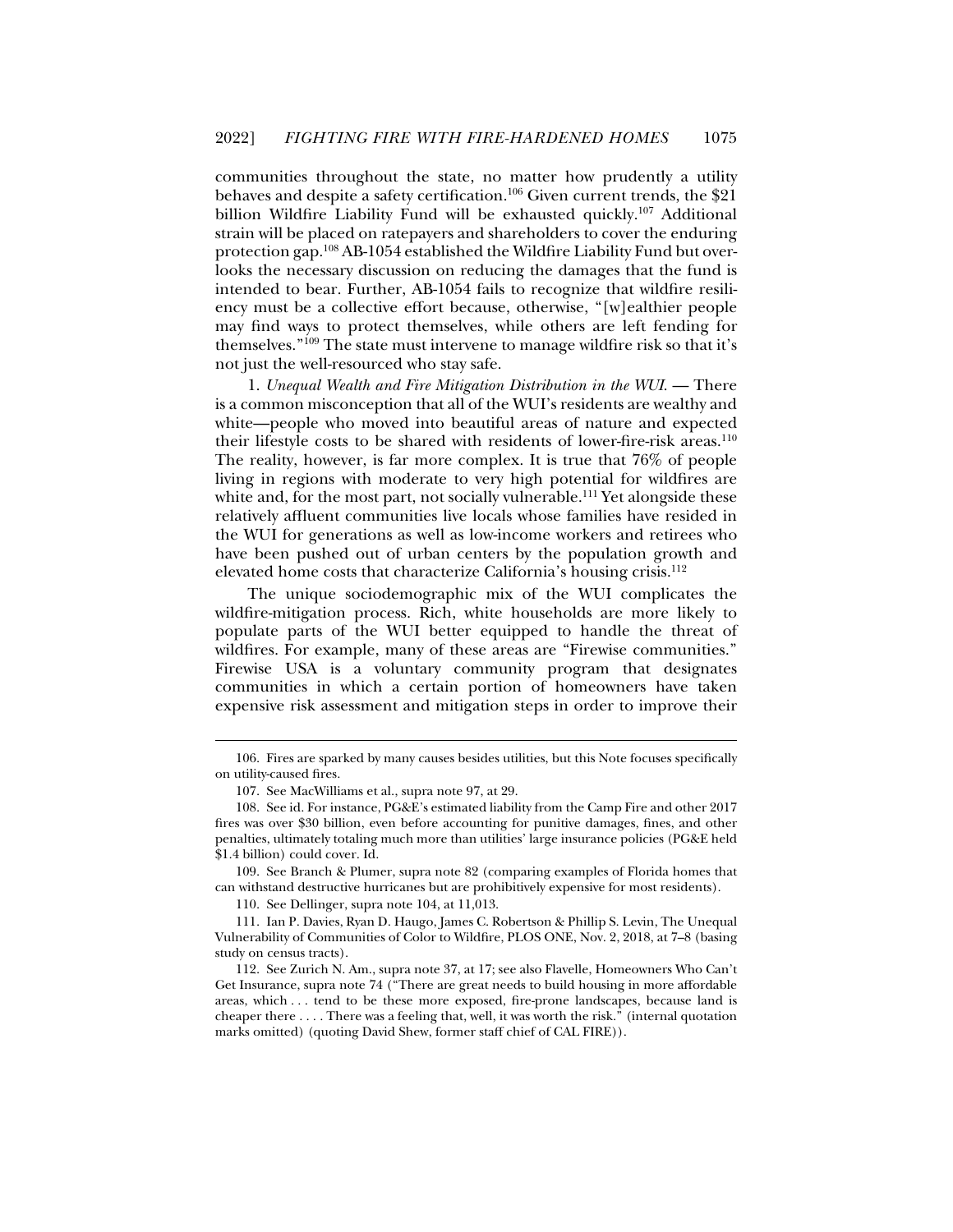communities throughout the state, no matter how prudently a utility behaves and despite a safety certification.[106] Given current trends, the $21 billion Wildfire Liability Fund will be exhausted quickly.[107] Additional strain will be placed on ratepayers and shareholders to cover the enduring protection gap.[108] AB-1054 established the Wildfire Liability Fund but overlooks the necessary discussion on reducing the damages that the fund is intended to bear. Further, AB-1054 fails to recognize that wildfire resiliency must be a collective effort because, otherwise, "[w]ealthier people may find ways to protect themselves, while others are left fending for themselves."[109] The state must intervene to manage wildfire risk so that it's not just the well-resourced who stay safe.

1. *Unequal Wealth and Fire Mitigation Distribution in the WUI.* — There is a common misconception that all of the WUI's residents are wealthy and white—people who moved into beautiful areas of nature and expected their lifestyle costs to be shared with residents of lower-fire-risk areas.[110] The reality, however, is far more complex. It is true that 76% of people living in regions with moderate to very high potential for wildfires are white and, for the most part, not socially vulnerable.[111] Yet alongside these relatively affluent communities live locals whose families have resided in the WUI for generations as well as low-income workers and retirees who have been pushed out of urban centers by the population growth and elevated home costs that characterize California's housing crisis.[112]

The unique sociodemographic mix of the WUI complicates the wildfire-mitigation process. Rich, white households are more likely to populate parts of the WUI better equipped to handle the threat of wildfires. For example, many of these areas are "Firewise communities." Firewise USA is a voluntary community program that designates communities in which a certain portion of homeowners have taken expensive risk assessment and mitigation steps in order to improve their

---

106. Fires are sparked by many causes besides utilities, but this Note focuses specifically on utility-caused fires.

107. See MacWilliams et al., supra note 97, at 29.

108. See id. For instance, PG&E's estimated liability from the Camp Fire and other 2017 fires was over $30 billion, even before accounting for punitive damages, fines, and other penalties, ultimately totaling much more than utilities' large insurance policies (PG&E held $1.4 billion) could cover. Id.

109. See Branch & Plumer, supra note 82 (comparing examples of Florida homes that can withstand destructive hurricanes but are prohibitively expensive for most residents).

110. See Dellinger, supra note 104, at 11,013.

111. Ian P. Davies, Ryan D. Haugo, James C. Robertson & Phillip S. Levin, The Unequal Vulnerability of Communities of Color to Wildfire, PLOS ONE, Nov. 2, 2018, at 7–8 (basing study on census tracts).

112. See Zurich N. Am., supra note 37, at 17; see also Flavelle, Homeowners Who Can't Get Insurance, supra note 74 ("There are great needs to build housing in more affordable areas, which . . . tend to be these more exposed, fire-prone landscapes, because land is cheaper there . . . . There was a feeling that, well, it was worth the risk." (internal quotation marks omitted) (quoting David Shew, former staff chief of CAL FIRE)).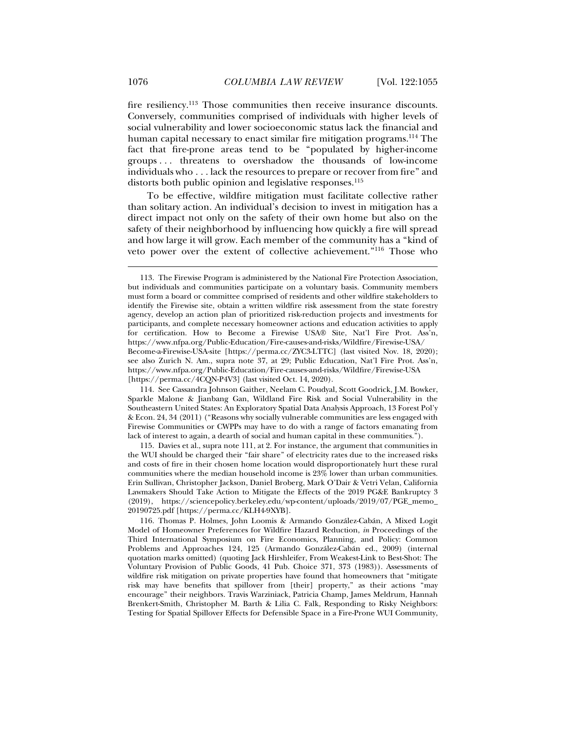fire resiliency.[113] Those communities then receive insurance discounts. Conversely, communities comprised of individuals with higher levels of social vulnerability and lower socioeconomic status lack the financial and human capital necessary to enact similar fire mitigation programs.[114] The fact that fire-prone areas tend to be "populated by higher-income groups . . . threatens to overshadow the thousands of low-income individuals who . . . lack the resources to prepare or recover from fire" and distorts both public opinion and legislative responses.[115]

To be effective, wildfire mitigation must facilitate collective rather than solitary action. An individual's decision to invest in mitigation has a direct impact not only on the safety of their own home but also on the safety of their neighborhood by influencing how quickly a fire will spread and how large it will grow. Each member of the community has a "kind of veto power over the extent of collective achievement."[116] Those who

---

113. The Firewise Program is administered by the National Fire Protection Association, but individuals and communities participate on a voluntary basis. Community members must form a board or committee comprised of residents and other wildfire stakeholders to identify the Firewise site, obtain a written wildfire risk assessment from the state forestry agency, develop an action plan of prioritized risk-reduction projects and investments for participants, and complete necessary homeowner actions and education activities to apply for certification. How to Become a Firewise USA® Site, Nat'l Fire Prot. Ass'n, https://www.nfpa.org/Public-Education/Fire-causes-and-risks/Wildfire/Firewise-USA/Become-a-Firewise-USA-site [https://perma.cc/ZYC3-LTTC] (last visited Nov. 18, 2020); see also Zurich N. Am., supra note 37, at 29; Public Education, Nat'l Fire Prot. Ass'n, https://www.nfpa.org/Public-Education/Fire-causes-and-risks/Wildfire/Firewise-USA [https://perma.cc/4CQN-P4V3] (last visited Oct. 14, 2020).

114. See Cassandra Johnson Gaither, Neelam C. Poudyal, Scott Goodrick, J.M. Bowker, Sparkle Malone & Jianbang Gan, Wildland Fire Risk and Social Vulnerability in the Southeastern United States: An Exploratory Spatial Data Analysis Approach, 13 Forest Pol'y & Econ. 24, 34 (2011) ("Reasons why socially vulnerable communities are less engaged with Firewise Communities or CWPPs may have to do with a range of factors emanating from lack of interest to again, a dearth of social and human capital in these communities.").

115. Davies et al., supra note 111, at 2. For instance, the argument that communities in the WUI should be charged their "fair share" of electricity rates due to the increased risks and costs of fire in their chosen home location would disproportionately hurt these rural communities where the median household income is 23% lower than urban communities. Erin Sullivan, Christopher Jackson, Daniel Broberg, Mark O'Dair & Vetri Velan, California Lawmakers Should Take Action to Mitigate the Effects of the 2019 PG&E Bankruptcy 3 (2019), https://sciencepolicy.berkeley.edu/wp-content/uploads/2019/07/PGE_memo_20190725.pdf [https://perma.cc/KLH4-9XYB].

116. Thomas P. Holmes, John Loomis & Armando González-Cabán, A Mixed Logit Model of Homeowner Preferences for Wildfire Hazard Reduction, *in* Proceedings of the Third International Symposium on Fire Economics, Planning, and Policy: Common Problems and Approaches 124, 125 (Armando González-Cabán ed., 2009) (internal quotation marks omitted) (quoting Jack Hirshleifer, From Weakest-Link to Best-Shot: The Voluntary Provision of Public Goods, 41 Pub. Choice 371, 373 (1983)). Assessments of wildfire risk mitigation on private properties have found that homeowners that "mitigate risk may have benefits that spillover from [their] property," as their actions "may encourage" their neighbors. Travis Warziniack, Patricia Champ, James Meldrum, Hannah Brenkert-Smith, Christopher M. Barth & Lilia C. Falk, Responding to Risky Neighbors: Testing for Spatial Spillover Effects for Defensible Space in a Fire-Prone WUI Community,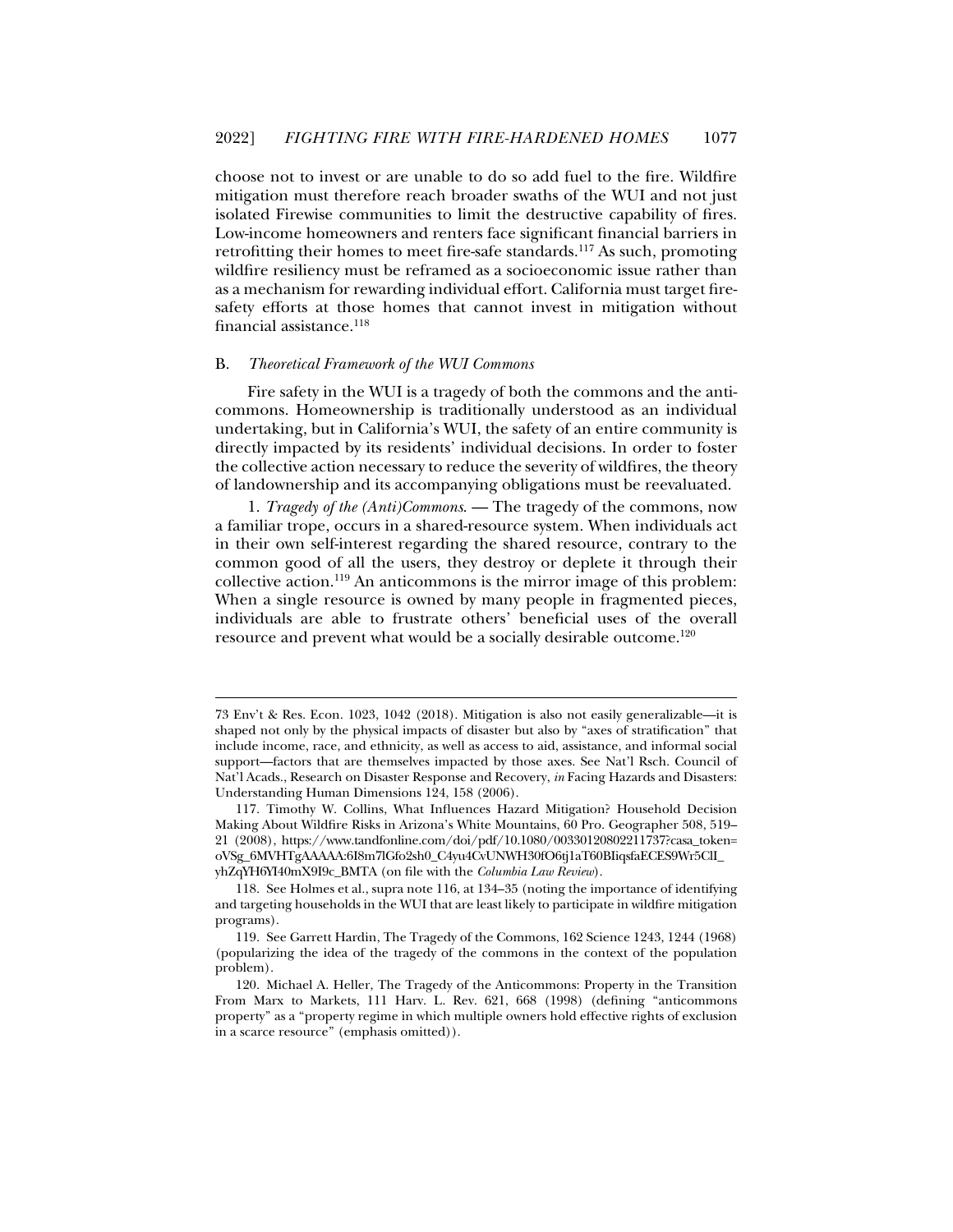choose not to invest or are unable to do so add fuel to the fire. Wildfire mitigation must therefore reach broader swaths of the WUI and not just isolated Firewise communities to limit the destructive capability of fires. Low-income homeowners and renters face significant financial barriers in retrofitting their homes to meet fire-safe standards.[117] As such, promoting wildfire resiliency must be reframed as a socioeconomic issue rather than as a mechanism for rewarding individual effort. California must target fire-safety efforts at those homes that cannot invest in mitigation without financial assistance.[118]

### B. *Theoretical Framework of the WUI Commons*

Fire safety in the WUI is a tragedy of both the commons and the anti-commons. Homeownership is traditionally understood as an individual undertaking, but in California's WUI, the safety of an entire community is directly impacted by its residents' individual decisions. In order to foster the collective action necessary to reduce the severity of wildfires, the theory of landownership and its accompanying obligations must be reevaluated.

1. *Tragedy of the (Anti)Commons*. — The tragedy of the commons, now a familiar trope, occurs in a shared-resource system. When individuals act in their own self-interest regarding the shared resource, contrary to the common good of all the users, they destroy or deplete it through their collective action.[119] An anticommons is the mirror image of this problem: When a single resource is owned by many people in fragmented pieces, individuals are able to frustrate others' beneficial uses of the overall resource and prevent what would be a socially desirable outcome.[120]

---

73 Env't & Res. Econ. 1023, 1042 (2018). Mitigation is also not easily generalizable—it is shaped not only by the physical impacts of disaster but also by "axes of stratification" that include income, race, and ethnicity, as well as access to aid, assistance, and informal social support—factors that are themselves impacted by those axes. See Nat'l Rsch. Council of Nat'l Acads., Research on Disaster Response and Recovery, *in* Facing Hazards and Disasters: Understanding Human Dimensions 124, 158 (2006).

117. Timothy W. Collins, What Influences Hazard Mitigation? Household Decision Making About Wildfire Risks in Arizona's White Mountains, 60 Pro. Geographer 508, 519–21 (2008), https://www.tandfonline.com/doi/pdf/10.1080/00330120802211737?casa_token=oVSg_6MVHTgAAAAA:6I8m7lGfo2sh0_C4yu4CvUNWH30fO6tj1aT60BIiqsfaECES9Wr5ClI_yhZqYH6YI40mX9I9c_BMTA (on file with the *Columbia Law Review*).

118. See Holmes et al., supra note 116, at 134–35 (noting the importance of identifying and targeting households in the WUI that are least likely to participate in wildfire mitigation programs).

119. See Garrett Hardin, The Tragedy of the Commons, 162 Science 1243, 1244 (1968) (popularizing the idea of the tragedy of the commons in the context of the population problem).

120. Michael A. Heller, The Tragedy of the Anticommons: Property in the Transition From Marx to Markets, 111 Harv. L. Rev. 621, 668 (1998) (defining "anticommons property" as a "property regime in which multiple owners hold effective rights of exclusion in a scarce resource" (emphasis omitted)).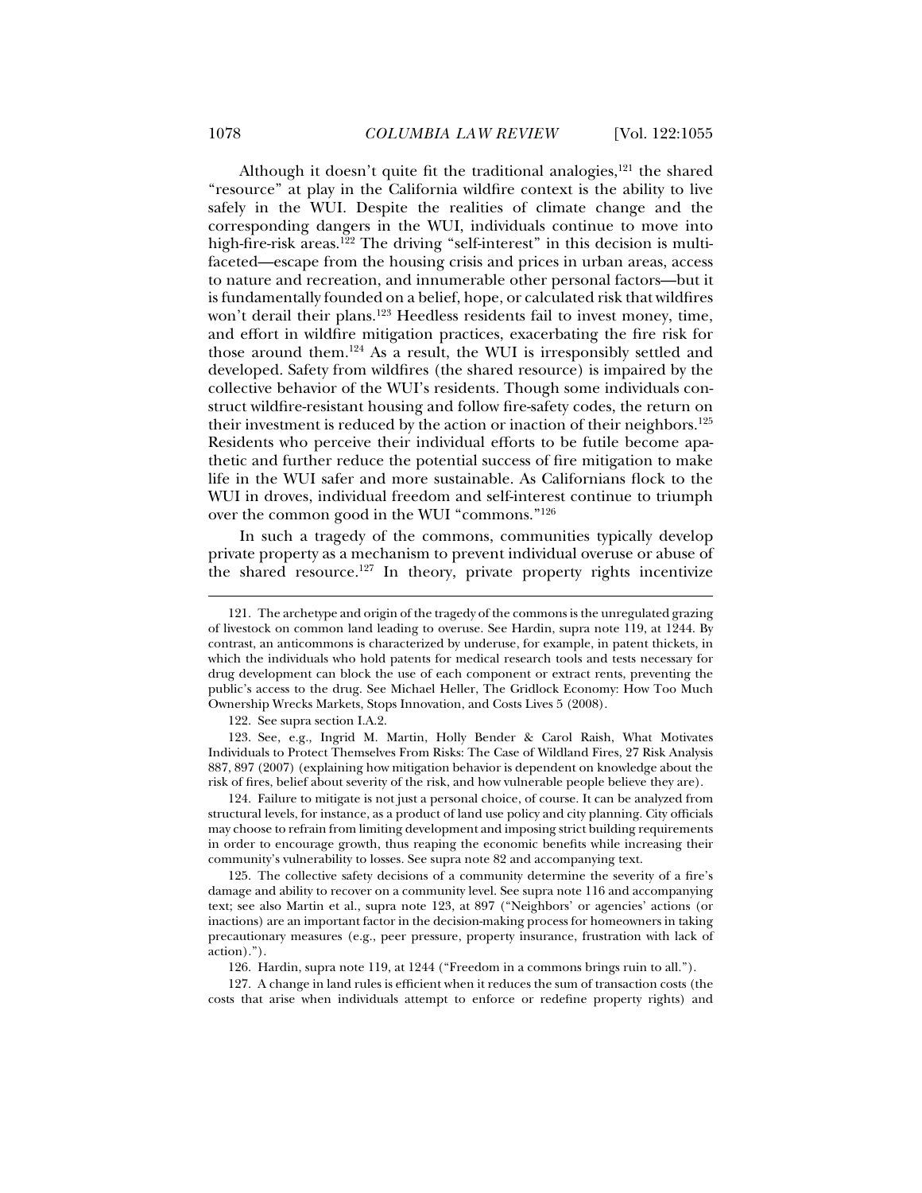Although it doesn't quite fit the traditional analogies,[121] the shared "resource" at play in the California wildfire context is the ability to live safely in the WUI. Despite the realities of climate change and the corresponding dangers in the WUI, individuals continue to move into high-fire-risk areas.[122] The driving "self-interest" in this decision is multi-faceted—escape from the housing crisis and prices in urban areas, access to nature and recreation, and innumerable other personal factors—but it is fundamentally founded on a belief, hope, or calculated risk that wildfires won't derail their plans.[123] Heedless residents fail to invest money, time, and effort in wildfire mitigation practices, exacerbating the fire risk for those around them.[124] As a result, the WUI is irresponsibly settled and developed. Safety from wildfires (the shared resource) is impaired by the collective behavior of the WUI's residents. Though some individuals construct wildfire-resistant housing and follow fire-safety codes, the return on their investment is reduced by the action or inaction of their neighbors.[125] Residents who perceive their individual efforts to be futile become apathetic and further reduce the potential success of fire mitigation to make life in the WUI safer and more sustainable. As Californians flock to the WUI in droves, individual freedom and self-interest continue to triumph over the common good in the WUI "commons."[126]

In such a tragedy of the commons, communities typically develop private property as a mechanism to prevent individual overuse or abuse of the shared resource.[127] In theory, private property rights incentivize

---

121. The archetype and origin of the tragedy of the commons is the unregulated grazing of livestock on common land leading to overuse. See Hardin, supra note 119, at 1244. By contrast, an anticommons is characterized by underuse, for example, in patent thickets, in which the individuals who hold patents for medical research tools and tests necessary for drug development can block the use of each component or extract rents, preventing the public's access to the drug. See Michael Heller, The Gridlock Economy: How Too Much Ownership Wrecks Markets, Stops Innovation, and Costs Lives 5 (2008).

122. See supra section I.A.2.

123. See, e.g., Ingrid M. Martin, Holly Bender & Carol Raish, What Motivates Individuals to Protect Themselves From Risks: The Case of Wildland Fires, 27 Risk Analysis 887, 897 (2007) (explaining how mitigation behavior is dependent on knowledge about the risk of fires, belief about severity of the risk, and how vulnerable people believe they are).

124. Failure to mitigate is not just a personal choice, of course. It can be analyzed from structural levels, for instance, as a product of land use policy and city planning. City officials may choose to refrain from limiting development and imposing strict building requirements in order to encourage growth, thus reaping the economic benefits while increasing their community's vulnerability to losses. See supra note 82 and accompanying text.

125. The collective safety decisions of a community determine the severity of a fire's damage and ability to recover on a community level. See supra note 116 and accompanying text; see also Martin et al., supra note 123, at 897 ("Neighbors' or agencies' actions (or inactions) are an important factor in the decision-making process for homeowners in taking precautionary measures (e.g., peer pressure, property insurance, frustration with lack of action).").

126. Hardin, supra note 119, at 1244 ("Freedom in a commons brings ruin to all.").

127. A change in land rules is efficient when it reduces the sum of transaction costs (the costs that arise when individuals attempt to enforce or redefine property rights) and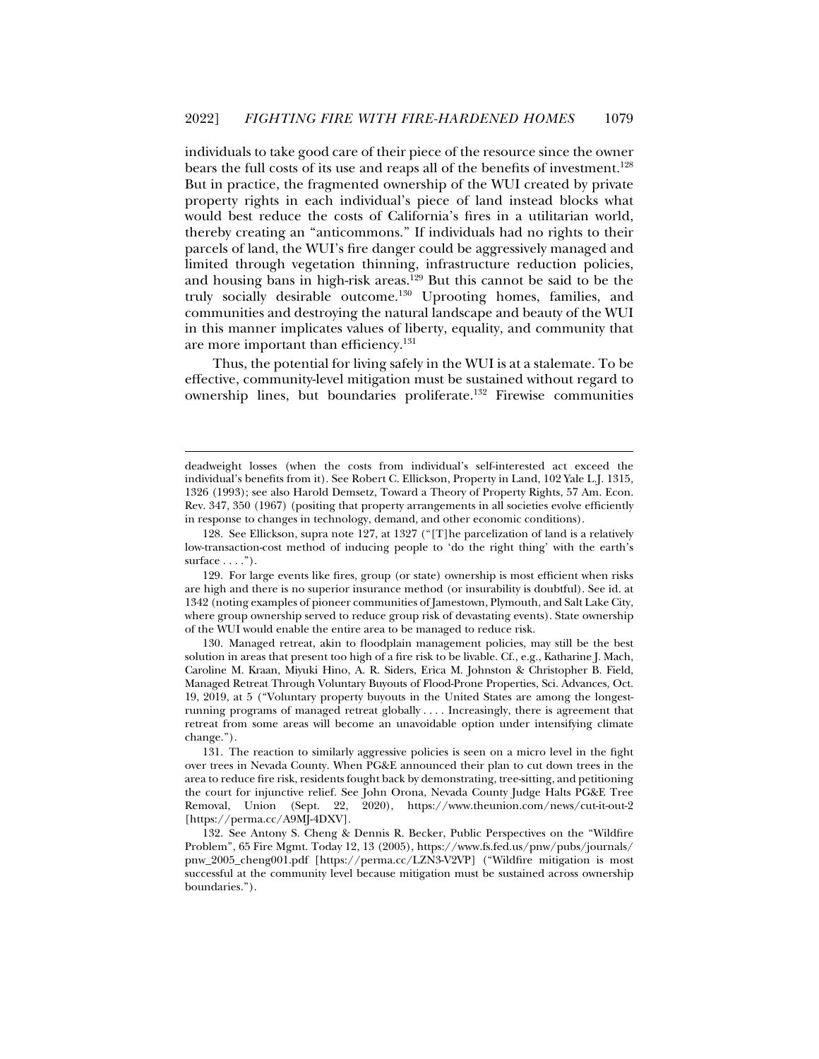individuals to take good care of their piece of the resource since the owner bears the full costs of its use and reaps all of the benefits of investment.[128] But in practice, the fragmented ownership of the WUI created by private property rights in each individual's piece of land instead blocks what would best reduce the costs of California's fires in a utilitarian world, thereby creating an "anticommons." If individuals had no rights to their parcels of land, the WUI's fire danger could be aggressively managed and limited through vegetation thinning, infrastructure reduction policies, and housing bans in high-risk areas.[129] But this cannot be said to be the truly socially desirable outcome.[130] Uprooting homes, families, and communities and destroying the natural landscape and beauty of the WUI in this manner implicates values of liberty, equality, and community that are more important than efficiency.[131]

Thus, the potential for living safely in the WUI is at a stalemate. To be effective, community-level mitigation must be sustained without regard to ownership lines, but boundaries proliferate.[132] Firewise communities

---

deadweight losses (when the costs from individual's self-interested act exceed the individual's benefits from it). See Robert C. Ellickson, Property in Land, 102 Yale L.J. 1315, 1326 (1993); see also Harold Demsetz, Toward a Theory of Property Rights, 57 Am. Econ. Rev. 347, 350 (1967) (positing that property arrangements in all societies evolve efficiently in response to changes in technology, demand, and other economic conditions).

128. See Ellickson, supra note 127, at 1327 ("[T]he parcelization of land is a relatively low-transaction-cost method of inducing people to 'do the right thing' with the earth's surface . . . .").

129. For large events like fires, group (or state) ownership is most efficient when risks are high and there is no superior insurance method (or insurability is doubtful). See id. at 1342 (noting examples of pioneer communities of Jamestown, Plymouth, and Salt Lake City, where group ownership served to reduce group risk of devastating events). State ownership of the WUI would enable the entire area to be managed to reduce risk.

130. Managed retreat, akin to floodplain management policies, may still be the best solution in areas that present too high of a fire risk to be livable. Cf., e.g., Katharine J. Mach, Caroline M. Kraan, Miyuki Hino, A. R. Siders, Erica M. Johnston & Christopher B. Field, Managed Retreat Through Voluntary Buyouts of Flood-Prone Properties, Sci. Advances, Oct. 19, 2019, at 5 ("Voluntary property buyouts in the United States are among the longest-running programs of managed retreat globally . . . . Increasingly, there is agreement that retreat from some areas will become an unavoidable option under intensifying climate change.").

131. The reaction to similarly aggressive policies is seen on a micro level in the fight over trees in Nevada County. When PG&E announced their plan to cut down trees in the area to reduce fire risk, residents fought back by demonstrating, tree-sitting, and petitioning the court for injunctive relief. See John Orona, Nevada County Judge Halts PG&E Tree Removal, Union (Sept. 22, 2020), https://www.theunion.com/news/cut-it-out-2 [https://perma.cc/A9MJ-4DXV].

132. See Antony S. Cheng & Dennis R. Becker, Public Perspectives on the "Wildfire Problem", 65 Fire Mgmt. Today 12, 13 (2005), https://www.fs.fed.us/pnw/pubs/journals/pnw_2005_cheng001.pdf [https://perma.cc/LZN3-V2VP] ("Wildfire mitigation is most successful at the community level because mitigation must be sustained across ownership boundaries.").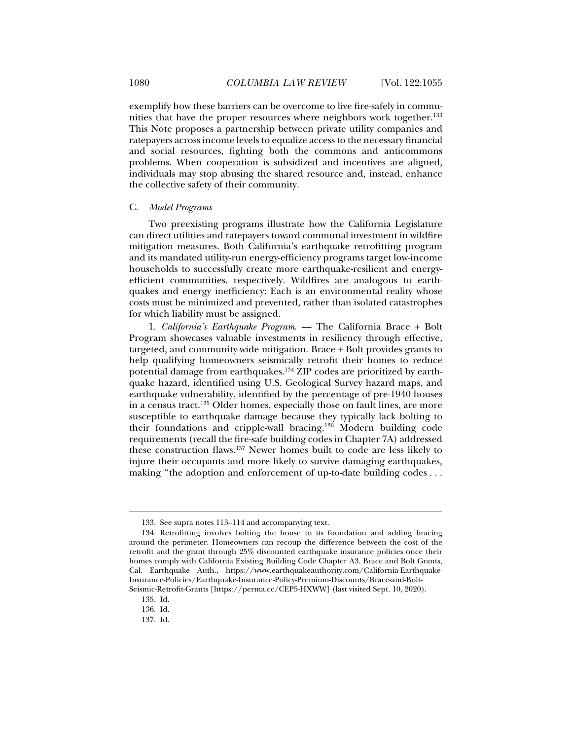exemplify how these barriers can be overcome to live fire-safely in communities that have the proper resources where neighbors work together.[133] This Note proposes a partnership between private utility companies and ratepayers across income levels to equalize access to the necessary financial and social resources, fighting both the commons and anticommons problems. When cooperation is subsidized and incentives are aligned, individuals may stop abusing the shared resource and, instead, enhance the collective safety of their community.

### C. *Model Programs*

Two preexisting programs illustrate how the California Legislature can direct utilities and ratepayers toward communal investment in wildfire mitigation measures. Both California's earthquake retrofitting program and its mandated utility-run energy-efficiency programs target low-income households to successfully create more earthquake-resilient and energy-efficient communities, respectively. Wildfires are analogous to earthquakes and energy inefficiency: Each is an environmental reality whose costs must be minimized and prevented, rather than isolated catastrophes for which liability must be assigned.

1. *California's Earthquake Program.* — The California Brace + Bolt Program showcases valuable investments in resiliency through effective, targeted, and community-wide mitigation. Brace + Bolt provides grants to help qualifying homeowners seismically retrofit their homes to reduce potential damage from earthquakes.[134] ZIP codes are prioritized by earthquake hazard, identified using U.S. Geological Survey hazard maps, and earthquake vulnerability, identified by the percentage of pre-1940 houses in a census tract.[135] Older homes, especially those on fault lines, are more susceptible to earthquake damage because they typically lack bolting to their foundations and cripple-wall bracing.[136] Modern building code requirements (recall the fire-safe building codes in Chapter 7A) addressed these construction flaws.[137] Newer homes built to code are less likely to injure their occupants and more likely to survive damaging earthquakes, making "the adoption and enforcement of up-to-date building codes . . .

---

133. See supra notes 113–114 and accompanying text.

134. Retrofitting involves bolting the house to its foundation and adding bracing around the perimeter. Homeowners can recoup the difference between the cost of the retrofit and the grant through 25% discounted earthquake insurance policies once their homes comply with California Existing Building Code Chapter A3. Brace and Bolt Grants, Cal. Earthquake Auth., https://www.earthquakeauthority.com/California-Earthquake-Insurance-Policies/Earthquake-Insurance-Policy-Premium-Discounts/Brace-and-Bolt-Seismic-Retrofit-Grants [https://perma.cc/CEP5-HXWW] (last visited Sept. 10, 2020).

135. Id.

136. Id.

137. Id.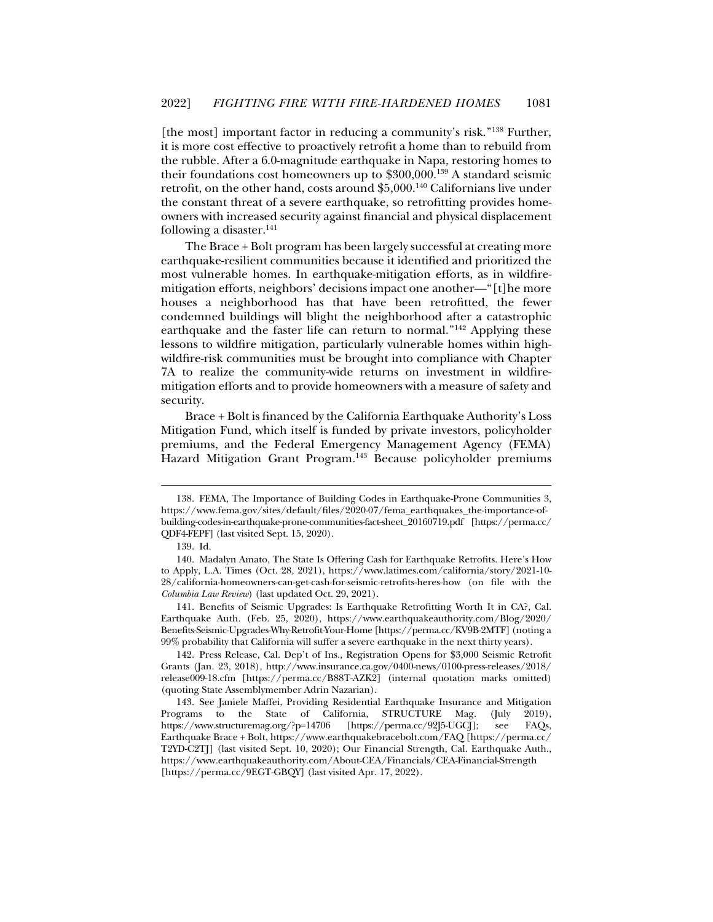[the most] important factor in reducing a community's risk."[138] Further, it is more cost effective to proactively retrofit a home than to rebuild from the rubble. After a 6.0-magnitude earthquake in Napa, restoring homes to their foundations cost homeowners up to $300,000.[139] A standard seismic retrofit, on the other hand, costs around $5,000.[140] Californians live under the constant threat of a severe earthquake, so retrofitting provides homeowners with increased security against financial and physical displacement following a disaster.[141]

The Brace + Bolt program has been largely successful at creating more earthquake-resilient communities because it identified and prioritized the most vulnerable homes. In earthquake-mitigation efforts, as in wildfire-mitigation efforts, neighbors' decisions impact one another—"[t]he more houses a neighborhood has that have been retrofitted, the fewer condemned buildings will blight the neighborhood after a catastrophic earthquake and the faster life can return to normal."[142] Applying these lessons to wildfire mitigation, particularly vulnerable homes within high-wildfire-risk communities must be brought into compliance with Chapter 7A to realize the community-wide returns on investment in wildfire-mitigation efforts and to provide homeowners with a measure of safety and security.

Brace + Bolt is financed by the California Earthquake Authority's Loss Mitigation Fund, which itself is funded by private investors, policyholder premiums, and the Federal Emergency Management Agency (FEMA) Hazard Mitigation Grant Program.[143] Because policyholder premiums

---

138. FEMA, The Importance of Building Codes in Earthquake-Prone Communities 3, https://www.fema.gov/sites/default/files/2020-07/fema_earthquakes_the-importance-of-building-codes-in-earthquake-prone-communities-fact-sheet_20160719.pdf [https://perma.cc/QDF4-FEPF] (last visited Sept. 15, 2020).

139. Id.

140. Madalyn Amato, The State Is Offering Cash for Earthquake Retrofits. Here's How to Apply, L.A. Times (Oct. 28, 2021), https://www.latimes.com/california/story/2021-10-28/california-homeowners-can-get-cash-for-seismic-retrofits-heres-how (on file with the *Columbia Law Review*) (last updated Oct. 29, 2021).

141. Benefits of Seismic Upgrades: Is Earthquake Retrofitting Worth It in CA?, Cal. Earthquake Auth. (Feb. 25, 2020), https://www.earthquakeauthority.com/Blog/2020/Benefits-Seismic-Upgrades-Why-Retrofit-Your-Home [https://perma.cc/KV9B-2MTF] (noting a 99% probability that California will suffer a severe earthquake in the next thirty years).

142. Press Release, Cal. Dep't of Ins., Registration Opens for $3,000 Seismic Retrofit Grants (Jan. 23, 2018), http://www.insurance.ca.gov/0400-news/0100-press-releases/2018/release009-18.cfm [https://perma.cc/B88T-AZK2] (internal quotation marks omitted) (quoting State Assemblymember Adrin Nazarian).

143. See Janiele Maffei, Providing Residential Earthquake Insurance and Mitigation Programs to the State of California, STRUCTURE Mag. (July 2019), https://www.structuremag.org/?p=14706 [https://perma.cc/92J5-UGCJ]; see FAQs, Earthquake Brace + Bolt, https://www.earthquakebracebolt.com/FAQ [https://perma.cc/T2YD-C2TJ] (last visited Sept. 10, 2020); Our Financial Strength, Cal. Earthquake Auth., https://www.earthquakeauthority.com/About-CEA/Financials/CEA-Financial-Strength [https://perma.cc/9EGT-GBQY] (last visited Apr. 17, 2022).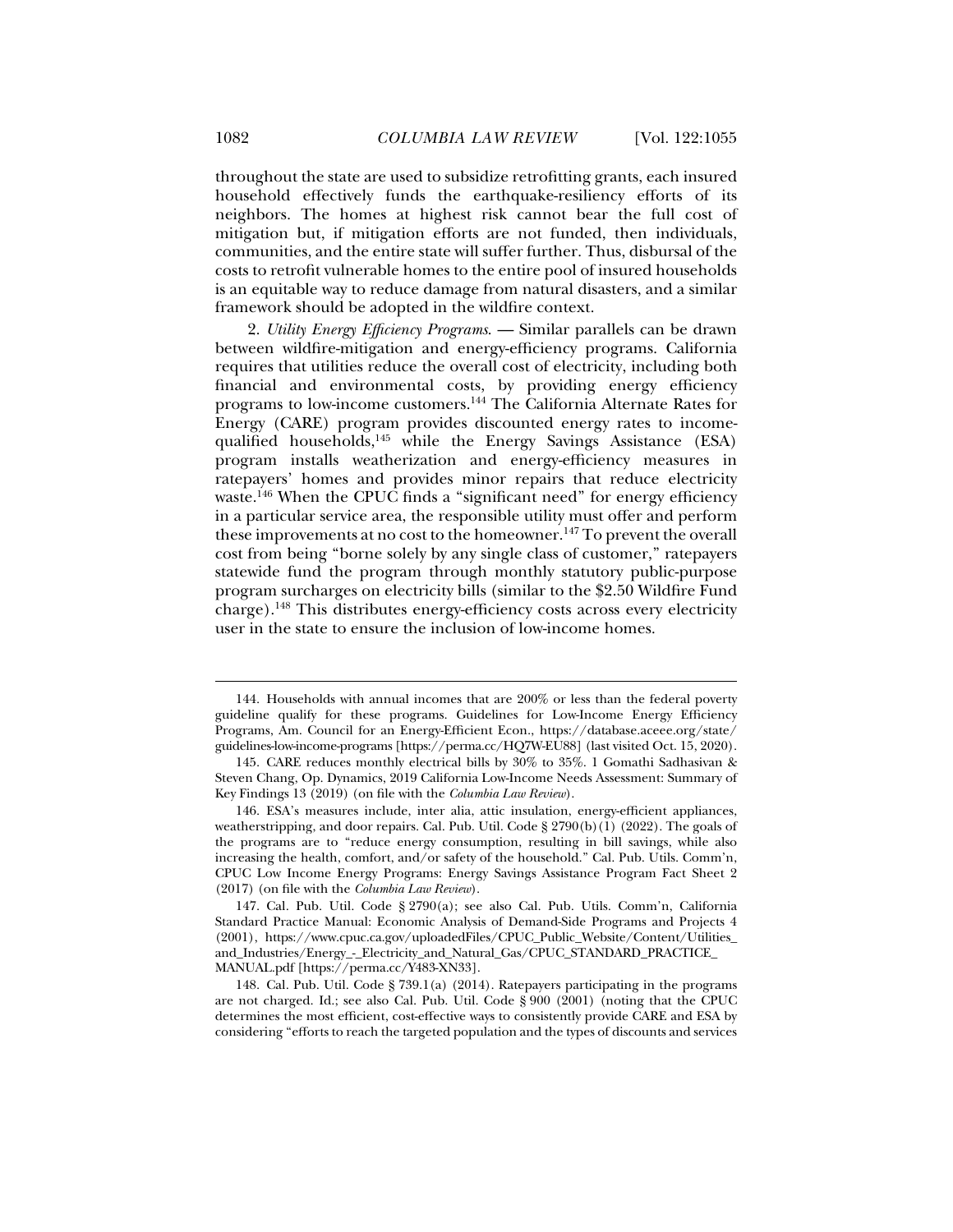throughout the state are used to subsidize retrofitting grants, each insured household effectively funds the earthquake-resiliency efforts of its neighbors. The homes at highest risk cannot bear the full cost of mitigation but, if mitigation efforts are not funded, then individuals, communities, and the entire state will suffer further. Thus, disbursal of the costs to retrofit vulnerable homes to the entire pool of insured households is an equitable way to reduce damage from natural disasters, and a similar framework should be adopted in the wildfire context.

2. *Utility Energy Efficiency Programs*. — Similar parallels can be drawn between wildfire-mitigation and energy-efficiency programs. California requires that utilities reduce the overall cost of electricity, including both financial and environmental costs, by providing energy efficiency programs to low-income customers.[144] The California Alternate Rates for Energy (CARE) program provides discounted energy rates to income-qualified households,[145] while the Energy Savings Assistance (ESA) program installs weatherization and energy-efficiency measures in ratepayers' homes and provides minor repairs that reduce electricity waste.[146] When the CPUC finds a "significant need" for energy efficiency in a particular service area, the responsible utility must offer and perform these improvements at no cost to the homeowner.[147] To prevent the overall cost from being "borne solely by any single class of customer," ratepayers statewide fund the program through monthly statutory public-purpose program surcharges on electricity bills (similar to the $2.50 Wildfire Fund charge).[148] This distributes energy-efficiency costs across every electricity user in the state to ensure the inclusion of low-income homes.

---

144. Households with annual incomes that are 200% or less than the federal poverty guideline qualify for these programs. Guidelines for Low-Income Energy Efficiency Programs, Am. Council for an Energy-Efficient Econ., https://database.aceee.org/state/guidelines-low-income-programs [https://perma.cc/HQ7W-EU88] (last visited Oct. 15, 2020).

145. CARE reduces monthly electrical bills by 30% to 35%. 1 Gomathi Sadhasivan & Steven Chang, Op. Dynamics, 2019 California Low-Income Needs Assessment: Summary of Key Findings 13 (2019) (on file with the *Columbia Law Review*).

146. ESA's measures include, inter alia, attic insulation, energy-efficient appliances, weatherstripping, and door repairs. Cal. Pub. Util. Code § 2790(b)(1) (2022). The goals of the programs are to "reduce energy consumption, resulting in bill savings, while also increasing the health, comfort, and/or safety of the household." Cal. Pub. Utils. Comm'n, CPUC Low Income Energy Programs: Energy Savings Assistance Program Fact Sheet 2 (2017) (on file with the *Columbia Law Review*).

147. Cal. Pub. Util. Code § 2790(a); see also Cal. Pub. Utils. Comm'n, California Standard Practice Manual: Economic Analysis of Demand-Side Programs and Projects 4 (2001), https://www.cpuc.ca.gov/uploadedFiles/CPUC_Public_Website/Content/Utilities_and_Industries/Energy_-_Electricity_and_Natural_Gas/CPUC_STANDARD_PRACTICE_MANUAL.pdf [https://perma.cc/Y483-XN33].

148. Cal. Pub. Util. Code § 739.1(a) (2014). Ratepayers participating in the programs are not charged. Id.; see also Cal. Pub. Util. Code § 900 (2001) (noting that the CPUC determines the most efficient, cost-effective ways to consistently provide CARE and ESA by considering "efforts to reach the targeted population and the types of discounts and services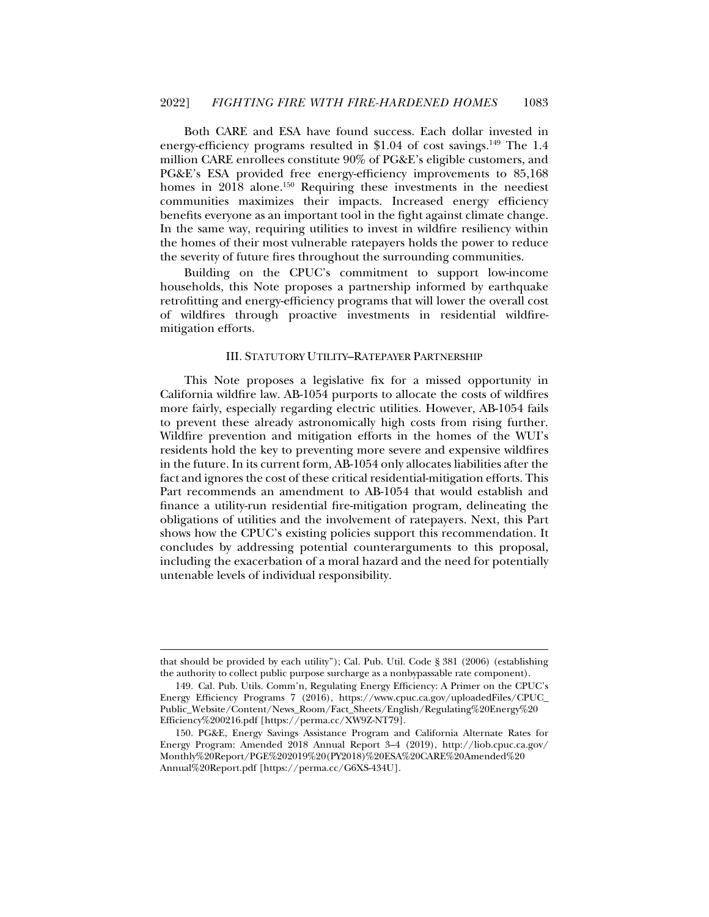Both CARE and ESA have found success. Each dollar invested in energy-efficiency programs resulted in $1.04 of cost savings.[149] The 1.4 million CARE enrollees constitute 90% of PG&E's eligible customers, and PG&E's ESA provided free energy-efficiency improvements to 85,168 homes in 2018 alone.[150] Requiring these investments in the neediest communities maximizes their impacts. Increased energy efficiency benefits everyone as an important tool in the fight against climate change. In the same way, requiring utilities to invest in wildfire resiliency within the homes of their most vulnerable ratepayers holds the power to reduce the severity of future fires throughout the surrounding communities.

Building on the CPUC's commitment to support low-income households, this Note proposes a partnership informed by earthquake retrofitting and energy-efficiency programs that will lower the overall cost of wildfires through proactive investments in residential wildfire-mitigation efforts.

## III. STATUTORY UTILITY–RATEPAYER PARTNERSHIP

This Note proposes a legislative fix for a missed opportunity in California wildfire law. AB-1054 purports to allocate the costs of wildfires more fairly, especially regarding electric utilities. However, AB-1054 fails to prevent these already astronomically high costs from rising further. Wildfire prevention and mitigation efforts in the homes of the WUI's residents hold the key to preventing more severe and expensive wildfires in the future. In its current form, AB-1054 only allocates liabilities after the fact and ignores the cost of these critical residential-mitigation efforts. This Part recommends an amendment to AB-1054 that would establish and finance a utility-run residential fire-mitigation program, delineating the obligations of utilities and the involvement of ratepayers. Next, this Part shows how the CPUC's existing policies support this recommendation. It concludes by addressing potential counterarguments to this proposal, including the exacerbation of a moral hazard and the need for potentially untenable levels of individual responsibility.

---

that should be provided by each utility"); Cal. Pub. Util. Code § 381 (2006) (establishing the authority to collect public purpose surcharge as a nonbypassable rate component).

149. Cal. Pub. Utils. Comm'n, Regulating Energy Efficiency: A Primer on the CPUC's Energy Efficiency Programs 7 (2016), https://www.cpuc.ca.gov/uploadedFiles/CPUC_Public_Website/Content/News_Room/Fact_Sheets/English/Regulating%20Energy%20Efficiency%200216.pdf [https://perma.cc/XW9Z-NT79].

150. PG&E, Energy Savings Assistance Program and California Alternate Rates for Energy Program: Amended 2018 Annual Report 3–4 (2019), http://liob.cpuc.ca.gov/Monthly%20Report/PGE%202019%20(PY2018)%20ESA%20CARE%20Amended%20Annual%20Report.pdf [https://perma.cc/G6XS-434U].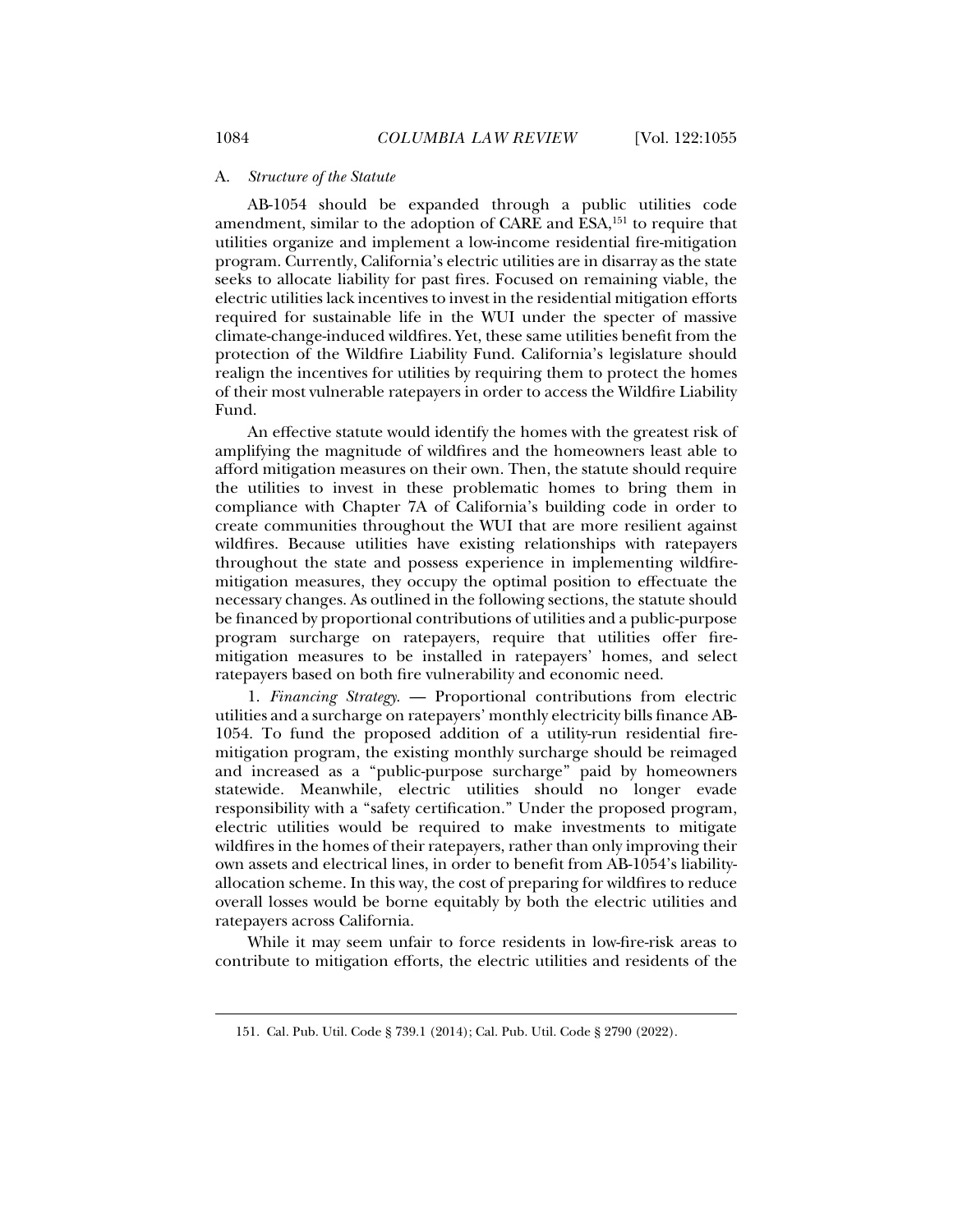### A. *Structure of the Statute*

AB-1054 should be expanded through a public utilities code amendment, similar to the adoption of CARE and ESA,[151] to require that utilities organize and implement a low-income residential fire-mitigation program. Currently, California's electric utilities are in disarray as the state seeks to allocate liability for past fires. Focused on remaining viable, the electric utilities lack incentives to invest in the residential mitigation efforts required for sustainable life in the WUI under the specter of massive climate-change-induced wildfires. Yet, these same utilities benefit from the protection of the Wildfire Liability Fund. California's legislature should realign the incentives for utilities by requiring them to protect the homes of their most vulnerable ratepayers in order to access the Wildfire Liability Fund.

An effective statute would identify the homes with the greatest risk of amplifying the magnitude of wildfires and the homeowners least able to afford mitigation measures on their own. Then, the statute should require the utilities to invest in these problematic homes to bring them in compliance with Chapter 7A of California's building code in order to create communities throughout the WUI that are more resilient against wildfires. Because utilities have existing relationships with ratepayers throughout the state and possess experience in implementing wildfire-mitigation measures, they occupy the optimal position to effectuate the necessary changes. As outlined in the following sections, the statute should be financed by proportional contributions of utilities and a public-purpose program surcharge on ratepayers, require that utilities offer fire-mitigation measures to be installed in ratepayers' homes, and select ratepayers based on both fire vulnerability and economic need.

1. *Financing Strategy.* — Proportional contributions from electric utilities and a surcharge on ratepayers' monthly electricity bills finance AB-1054. To fund the proposed addition of a utility-run residential fire-mitigation program, the existing monthly surcharge should be reimaged and increased as a "public-purpose surcharge" paid by homeowners statewide. Meanwhile, electric utilities should no longer evade responsibility with a "safety certification." Under the proposed program, electric utilities would be required to make investments to mitigate wildfires in the homes of their ratepayers, rather than only improving their own assets and electrical lines, in order to benefit from AB-1054's liability-allocation scheme. In this way, the cost of preparing for wildfires to reduce overall losses would be borne equitably by both the electric utilities and ratepayers across California.

While it may seem unfair to force residents in low-fire-risk areas to contribute to mitigation efforts, the electric utilities and residents of the

---

151. Cal. Pub. Util. Code § 739.1 (2014); Cal. Pub. Util. Code § 2790 (2022).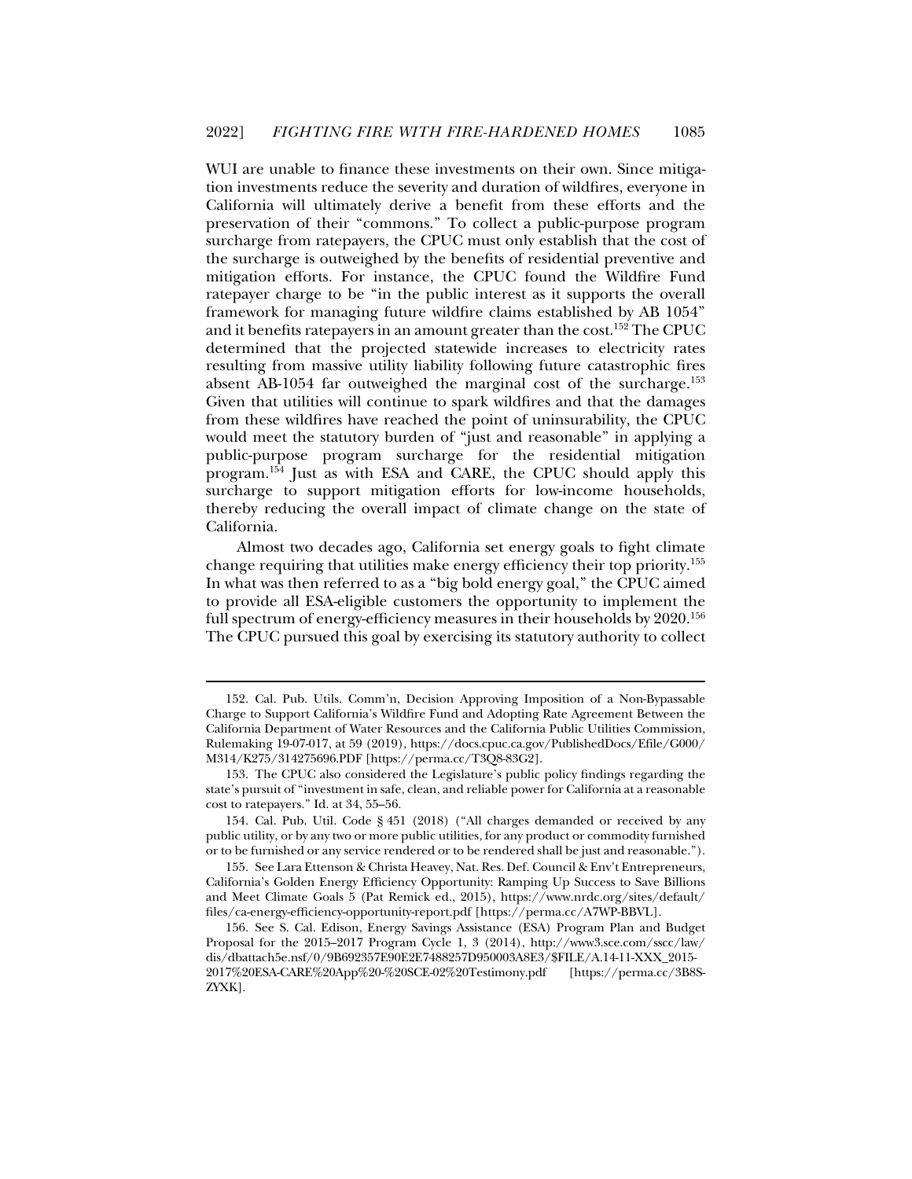WUI are unable to finance these investments on their own. Since mitigation investments reduce the severity and duration of wildfires, everyone in California will ultimately derive a benefit from these efforts and the preservation of their "commons." To collect a public-purpose program surcharge from ratepayers, the CPUC must only establish that the cost of the surcharge is outweighed by the benefits of residential preventive and mitigation efforts. For instance, the CPUC found the Wildfire Fund ratepayer charge to be "in the public interest as it supports the overall framework for managing future wildfire claims established by AB 1054" and it benefits ratepayers in an amount greater than the cost.[152] The CPUC determined that the projected statewide increases to electricity rates resulting from massive utility liability following future catastrophic fires absent AB-1054 far outweighed the marginal cost of the surcharge.[153] Given that utilities will continue to spark wildfires and that the damages from these wildfires have reached the point of uninsurability, the CPUC would meet the statutory burden of "just and reasonable" in applying a public-purpose program surcharge for the residential mitigation program.[154] Just as with ESA and CARE, the CPUC should apply this surcharge to support mitigation efforts for low-income households, thereby reducing the overall impact of climate change on the state of California.

Almost two decades ago, California set energy goals to fight climate change requiring that utilities make energy efficiency their top priority.[155] In what was then referred to as a "big bold energy goal," the CPUC aimed to provide all ESA-eligible customers the opportunity to implement the full spectrum of energy-efficiency measures in their households by 2020.[156] The CPUC pursued this goal by exercising its statutory authority to collect

152. Cal. Pub. Utils. Comm'n, Decision Approving Imposition of a Non-Bypassable Charge to Support California's Wildfire Fund and Adopting Rate Agreement Between the California Department of Water Resources and the California Public Utilities Commission, Rulemaking 19-07-017, at 59 (2019), https://docs.cpuc.ca.gov/PublishedDocs/Efile/G000/M314/K275/314275696.PDF [https://perma.cc/T3Q8-83G2].

153. The CPUC also considered the Legislature's public policy findings regarding the state's pursuit of "investment in safe, clean, and reliable power for California at a reasonable cost to ratepayers." Id. at 34, 55–56.

154. Cal. Pub. Util. Code § 451 (2018) ("All charges demanded or received by any public utility, or by any two or more public utilities, for any product or commodity furnished or to be furnished or any service rendered or to be rendered shall be just and reasonable.").

155. See Lara Ettenson & Christa Heavey, Nat. Res. Def. Council & Env't Entrepreneurs, California's Golden Energy Efficiency Opportunity: Ramping Up Success to Save Billions and Meet Climate Goals 5 (Pat Remick ed., 2015), https://www.nrdc.org/sites/default/files/ca-energy-efficiency-opportunity-report.pdf [https://perma.cc/A7WP-BBVL].

156. See S. Cal. Edison, Energy Savings Assistance (ESA) Program Plan and Budget Proposal for the 2015–2017 Program Cycle 1, 3 (2014), http://www3.sce.com/sscc/law/dis/dbattach5e.nsf/0/9B692357E90E2E7488257D950003A8E3/$FILE/A.14-11-XXX_2015-2017%20ESA-CARE%20App%20-%20SCE-02%20Testimony.pdf [https://perma.cc/3B8S-ZYXK].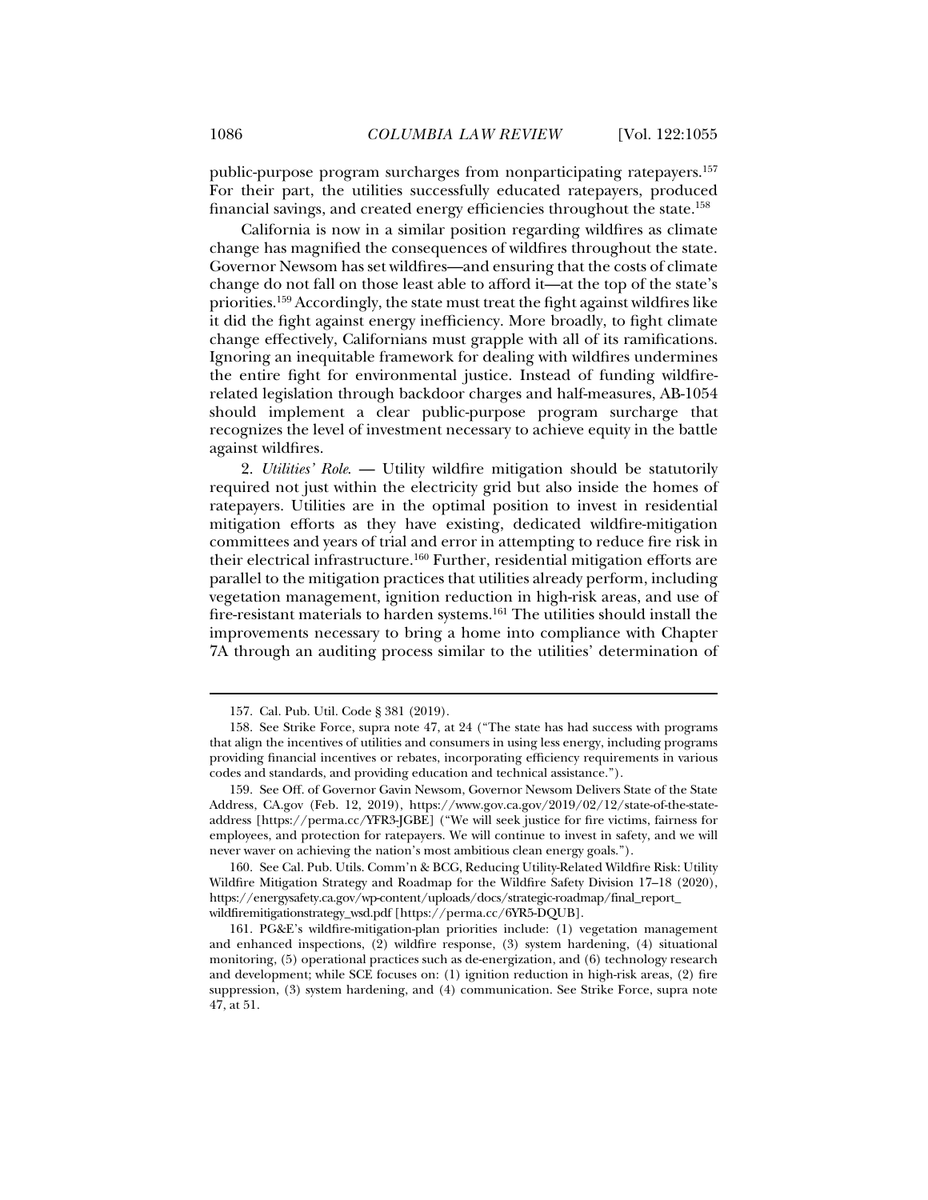public-purpose program surcharges from nonparticipating ratepayers.[157] For their part, the utilities successfully educated ratepayers, produced financial savings, and created energy efficiencies throughout the state.[158]

California is now in a similar position regarding wildfires as climate change has magnified the consequences of wildfires throughout the state. Governor Newsom has set wildfires—and ensuring that the costs of climate change do not fall on those least able to afford it—at the top of the state's priorities.[159] Accordingly, the state must treat the fight against wildfires like it did the fight against energy inefficiency. More broadly, to fight climate change effectively, Californians must grapple with all of its ramifications. Ignoring an inequitable framework for dealing with wildfires undermines the entire fight for environmental justice. Instead of funding wildfire-related legislation through backdoor charges and half-measures, AB-1054 should implement a clear public-purpose program surcharge that recognizes the level of investment necessary to achieve equity in the battle against wildfires.

2. *Utilities' Role.* — Utility wildfire mitigation should be statutorily required not just within the electricity grid but also inside the homes of ratepayers. Utilities are in the optimal position to invest in residential mitigation efforts as they have existing, dedicated wildfire-mitigation committees and years of trial and error in attempting to reduce fire risk in their electrical infrastructure.[160] Further, residential mitigation efforts are parallel to the mitigation practices that utilities already perform, including vegetation management, ignition reduction in high-risk areas, and use of fire-resistant materials to harden systems.[161] The utilities should install the improvements necessary to bring a home into compliance with Chapter 7A through an auditing process similar to the utilities' determination of

---

157. Cal. Pub. Util. Code § 381 (2019).

158. See Strike Force, supra note 47, at 24 ("The state has had success with programs that align the incentives of utilities and consumers in using less energy, including programs providing financial incentives or rebates, incorporating efficiency requirements in various codes and standards, and providing education and technical assistance.").

159. See Off. of Governor Gavin Newsom, Governor Newsom Delivers State of the State Address, CA.gov (Feb. 12, 2019), https://www.gov.ca.gov/2019/02/12/state-of-the-state-address [https://perma.cc/YFR3-JGBE] ("We will seek justice for fire victims, fairness for employees, and protection for ratepayers. We will continue to invest in safety, and we will never waver on achieving the nation's most ambitious clean energy goals.").

160. See Cal. Pub. Utils. Comm'n & BCG, Reducing Utility-Related Wildfire Risk: Utility Wildfire Mitigation Strategy and Roadmap for the Wildfire Safety Division 17–18 (2020), https://energysafety.ca.gov/wp-content/uploads/docs/strategic-roadmap/final_report_wildfiremitigationstrategy_wsd.pdf [https://perma.cc/6YR5-DQUB].

161. PG&E's wildfire-mitigation-plan priorities include: (1) vegetation management and enhanced inspections, (2) wildfire response, (3) system hardening, (4) situational monitoring, (5) operational practices such as de-energization, and (6) technology research and development; while SCE focuses on: (1) ignition reduction in high-risk areas, (2) fire suppression, (3) system hardening, and (4) communication. See Strike Force, supra note 47, at 51.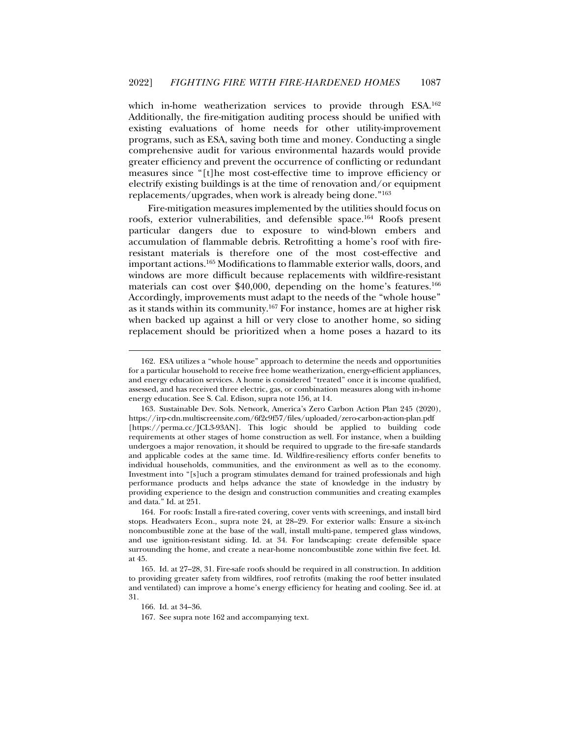which in-home weatherization services to provide through ESA.[162] Additionally, the fire-mitigation auditing process should be unified with existing evaluations of home needs for other utility-improvement programs, such as ESA, saving both time and money. Conducting a single comprehensive audit for various environmental hazards would provide greater efficiency and prevent the occurrence of conflicting or redundant measures since "[t]he most cost-effective time to improve efficiency or electrify existing buildings is at the time of renovation and/or equipment replacements/upgrades, when work is already being done."[163]

Fire-mitigation measures implemented by the utilities should focus on roofs, exterior vulnerabilities, and defensible space.[164] Roofs present particular dangers due to exposure to wind-blown embers and accumulation of flammable debris. Retrofitting a home's roof with fire-resistant materials is therefore one of the most cost-effective and important actions.[165] Modifications to flammable exterior walls, doors, and windows are more difficult because replacements with wildfire-resistant materials can cost over $40,000, depending on the home's features.[166] Accordingly, improvements must adapt to the needs of the "whole house" as it stands within its community.[167] For instance, homes are at higher risk when backed up against a hill or very close to another home, so siding replacement should be prioritized when a home poses a hazard to its

---

162. ESA utilizes a "whole house" approach to determine the needs and opportunities for a particular household to receive free home weatherization, energy-efficient appliances, and energy education services. A home is considered "treated" once it is income qualified, assessed, and has received three electric, gas, or combination measures along with in-home energy education. See S. Cal. Edison, supra note 156, at 14.

163. Sustainable Dev. Sols. Network, America's Zero Carbon Action Plan 245 (2020), https://irp-cdn.multiscreensite.com/6f2c9f57/files/uploaded/zero-carbon-action-plan.pdf [https://perma.cc/JCL3-93AN]. This logic should be applied to building code requirements at other stages of home construction as well. For instance, when a building undergoes a major renovation, it should be required to upgrade to the fire-safe standards and applicable codes at the same time. Id. Wildfire-resiliency efforts confer benefits to individual households, communities, and the environment as well as to the economy. Investment into "[s]uch a program stimulates demand for trained professionals and high performance products and helps advance the state of knowledge in the industry by providing experience to the design and construction communities and creating examples and data." Id. at 251.

164. For roofs: Install a fire-rated covering, cover vents with screenings, and install bird stops. Headwaters Econ., supra note 24, at 28–29. For exterior walls: Ensure a six-inch noncombustible zone at the base of the wall, install multi-pane, tempered glass windows, and use ignition-resistant siding. Id. at 34. For landscaping: create defensible space surrounding the home, and create a near-home noncombustible zone within five feet. Id. at 45.

165. Id. at 27–28, 31. Fire-safe roofs should be required in all construction. In addition to providing greater safety from wildfires, roof retrofits (making the roof better insulated and ventilated) can improve a home's energy efficiency for heating and cooling. See id. at 31.

166. Id. at 34–36.

167. See supra note 162 and accompanying text.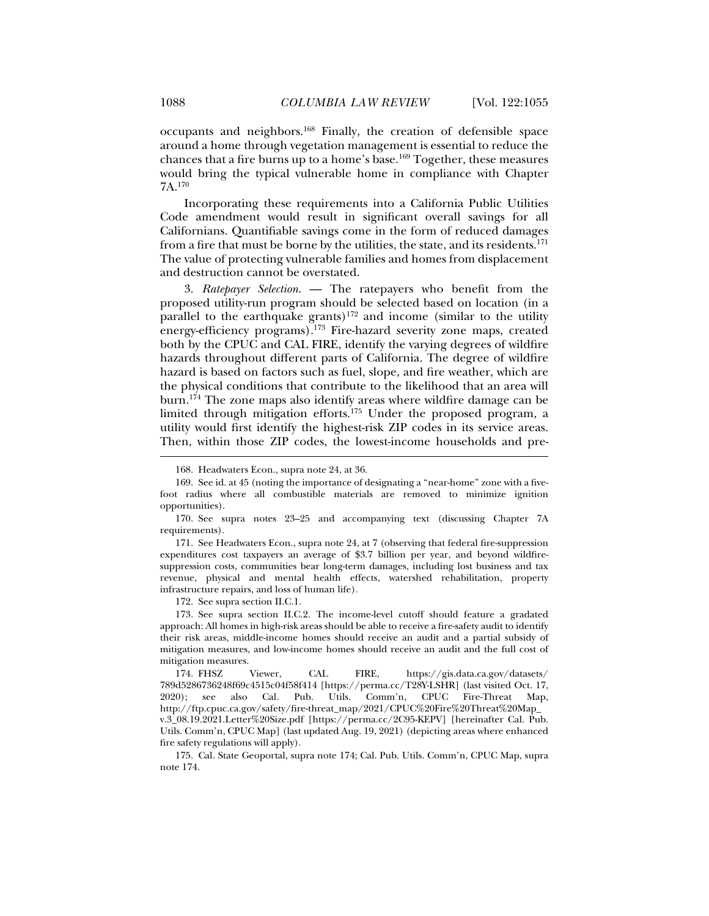occupants and neighbors.[168] Finally, the creation of defensible space around a home through vegetation management is essential to reduce the chances that a fire burns up to a home's base.[169] Together, these measures would bring the typical vulnerable home in compliance with Chapter 7A.[170]

Incorporating these requirements into a California Public Utilities Code amendment would result in significant overall savings for all Californians. Quantifiable savings come in the form of reduced damages from a fire that must be borne by the utilities, the state, and its residents.[171] The value of protecting vulnerable families and homes from displacement and destruction cannot be overstated.

3. *Ratepayer Selection.* — The ratepayers who benefit from the proposed utility-run program should be selected based on location (in a parallel to the earthquake grants)[172] and income (similar to the utility energy-efficiency programs).[173] Fire-hazard severity zone maps, created both by the CPUC and CAL FIRE, identify the varying degrees of wildfire hazards throughout different parts of California. The degree of wildfire hazard is based on factors such as fuel, slope, and fire weather, which are the physical conditions that contribute to the likelihood that an area will burn.[174] The zone maps also identify areas where wildfire damage can be limited through mitigation efforts.[175] Under the proposed program, a utility would first identify the highest-risk ZIP codes in its service areas. Then, within those ZIP codes, the lowest-income households and pre-

---

168. Headwaters Econ., supra note 24, at 36.

169. See id. at 45 (noting the importance of designating a "near-home" zone with a five-foot radius where all combustible materials are removed to minimize ignition opportunities).

170. See supra notes 23–25 and accompanying text (discussing Chapter 7A requirements).

171. See Headwaters Econ., supra note 24, at 7 (observing that federal fire-suppression expenditures cost taxpayers an average of $3.7 billion per year, and beyond wildfire-suppression costs, communities bear long-term damages, including lost business and tax revenue, physical and mental health effects, watershed rehabilitation, property infrastructure repairs, and loss of human life).

172. See supra section II.C.1.

173. See supra section II.C.2. The income-level cutoff should feature a gradated approach: All homes in high-risk areas should be able to receive a fire-safety audit to identify their risk areas, middle-income homes should receive an audit and a partial subsidy of mitigation measures, and low-income homes should receive an audit and the full cost of mitigation measures.

174. FHSZ Viewer, CAL FIRE, https://gis.data.ca.gov/datasets/789d5286736248f69c4515c04f58f414 [https://perma.cc/T28Y-LSHR] (last visited Oct. 17, 2020); see also Cal. Pub. Utils. Comm'n, CPUC Fire-Threat Map, http://ftp.cpuc.ca.gov/safety/fire-threat_map/2021/CPUC%20Fire%20Threat%20Map_v.3_08.19.2021.Letter%20Size.pdf [https://perma.cc/2C95-KEPV] [hereinafter Cal. Pub. Utils. Comm'n, CPUC Map] (last updated Aug. 19, 2021) (depicting areas where enhanced fire safety regulations will apply).

175. Cal. State Geoportal, supra note 174; Cal. Pub. Utils. Comm'n, CPUC Map, supra note 174.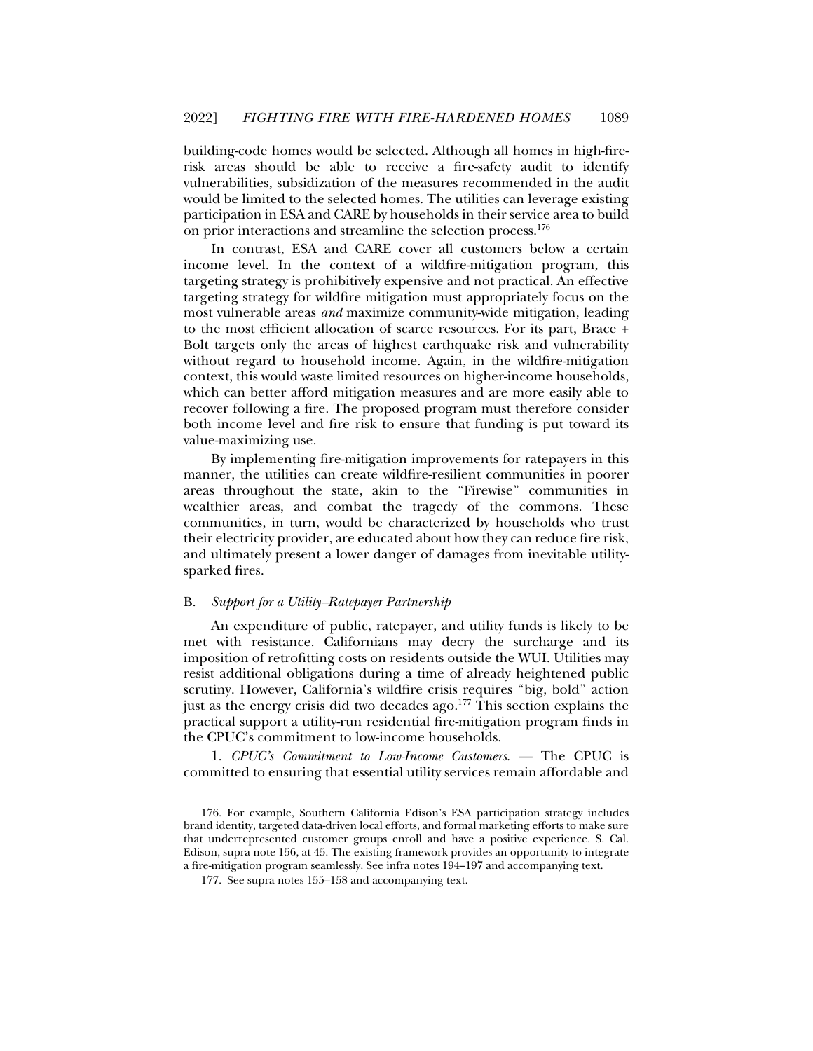building-code homes would be selected. Although all homes in high-fire-risk areas should be able to receive a fire-safety audit to identify vulnerabilities, subsidization of the measures recommended in the audit would be limited to the selected homes. The utilities can leverage existing participation in ESA and CARE by households in their service area to build on prior interactions and streamline the selection process.[176]

In contrast, ESA and CARE cover all customers below a certain income level. In the context of a wildfire-mitigation program, this targeting strategy is prohibitively expensive and not practical. An effective targeting strategy for wildfire mitigation must appropriately focus on the most vulnerable areas *and* maximize community-wide mitigation, leading to the most efficient allocation of scarce resources. For its part, Brace + Bolt targets only the areas of highest earthquake risk and vulnerability without regard to household income. Again, in the wildfire-mitigation context, this would waste limited resources on higher-income households, which can better afford mitigation measures and are more easily able to recover following a fire. The proposed program must therefore consider both income level and fire risk to ensure that funding is put toward its value-maximizing use.

By implementing fire-mitigation improvements for ratepayers in this manner, the utilities can create wildfire-resilient communities in poorer areas throughout the state, akin to the "Firewise" communities in wealthier areas, and combat the tragedy of the commons. These communities, in turn, would be characterized by households who trust their electricity provider, are educated about how they can reduce fire risk, and ultimately present a lower danger of damages from inevitable utility-sparked fires.

### B. *Support for a Utility–Ratepayer Partnership*

An expenditure of public, ratepayer, and utility funds is likely to be met with resistance. Californians may decry the surcharge and its imposition of retrofitting costs on residents outside the WUI. Utilities may resist additional obligations during a time of already heightened public scrutiny. However, California's wildfire crisis requires "big, bold" action just as the energy crisis did two decades ago.[177] This section explains the practical support a utility-run residential fire-mitigation program finds in the CPUC's commitment to low-income households.

1. *CPUC's Commitment to Low-Income Customers*. — The CPUC is committed to ensuring that essential utility services remain affordable and

---

176. For example, Southern California Edison's ESA participation strategy includes brand identity, targeted data-driven local efforts, and formal marketing efforts to make sure that underrepresented customer groups enroll and have a positive experience. S. Cal. Edison, supra note 156, at 45. The existing framework provides an opportunity to integrate a fire-mitigation program seamlessly. See infra notes 194–197 and accompanying text.

177. See supra notes 155–158 and accompanying text.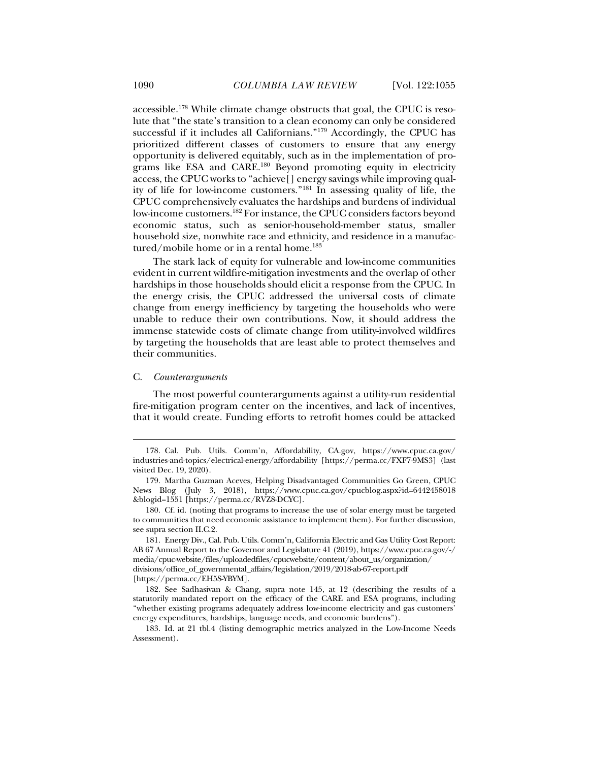accessible.[178] While climate change obstructs that goal, the CPUC is resolute that "the state's transition to a clean economy can only be considered successful if it includes all Californians."[179] Accordingly, the CPUC has prioritized different classes of customers to ensure that any energy opportunity is delivered equitably, such as in the implementation of programs like ESA and CARE.[180] Beyond promoting equity in electricity access, the CPUC works to "achieve[] energy savings while improving quality of life for low-income customers."[181] In assessing quality of life, the CPUC comprehensively evaluates the hardships and burdens of individual low-income customers.[182] For instance, the CPUC considers factors beyond economic status, such as senior-household-member status, smaller household size, nonwhite race and ethnicity, and residence in a manufactured/mobile home or in a rental home.[183]

The stark lack of equity for vulnerable and low-income communities evident in current wildfire-mitigation investments and the overlap of other hardships in those households should elicit a response from the CPUC. In the energy crisis, the CPUC addressed the universal costs of climate change from energy inefficiency by targeting the households who were unable to reduce their own contributions. Now, it should address the immense statewide costs of climate change from utility-involved wildfires by targeting the households that are least able to protect themselves and their communities.

### C. *Counterarguments*

The most powerful counterarguments against a utility-run residential fire-mitigation program center on the incentives, and lack of incentives, that it would create. Funding efforts to retrofit homes could be attacked

---

178. Cal. Pub. Utils. Comm'n, Affordability, CA.gov, https://www.cpuc.ca.gov/industries-and-topics/electrical-energy/affordability [https://perma.cc/FXF7-9MS3] (last visited Dec. 19, 2020).

179. Martha Guzman Aceves, Helping Disadvantaged Communities Go Green, CPUC News Blog (July 3, 2018), https://www.cpuc.ca.gov/cpucblog.aspx?id=6442458018&blogid=1551 [https://perma.cc/RVZ8-DCYC].

180. Cf. id. (noting that programs to increase the use of solar energy must be targeted to communities that need economic assistance to implement them). For further discussion, see supra section II.C.2.

181. Energy Div., Cal. Pub. Utils. Comm'n, California Electric and Gas Utility Cost Report: AB 67 Annual Report to the Governor and Legislature 41 (2019), https://www.cpuc.ca.gov/-/media/cpuc-website/files/uploadedfiles/cpucwebsite/content/about_us/organization/divisions/office_of_governmental_affairs/legislation/2019/2018-ab-67-report.pdf [https://perma.cc/EH5S-YBYM].

182. See Sadhasivan & Chang, supra note 145, at 12 (describing the results of a statutorily mandated report on the efficacy of the CARE and ESA programs, including "whether existing programs adequately address low-income electricity and gas customers' energy expenditures, hardships, language needs, and economic burdens").

183. Id. at 21 tbl.4 (listing demographic metrics analyzed in the Low-Income Needs Assessment).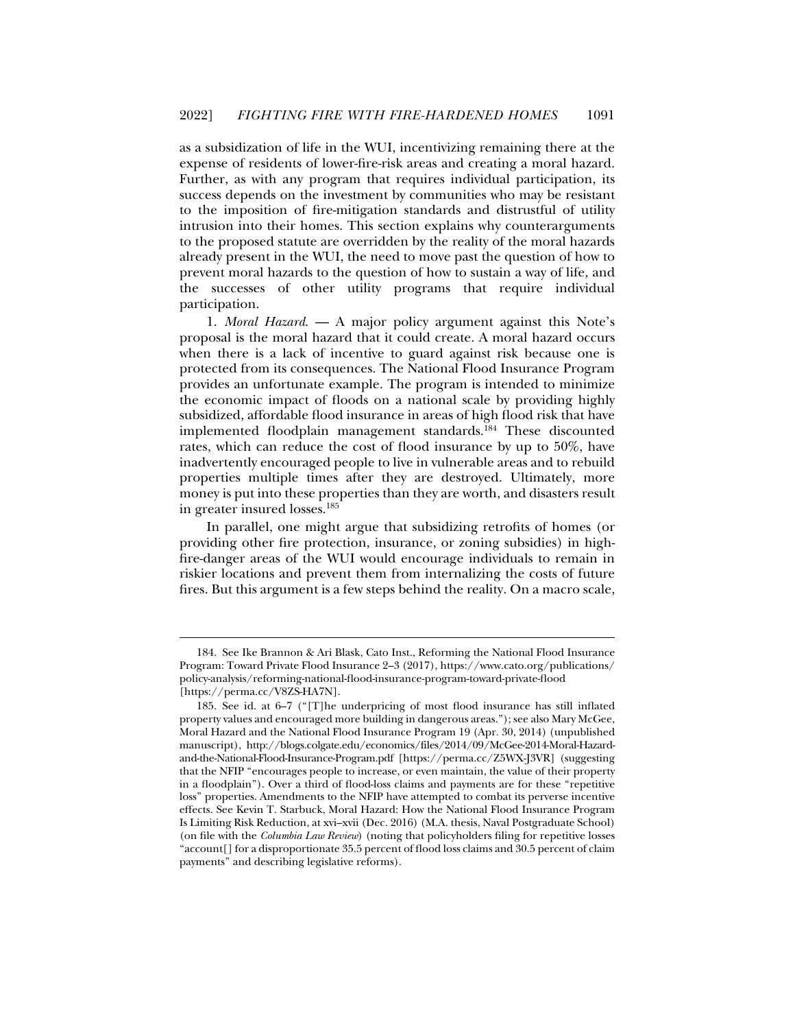as a subsidization of life in the WUI, incentivizing remaining there at the expense of residents of lower-fire-risk areas and creating a moral hazard. Further, as with any program that requires individual participation, its success depends on the investment by communities who may be resistant to the imposition of fire-mitigation standards and distrustful of utility intrusion into their homes. This section explains why counterarguments to the proposed statute are overridden by the reality of the moral hazards already present in the WUI, the need to move past the question of how to prevent moral hazards to the question of how to sustain a way of life, and the successes of other utility programs that require individual participation.

1. *Moral Hazard.* — A major policy argument against this Note's proposal is the moral hazard that it could create. A moral hazard occurs when there is a lack of incentive to guard against risk because one is protected from its consequences. The National Flood Insurance Program provides an unfortunate example. The program is intended to minimize the economic impact of floods on a national scale by providing highly subsidized, affordable flood insurance in areas of high flood risk that have implemented floodplain management standards.[184] These discounted rates, which can reduce the cost of flood insurance by up to 50%, have inadvertently encouraged people to live in vulnerable areas and to rebuild properties multiple times after they are destroyed. Ultimately, more money is put into these properties than they are worth, and disasters result in greater insured losses.[185]

In parallel, one might argue that subsidizing retrofits of homes (or providing other fire protection, insurance, or zoning subsidies) in high-fire-danger areas of the WUI would encourage individuals to remain in riskier locations and prevent them from internalizing the costs of future fires. But this argument is a few steps behind the reality. On a macro scale,

---

184. See Ike Brannon & Ari Blask, Cato Inst., Reforming the National Flood Insurance Program: Toward Private Flood Insurance 2–3 (2017), https://www.cato.org/publications/policy-analysis/reforming-national-flood-insurance-program-toward-private-flood [https://perma.cc/V8ZS-HA7N].

185. See id. at 6–7 ("[T]he underpricing of most flood insurance has still inflated property values and encouraged more building in dangerous areas."); see also Mary McGee, Moral Hazard and the National Flood Insurance Program 19 (Apr. 30, 2014) (unpublished manuscript), http://blogs.colgate.edu/economics/files/2014/09/McGee-2014-Moral-Hazard-and-the-National-Flood-Insurance-Program.pdf [https://perma.cc/Z5WX-J3VR] (suggesting that the NFIP "encourages people to increase, or even maintain, the value of their property in a floodplain"). Over a third of flood-loss claims and payments are for these "repetitive loss" properties. Amendments to the NFIP have attempted to combat its perverse incentive effects. See Kevin T. Starbuck, Moral Hazard: How the National Flood Insurance Program Is Limiting Risk Reduction, at xvi–xvii (Dec. 2016) (M.A. thesis, Naval Postgraduate School) (on file with the *Columbia Law Review*) (noting that policyholders filing for repetitive losses "account[] for a disproportionate 35.5 percent of flood loss claims and 30.5 percent of claim payments" and describing legislative reforms).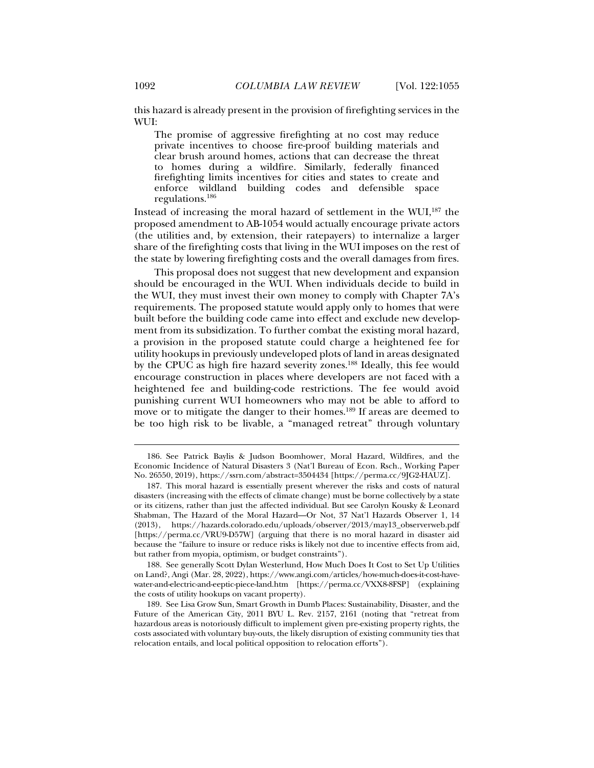this hazard is already present in the provision of firefighting services in the WUI:

> The promise of aggressive firefighting at no cost may reduce private incentives to choose fire-proof building materials and clear brush around homes, actions that can decrease the threat to homes during a wildfire. Similarly, federally financed firefighting limits incentives for cities and states to create and enforce wildland building codes and defensible space regulations.[186]

Instead of increasing the moral hazard of settlement in the WUI,[187] the proposed amendment to AB-1054 would actually encourage private actors (the utilities and, by extension, their ratepayers) to internalize a larger share of the firefighting costs that living in the WUI imposes on the rest of the state by lowering firefighting costs and the overall damages from fires.

This proposal does not suggest that new development and expansion should be encouraged in the WUI. When individuals decide to build in the WUI, they must invest their own money to comply with Chapter 7A's requirements. The proposed statute would apply only to homes that were built before the building code came into effect and exclude new development from its subsidization. To further combat the existing moral hazard, a provision in the proposed statute could charge a heightened fee for utility hookups in previously undeveloped plots of land in areas designated by the CPUC as high fire hazard severity zones.[188] Ideally, this fee would encourage construction in places where developers are not faced with a heightened fee and building-code restrictions. The fee would avoid punishing current WUI homeowners who may not be able to afford to move or to mitigate the danger to their homes.[189] If areas are deemed to be too high risk to be livable, a "managed retreat" through voluntary

---

186. See Patrick Baylis & Judson Boomhower, Moral Hazard, Wildfires, and the Economic Incidence of Natural Disasters 3 (Nat'l Bureau of Econ. Rsch., Working Paper No. 26550, 2019), https://ssrn.com/abstract=3504434 [https://perma.cc/9JG2-HAUZ].

187. This moral hazard is essentially present wherever the risks and costs of natural disasters (increasing with the effects of climate change) must be borne collectively by a state or its citizens, rather than just the affected individual. But see Carolyn Kousky & Leonard Shabman, The Hazard of the Moral Hazard—Or Not, 37 Nat'l Hazards Observer 1, 14 (2013), https://hazards.colorado.edu/uploads/observer/2013/may13_observerweb.pdf [https://perma.cc/VRU9-D57W] (arguing that there is no moral hazard in disaster aid because the "failure to insure or reduce risks is likely not due to incentive effects from aid, but rather from myopia, optimism, or budget constraints").

188. See generally Scott Dylan Westerlund, How Much Does It Cost to Set Up Utilities on Land?, Angi (Mar. 28, 2022), https://www.angi.com/articles/how-much-does-it-cost-have-water-and-electric-and-eeptic-piece-land.htm [https://perma.cc/VXX8-8FSP] (explaining the costs of utility hookups on vacant property).

189. See Lisa Grow Sun, Smart Growth in Dumb Places: Sustainability, Disaster, and the Future of the American City, 2011 BYU L. Rev. 2157, 2161 (noting that "retreat from hazardous areas is notoriously difficult to implement given pre-existing property rights, the costs associated with voluntary buy-outs, the likely disruption of existing community ties that relocation entails, and local political opposition to relocation efforts").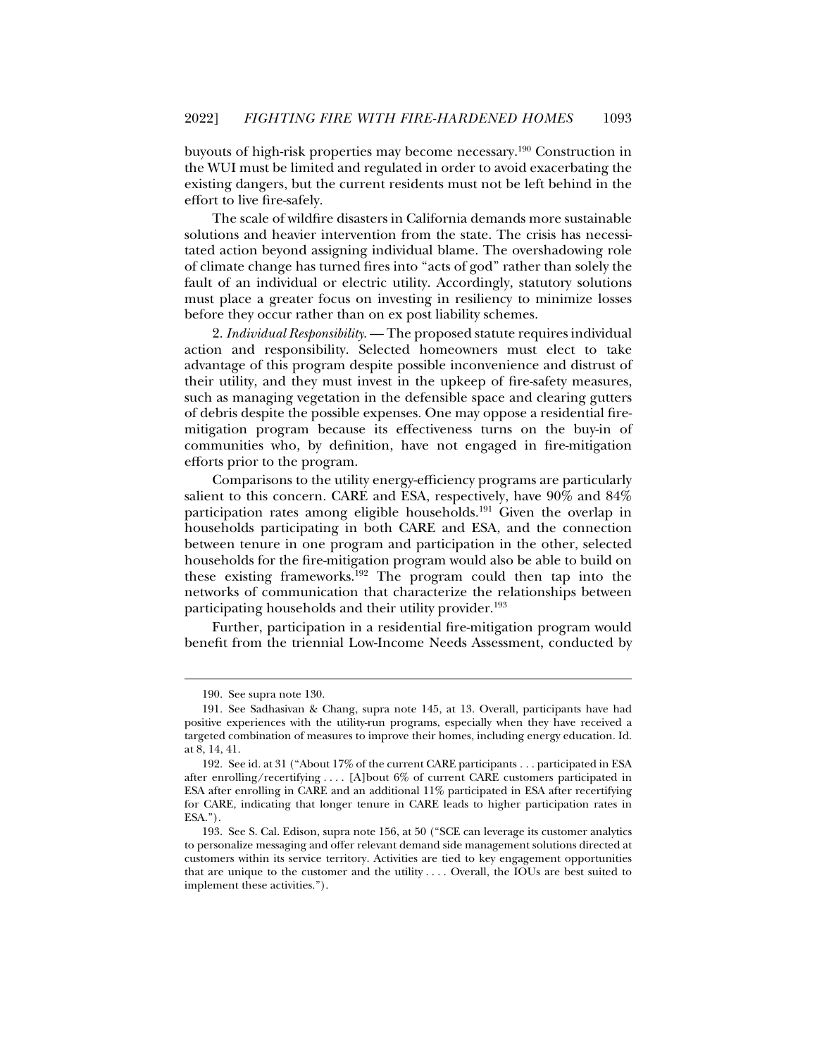buyouts of high-risk properties may become necessary.[190] Construction in the WUI must be limited and regulated in order to avoid exacerbating the existing dangers, but the current residents must not be left behind in the effort to live fire-safely.

The scale of wildfire disasters in California demands more sustainable solutions and heavier intervention from the state. The crisis has necessitated action beyond assigning individual blame. The overshadowing role of climate change has turned fires into "acts of god" rather than solely the fault of an individual or electric utility. Accordingly, statutory solutions must place a greater focus on investing in resiliency to minimize losses before they occur rather than on ex post liability schemes.

2. *Individual Responsibility.* — The proposed statute requires individual action and responsibility. Selected homeowners must elect to take advantage of this program despite possible inconvenience and distrust of their utility, and they must invest in the upkeep of fire-safety measures, such as managing vegetation in the defensible space and clearing gutters of debris despite the possible expenses. One may oppose a residential fire-mitigation program because its effectiveness turns on the buy-in of communities who, by definition, have not engaged in fire-mitigation efforts prior to the program.

Comparisons to the utility energy-efficiency programs are particularly salient to this concern. CARE and ESA, respectively, have 90% and 84% participation rates among eligible households.[191] Given the overlap in households participating in both CARE and ESA, and the connection between tenure in one program and participation in the other, selected households for the fire-mitigation program would also be able to build on these existing frameworks.[192] The program could then tap into the networks of communication that characterize the relationships between participating households and their utility provider.[193]

Further, participation in a residential fire-mitigation program would benefit from the triennial Low-Income Needs Assessment, conducted by

---

190. See supra note 130.

191. See Sadhasivan & Chang, supra note 145, at 13. Overall, participants have had positive experiences with the utility-run programs, especially when they have received a targeted combination of measures to improve their homes, including energy education. Id. at 8, 14, 41.

192. See id. at 31 ("About 17% of the current CARE participants . . . participated in ESA after enrolling/recertifying . . . . [A]bout 6% of current CARE customers participated in ESA after enrolling in CARE and an additional 11% participated in ESA after recertifying for CARE, indicating that longer tenure in CARE leads to higher participation rates in ESA.").

193. See S. Cal. Edison, supra note 156, at 50 ("SCE can leverage its customer analytics to personalize messaging and offer relevant demand side management solutions directed at customers within its service territory. Activities are tied to key engagement opportunities that are unique to the customer and the utility . . . . Overall, the IOUs are best suited to implement these activities.").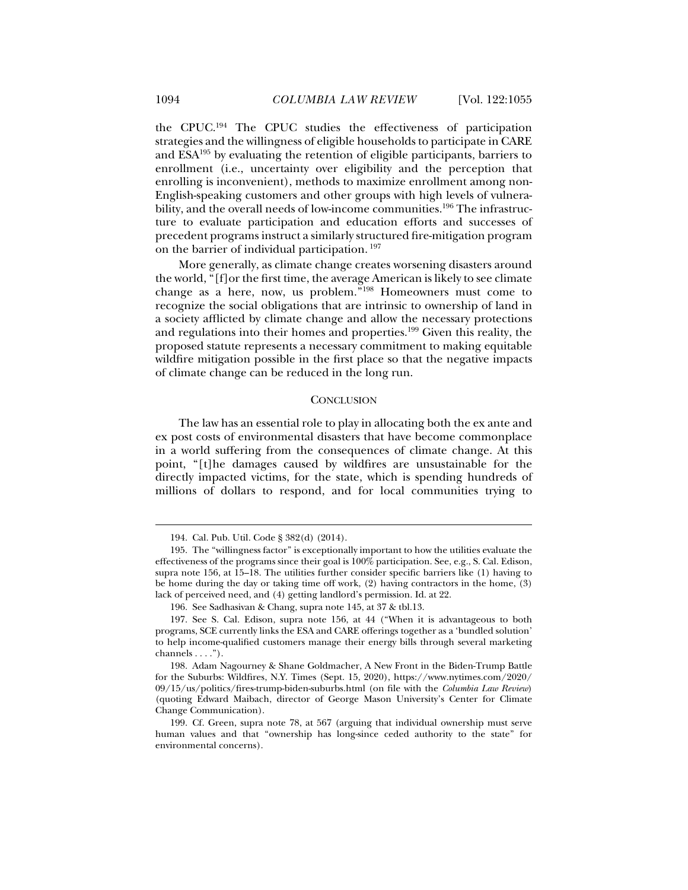the CPUC.[194] The CPUC studies the effectiveness of participation strategies and the willingness of eligible households to participate in CARE and ESA[195] by evaluating the retention of eligible participants, barriers to enrollment (i.e., uncertainty over eligibility and the perception that enrolling is inconvenient), methods to maximize enrollment among non-English-speaking customers and other groups with high levels of vulnerability, and the overall needs of low-income communities.[196] The infrastructure to evaluate participation and education efforts and successes of precedent programs instruct a similarly structured fire-mitigation program on the barrier of individual participation.[197]

More generally, as climate change creates worsening disasters around the world, "[f]or the first time, the average American is likely to see climate change as a here, now, us problem."[198] Homeowners must come to recognize the social obligations that are intrinsic to ownership of land in a society afflicted by climate change and allow the necessary protections and regulations into their homes and properties.[199] Given this reality, the proposed statute represents a necessary commitment to making equitable wildfire mitigation possible in the first place so that the negative impacts of climate change can be reduced in the long run.

## CONCLUSION

The law has an essential role to play in allocating both the ex ante and ex post costs of environmental disasters that have become commonplace in a world suffering from the consequences of climate change. At this point, "[t]he damages caused by wildfires are unsustainable for the directly impacted victims, for the state, which is spending hundreds of millions of dollars to respond, and for local communities trying to

---

194. Cal. Pub. Util. Code § 382(d) (2014).

195. The "willingness factor" is exceptionally important to how the utilities evaluate the effectiveness of the programs since their goal is 100% participation. See, e.g., S. Cal. Edison, supra note 156, at 15–18. The utilities further consider specific barriers like (1) having to be home during the day or taking time off work, (2) having contractors in the home, (3) lack of perceived need, and (4) getting landlord's permission. Id. at 22.

196. See Sadhasivan & Chang, supra note 145, at 37 & tbl.13.

197. See S. Cal. Edison, supra note 156, at 44 ("When it is advantageous to both programs, SCE currently links the ESA and CARE offerings together as a 'bundled solution' to help income-qualified customers manage their energy bills through several marketing channels . . . .").

198. Adam Nagourney & Shane Goldmacher, A New Front in the Biden-Trump Battle for the Suburbs: Wildfires, N.Y. Times (Sept. 15, 2020), https://www.nytimes.com/2020/09/15/us/politics/fires-trump-biden-suburbs.html (on file with the *Columbia Law Review*) (quoting Edward Maibach, director of George Mason University's Center for Climate Change Communication).

199. Cf. Green, supra note 78, at 567 (arguing that individual ownership must serve human values and that "ownership has long-since ceded authority to the state" for environmental concerns).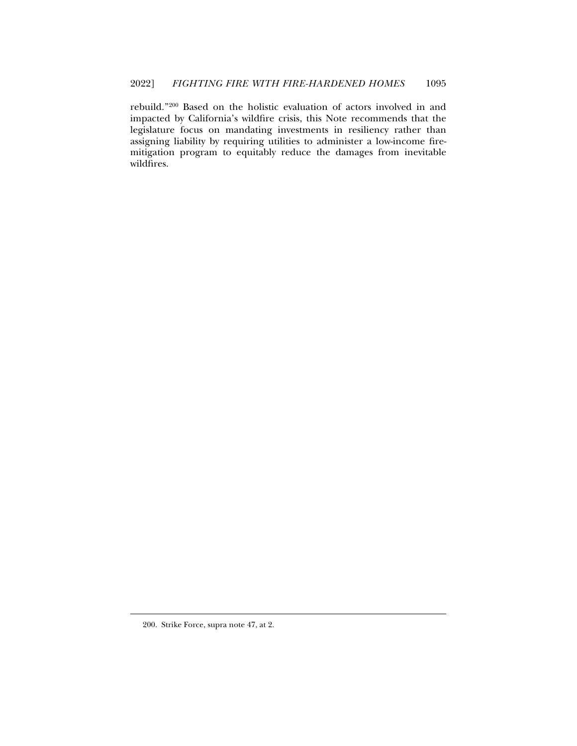rebuild."[200] Based on the holistic evaluation of actors involved in and impacted by California's wildfire crisis, this Note recommends that the legislature focus on mandating investments in resiliency rather than assigning liability by requiring utilities to administer a low-income fire-mitigation program to equitably reduce the damages from inevitable wildfires.

---

200. Strike Force, supra note 47, at 2.